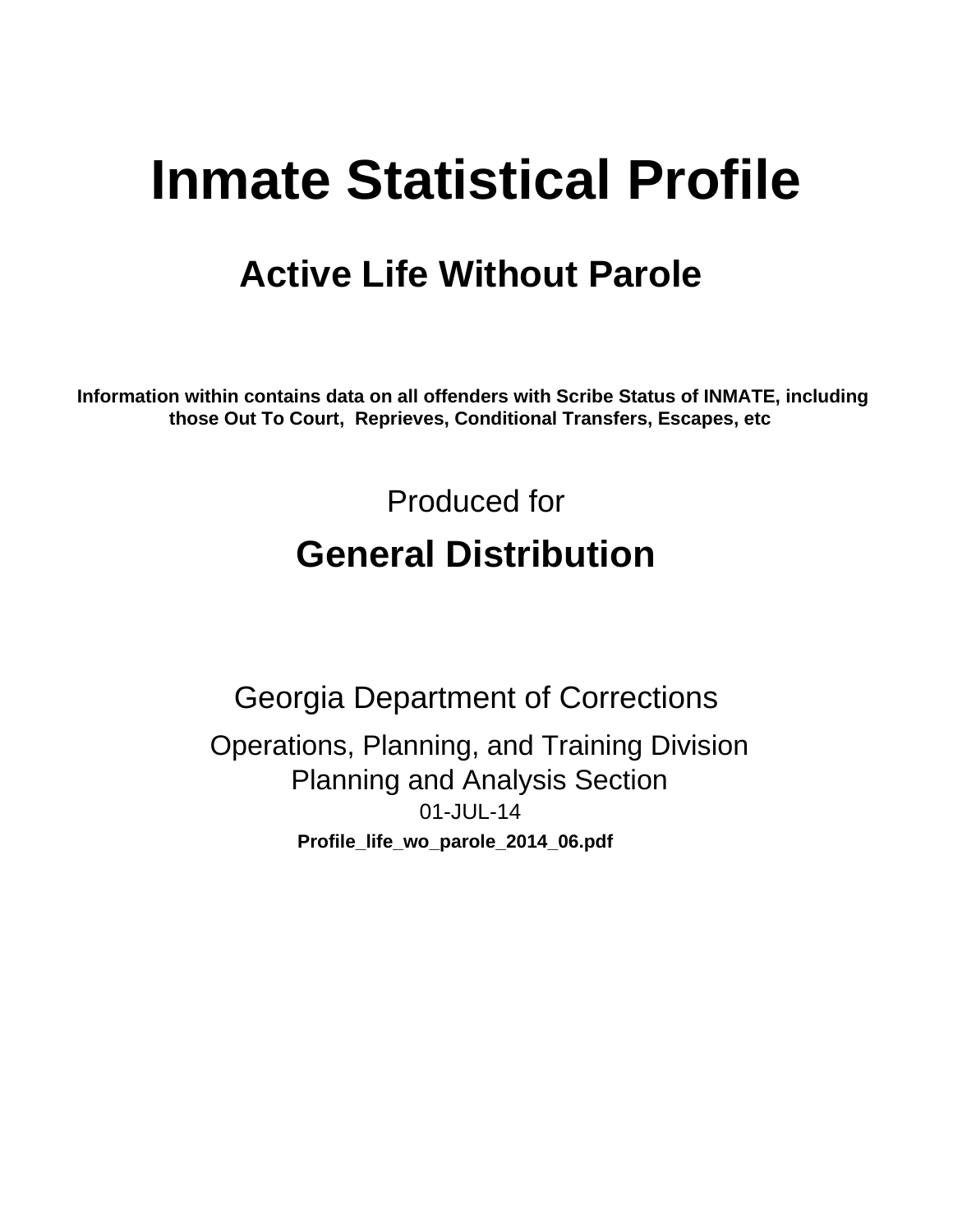# Inmate Statistical Profile

## Active Life Without Parole

**Information within contains data on all offenders with Scribe Status of INMATE, including those Out To Court, Reprieves, Conditional Transfers, Escapes, etc**

Produced for

## General Distribution

Georgia Department of Corrections

Operations, Planning, and Training Division
Planning and Analysis Section
01-JUL-14

**Profile_life_wo_parole_2014_06.pdf**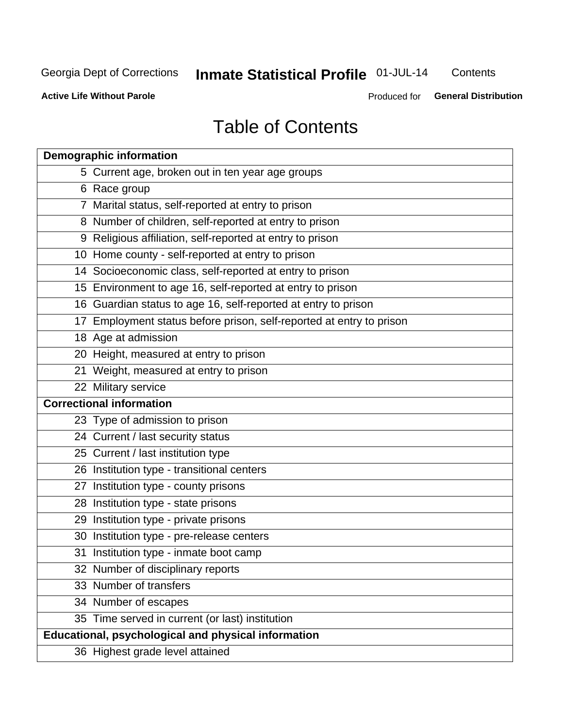# Table of Contents

| Page | Section |
|---|---|
| **Demographic information** | |
| 5 | Current age, broken out in ten year age groups |
| 6 | Race group |
| 7 | Marital status, self-reported at entry to prison |
| 8 | Number of children, self-reported at entry to prison |
| 9 | Religious affiliation, self-reported at entry to prison |
| 10 | Home county - self-reported at entry to prison |
| 14 | Socioeconomic class, self-reported at entry to prison |
| 15 | Environment to age 16, self-reported at entry to prison |
| 16 | Guardian status to age 16, self-reported at entry to prison |
| 17 | Employment status before prison, self-reported at entry to prison |
| 18 | Age at admission |
| 20 | Height, measured at entry to prison |
| 21 | Weight, measured at entry to prison |
| 22 | Military service |
| **Correctional information** | |
| 23 | Type of admission to prison |
| 24 | Current / last security status |
| 25 | Current / last institution type |
| 26 | Institution type - transitional centers |
| 27 | Institution type - county prisons |
| 28 | Institution type - state prisons |
| 29 | Institution type - private prisons |
| 30 | Institution type - pre-release centers |
| 31 | Institution type - inmate boot camp |
| 32 | Number of disciplinary reports |
| 33 | Number of transfers |
| 34 | Number of escapes |
| 35 | Time served in current (or last) institution |
| **Educational, psychological and physical information** | |
| 36 | Highest grade level attained |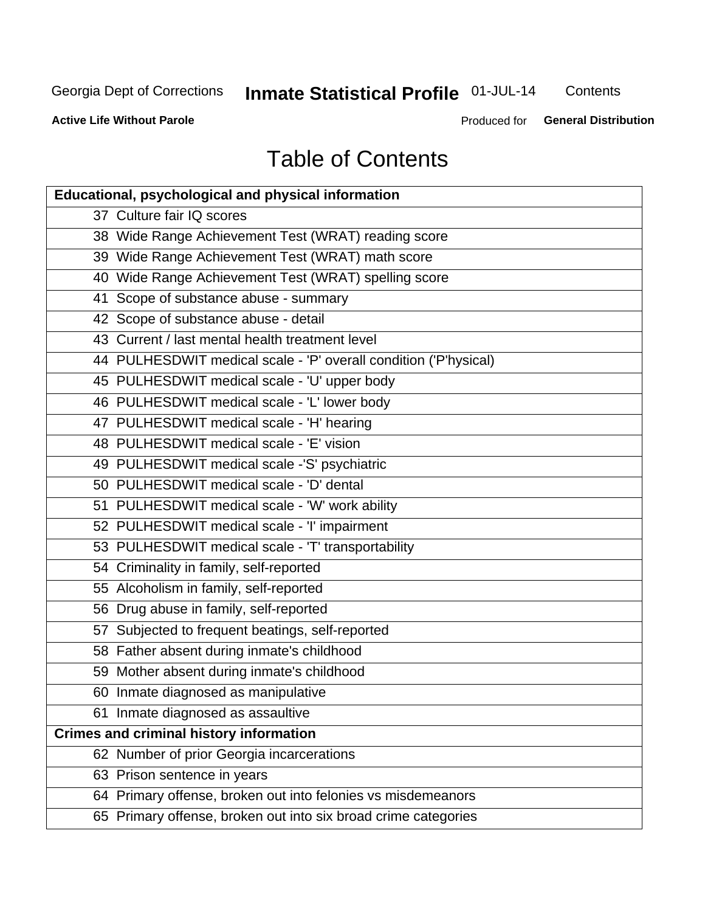Georgia Dept of Corrections **Inmate Statistical Profile** 01-JUL-14 Contents

**Active Life Without Parole** Produced for **General Distribution**

# Table of Contents

| **Educational, psychological and physical information** |
|---|
| 37 Culture fair IQ scores |
| 38 Wide Range Achievement Test (WRAT) reading score |
| 39 Wide Range Achievement Test (WRAT) math score |
| 40 Wide Range Achievement Test (WRAT) spelling score |
| 41 Scope of substance abuse - summary |
| 42 Scope of substance abuse - detail |
| 43 Current / last mental health treatment level |
| 44 PULHESDWIT medical scale - 'P' overall condition ('P'hysical) |
| 45 PULHESDWIT medical scale - 'U' upper body |
| 46 PULHESDWIT medical scale - 'L' lower body |
| 47 PULHESDWIT medical scale - 'H' hearing |
| 48 PULHESDWIT medical scale - 'E' vision |
| 49 PULHESDWIT medical scale -'S' psychiatric |
| 50 PULHESDWIT medical scale - 'D' dental |
| 51 PULHESDWIT medical scale - 'W' work ability |
| 52 PULHESDWIT medical scale - 'I' impairment |
| 53 PULHESDWIT medical scale - 'T' transportability |
| 54 Criminality in family, self-reported |
| 55 Alcoholism in family, self-reported |
| 56 Drug abuse in family, self-reported |
| 57 Subjected to frequent beatings, self-reported |
| 58 Father absent during inmate's childhood |
| 59 Mother absent during inmate's childhood |
| 60 Inmate diagnosed as manipulative |
| 61 Inmate diagnosed as assaultive |
| **Crimes and criminal history information** |
| 62 Number of prior Georgia incarcerations |
| 63 Prison sentence in years |
| 64 Primary offense, broken out into felonies vs misdemeanors |
| 65 Primary offense, broken out into six broad crime categories |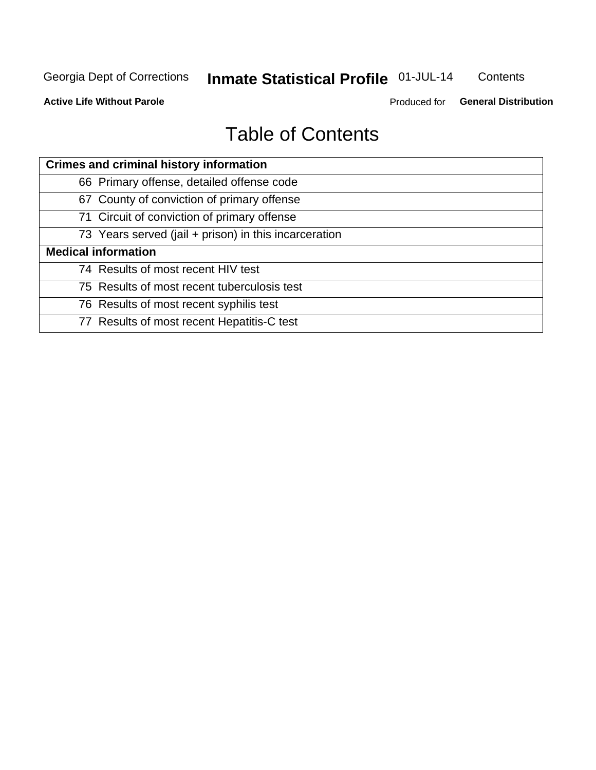# Table of Contents

| Crimes and criminal history information |
|---|
| 66 Primary offense, detailed offense code |
| 67 County of conviction of primary offense |
| 71 Circuit of conviction of primary offense |
| 73 Years served (jail + prison) in this incarceration |
| **Medical information** |
| 74 Results of most recent HIV test |
| 75 Results of most recent tuberculosis test |
| 76 Results of most recent syphilis test |
| 77 Results of most recent Hepatitis-C test |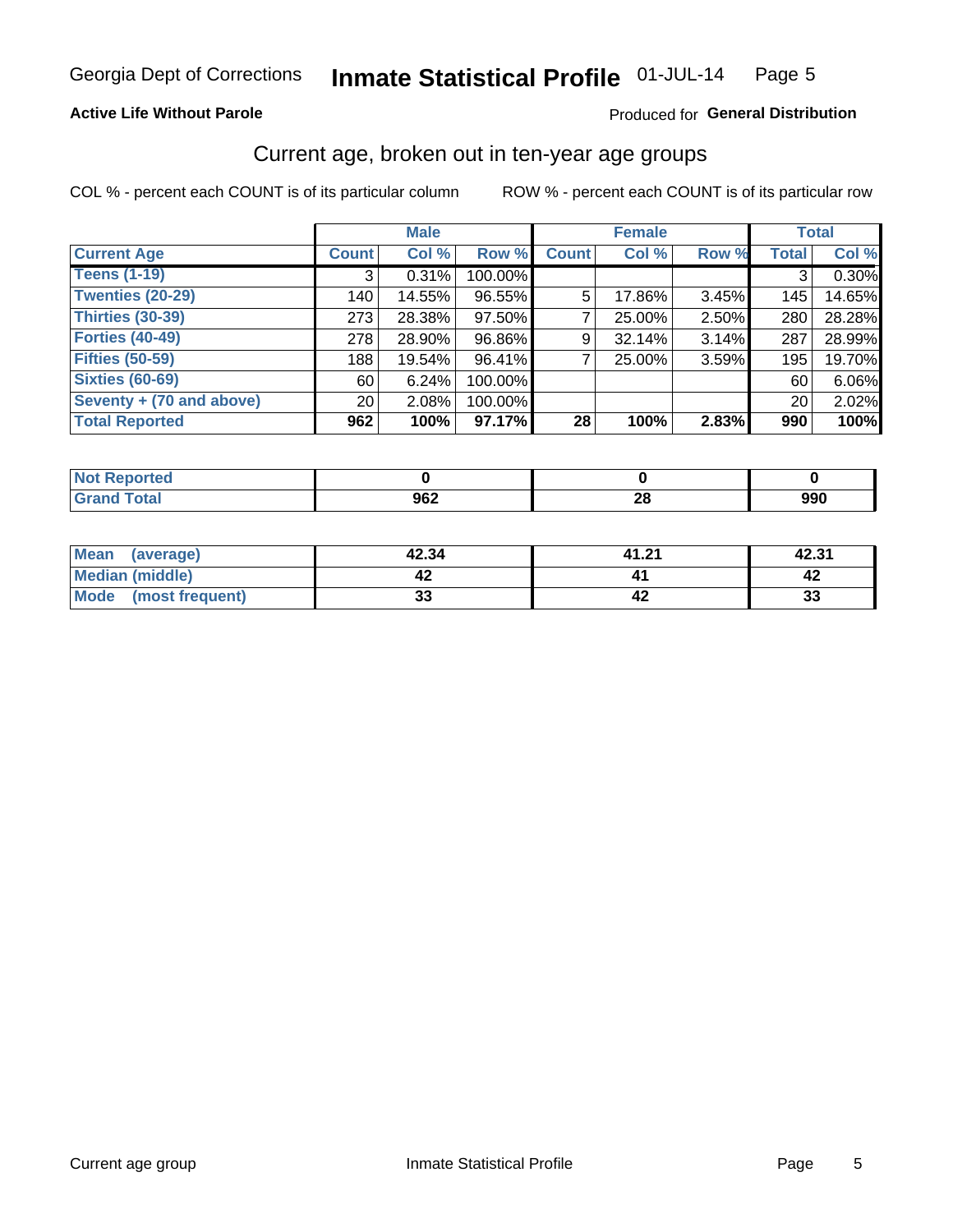Georgia Dept of Corrections **Inmate Statistical Profile** 01-JUL-14

**Active Life Without Parole**

Produced for **General Distribution**

## Current age, broken out in ten-year age groups

COL % - percent each COUNT is of its particular column    ROW % - percent each COUNT is of its particular row

| | Male | | | Female | | | Total | |
|---|---|---|---|---|---|---|---|---|
| **Current Age** | **Count** | **Col %** | **Row %** | **Count** | **Col %** | **Row %** | **Total** | **Col %** |
| **Teens (1-19)** | 3 | 0.31% | 100.00% | | | | 3 | 0.30% |
| **Twenties (20-29)** | 140 | 14.55% | 96.55% | 5 | 17.86% | 3.45% | 145 | 14.65% |
| **Thirties (30-39)** | 273 | 28.38% | 97.50% | 7 | 25.00% | 2.50% | 280 | 28.28% |
| **Forties (40-49)** | 278 | 28.90% | 96.86% | 9 | 32.14% | 3.14% | 287 | 28.99% |
| **Fifties (50-59)** | 188 | 19.54% | 96.41% | 7 | 25.00% | 3.59% | 195 | 19.70% |
| **Sixties (60-69)** | 60 | 6.24% | 100.00% | | | | 60 | 6.06% |
| **Seventy + (70 and above)** | 20 | 2.08% | 100.00% | | | | 20 | 2.02% |
| **Total Reported** | **962** | **100%** | **97.17%** | **28** | **100%** | **2.83%** | **990** | **100%** |

| | Male | Female | Total |
|---|---|---|---|
| **Not Reported** | **0** | **0** | **0** |
| **Grand Total** | **962** | **28** | **990** |

| | Male | Female | Total |
|---|---|---|---|
| **Mean (average)** | **42.34** | **41.21** | **42.31** |
| **Median (middle)** | **42** | **41** | **42** |
| **Mode (most frequent)** | **33** | **42** | **33** |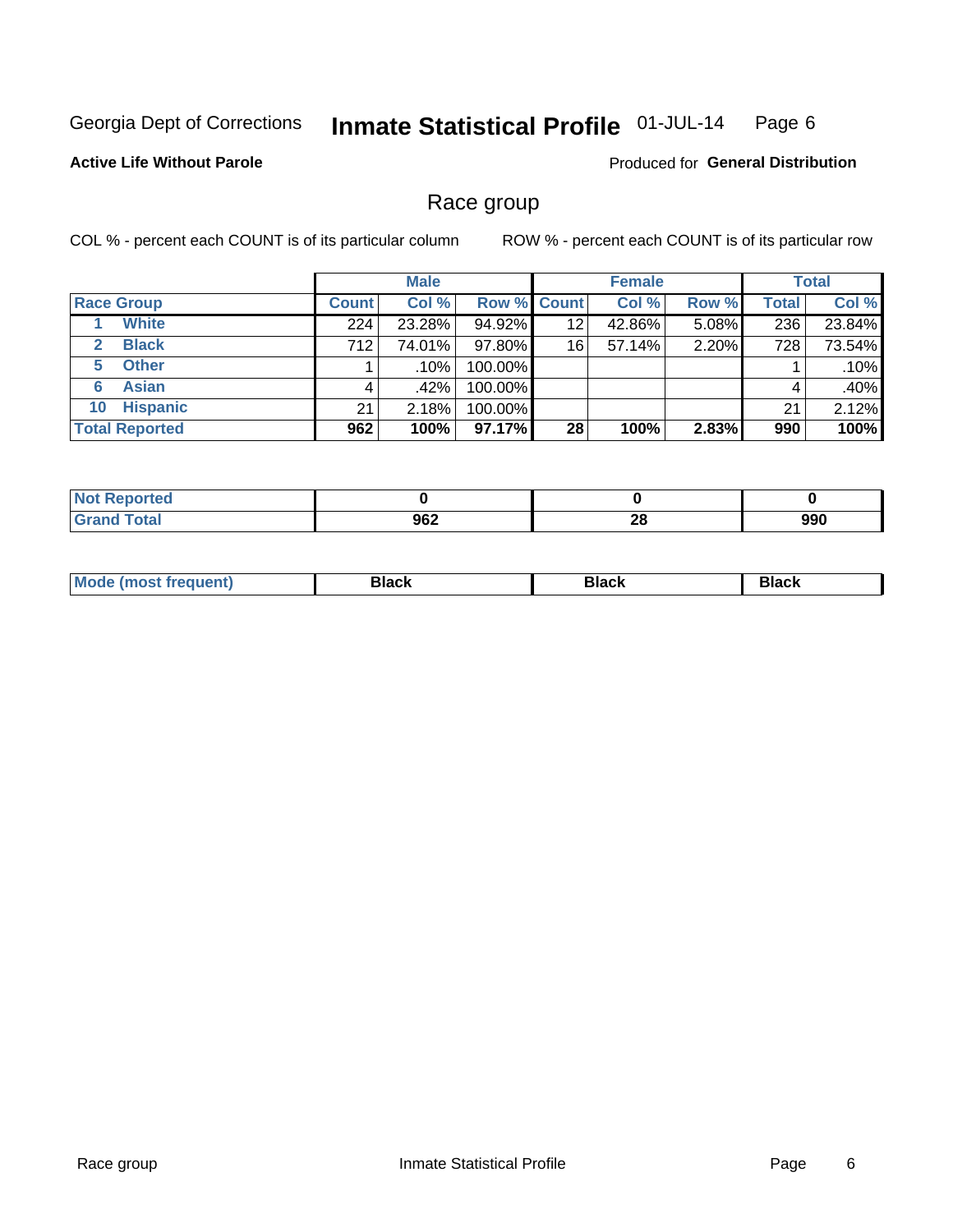Georgia Dept of Corrections **Inmate Statistical Profile** 01-JUL-14

**Active Life Without Parole**

Produced for **General Distribution**

## Race group

COL % - percent each COUNT is of its particular column ROW % - percent each COUNT is of its particular row

| | Male | | | Female | | | Total | |
|---|---|---|---|---|---|---|---|---|
| **Race Group** | **Count** | **Col %** | **Row %** | **Count** | **Col %** | **Row %** | **Total** | **Col %** |
| 1 **White** | 224 | 23.28% | 94.92% | 12 | 42.86% | 5.08% | 236 | 23.84% |
| 2 **Black** | 712 | 74.01% | 97.80% | 16 | 57.14% | 2.20% | 728 | 73.54% |
| 5 **Other** | 1 | .10% | 100.00% | | | | 1 | .10% |
| 6 **Asian** | 4 | .42% | 100.00% | | | | 4 | .40% |
| 10 **Hispanic** | 21 | 2.18% | 100.00% | | | | 21 | 2.12% |
| **Total Reported** | **962** | **100%** | **97.17%** | **28** | **100%** | **2.83%** | **990** | **100%** |

| | Male | Female | Total |
|---|---|---|---|
| **Not Reported** | **0** | **0** | **0** |
| **Grand Total** | **962** | **28** | **990** |

| | Male | Female | Total |
|---|---|---|---|
| **Mode (most frequent)** | **Black** | **Black** | **Black** |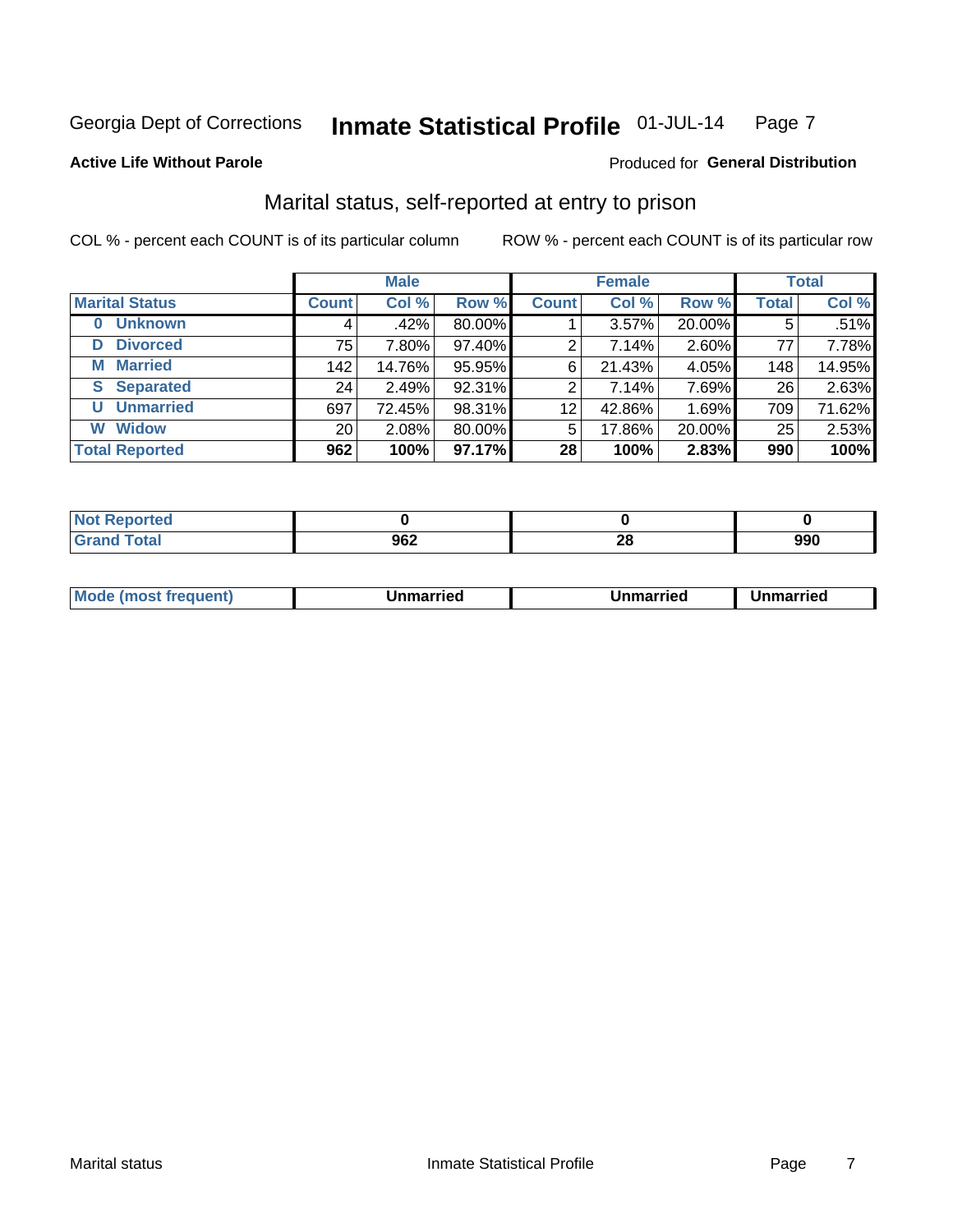Georgia Dept of Corrections **Inmate Statistical Profile** 01-JUL-14

**Active Life Without Parole**

Produced for **General Distribution**

## Marital status, self-reported at entry to prison

COL % - percent each COUNT is of its particular column

ROW % - percent each COUNT is of its particular row

| | Male | | | Female | | | Total | |
|---|---|---|---|---|---|---|---|---|
| **Marital Status** | **Count** | **Col %** | **Row %** | **Count** | **Col %** | **Row %** | **Total** | **Col %** |
| 0 Unknown | 4 | .42% | 80.00% | 1 | 3.57% | 20.00% | 5 | .51% |
| D Divorced | 75 | 7.80% | 97.40% | 2 | 7.14% | 2.60% | 77 | 7.78% |
| M Married | 142 | 14.76% | 95.95% | 6 | 21.43% | 4.05% | 148 | 14.95% |
| S Separated | 24 | 2.49% | 92.31% | 2 | 7.14% | 7.69% | 26 | 2.63% |
| U Unmarried | 697 | 72.45% | 98.31% | 12 | 42.86% | 1.69% | 709 | 71.62% |
| W Widow | 20 | 2.08% | 80.00% | 5 | 17.86% | 20.00% | 25 | 2.53% |
| **Total Reported** | **962** | **100%** | **97.17%** | **28** | **100%** | **2.83%** | **990** | **100%** |

| | Male | Female | Total |
|---|---|---|---|
| Not Reported | **0** | **0** | **0** |
| Grand Total | **962** | **28** | **990** |

| | Male | Female | Total |
|---|---|---|---|
| Mode (most frequent) | **Unmarried** | **Unmarried** | **Unmarried** |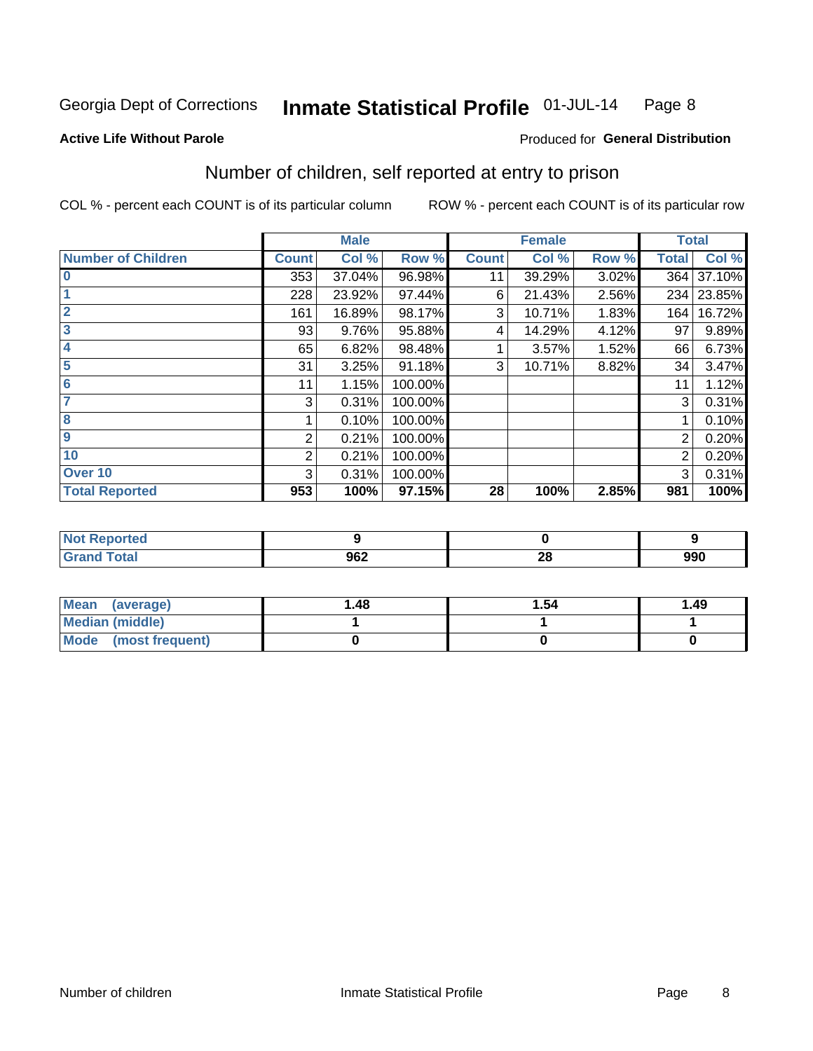Georgia Dept of Corrections **Inmate Statistical Profile** 01-JUL-14

**Active Life Without Parole**

Produced for **General Distribution**

## Number of children, self reported at entry to prison

COL % - percent each COUNT is of its particular column  ROW % - percent each COUNT is of its particular row

| | Male | | | Female | | | Total | |
|---|---|---|---|---|---|---|---|---|
| **Number of Children** | **Count** | **Col %** | **Row %** | **Count** | **Col %** | **Row %** | **Total** | **Col %** |
| **0** | 353 | 37.04% | 96.98% | 11 | 39.29% | 3.02% | 364 | 37.10% |
| **1** | 228 | 23.92% | 97.44% | 6 | 21.43% | 2.56% | 234 | 23.85% |
| **2** | 161 | 16.89% | 98.17% | 3 | 10.71% | 1.83% | 164 | 16.72% |
| **3** | 93 | 9.76% | 95.88% | 4 | 14.29% | 4.12% | 97 | 9.89% |
| **4** | 65 | 6.82% | 98.48% | 1 | 3.57% | 1.52% | 66 | 6.73% |
| **5** | 31 | 3.25% | 91.18% | 3 | 10.71% | 8.82% | 34 | 3.47% |
| **6** | 11 | 1.15% | 100.00% | | | | 11 | 1.12% |
| **7** | 3 | 0.31% | 100.00% | | | | 3 | 0.31% |
| **8** | 1 | 0.10% | 100.00% | | | | 1 | 0.10% |
| **9** | 2 | 0.21% | 100.00% | | | | 2 | 0.20% |
| **10** | 2 | 0.21% | 100.00% | | | | 2 | 0.20% |
| **Over 10** | 3 | 0.31% | 100.00% | | | | 3 | 0.31% |
| **Total Reported** | **953** | **100%** | **97.15%** | **28** | **100%** | **2.85%** | **981** | **100%** |

| | Male | Female | Total |
|---|---|---|---|
| **Not Reported** | **9** | **0** | **9** |
| **Grand Total** | **962** | **28** | **990** |

| | Male | Female | Total |
|---|---|---|---|
| **Mean (average)** | **1.48** | **1.54** | **1.49** |
| **Median (middle)** | **1** | **1** | **1** |
| **Mode (most frequent)** | **0** | **0** | **0** |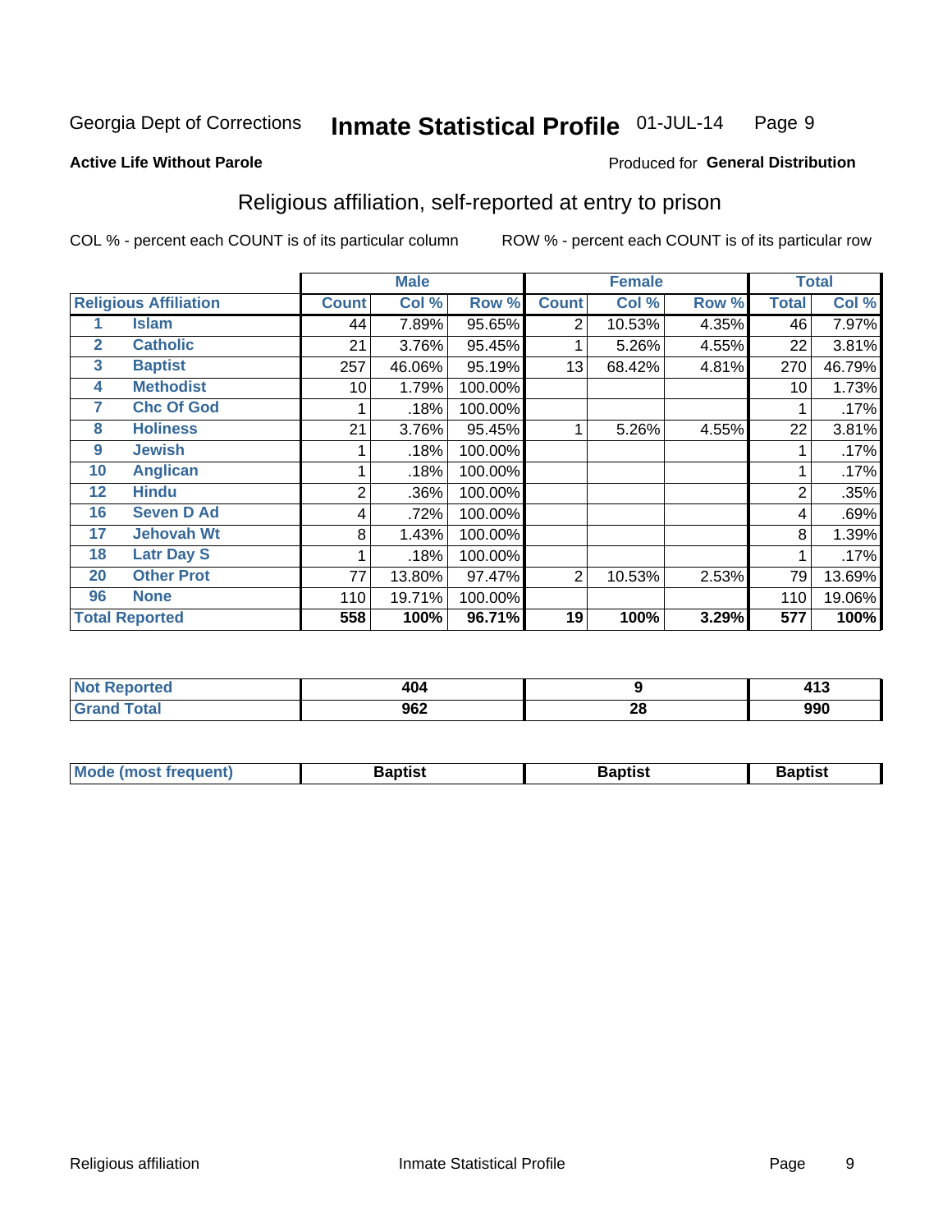Georgia Dept of Corrections **Inmate Statistical Profile** 01-JUL-14

**Active Life Without Parole**

Produced for **General Distribution**

## Religious affiliation, self-reported at entry to prison

COL % - percent each COUNT is of its particular column    ROW % - percent each COUNT is of its particular row

| Religious Affiliation | | Male | | | Female | | | Total | |
|---|---|---|---|---|---|---|---|---|---|
| | | Count | Col % | Row % | Count | Col % | Row % | Total | Col % |
| 1 | Islam | 44 | 7.89% | 95.65% | 2 | 10.53% | 4.35% | 46 | 7.97% |
| 2 | Catholic | 21 | 3.76% | 95.45% | 1 | 5.26% | 4.55% | 22 | 3.81% |
| 3 | Baptist | 257 | 46.06% | 95.19% | 13 | 68.42% | 4.81% | 270 | 46.79% |
| 4 | Methodist | 10 | 1.79% | 100.00% | | | | 10 | 1.73% |
| 7 | Chc Of God | 1 | .18% | 100.00% | | | | 1 | .17% |
| 8 | Holiness | 21 | 3.76% | 95.45% | 1 | 5.26% | 4.55% | 22 | 3.81% |
| 9 | Jewish | 1 | .18% | 100.00% | | | | 1 | .17% |
| 10 | Anglican | 1 | .18% | 100.00% | | | | 1 | .17% |
| 12 | Hindu | 2 | .36% | 100.00% | | | | 2 | .35% |
| 16 | Seven D Ad | 4 | .72% | 100.00% | | | | 4 | .69% |
| 17 | Jehovah Wt | 8 | 1.43% | 100.00% | | | | 8 | 1.39% |
| 18 | Latr Day S | 1 | .18% | 100.00% | | | | 1 | .17% |
| 20 | Other Prot | 77 | 13.80% | 97.47% | 2 | 10.53% | 2.53% | 79 | 13.69% |
| 96 | None | 110 | 19.71% | 100.00% | | | | 110 | 19.06% |
| **Total Reported** | | **558** | **100%** | **96.71%** | **19** | **100%** | **3.29%** | **577** | **100%** |

| | Male | Female | Total |
|---|---|---|---|
| Not Reported | 404 | 9 | 413 |
| Grand Total | 962 | 28 | 990 |

| | Male | Female | Total |
|---|---|---|---|
| Mode (most frequent) | Baptist | Baptist | Baptist |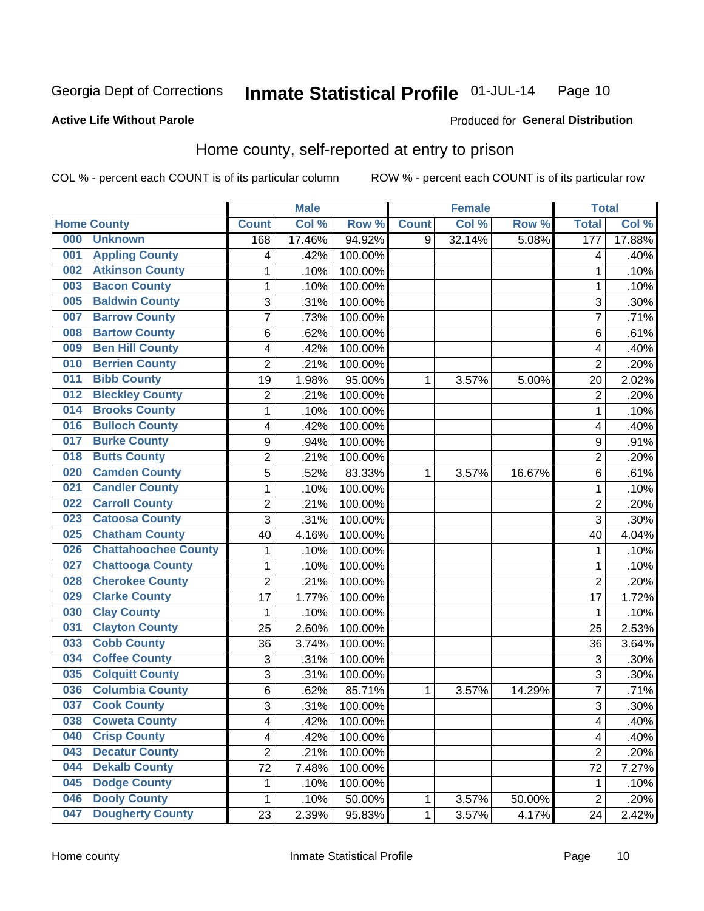Georgia Dept of Corrections **Inmate Statistical Profile** 01-JUL-14

**Active Life Without Parole**

Produced for **General Distribution**

## Home county, self-reported at entry to prison

COL % - percent each COUNT is of its particular column ROW % - percent each COUNT is of its particular row

| Home County | Male | | | Female | | | Total | |
|---|---|---|---|---|---|---|---|---|
| | Count | Col % | Row % | Count | Col % | Row % | Total | Col % |
| 000 Unknown | 168 | 17.46% | 94.92% | 9 | 32.14% | 5.08% | 177 | 17.88% |
| 001 Appling County | 4 | .42% | 100.00% | | | | 4 | .40% |
| 002 Atkinson County | 1 | .10% | 100.00% | | | | 1 | .10% |
| 003 Bacon County | 1 | .10% | 100.00% | | | | 1 | .10% |
| 005 Baldwin County | 3 | .31% | 100.00% | | | | 3 | .30% |
| 007 Barrow County | 7 | .73% | 100.00% | | | | 7 | .71% |
| 008 Bartow County | 6 | .62% | 100.00% | | | | 6 | .61% |
| 009 Ben Hill County | 4 | .42% | 100.00% | | | | 4 | .40% |
| 010 Berrien County | 2 | .21% | 100.00% | | | | 2 | .20% |
| 011 Bibb County | 19 | 1.98% | 95.00% | 1 | 3.57% | 5.00% | 20 | 2.02% |
| 012 Bleckley County | 2 | .21% | 100.00% | | | | 2 | .20% |
| 014 Brooks County | 1 | .10% | 100.00% | | | | 1 | .10% |
| 016 Bulloch County | 4 | .42% | 100.00% | | | | 4 | .40% |
| 017 Burke County | 9 | .94% | 100.00% | | | | 9 | .91% |
| 018 Butts County | 2 | .21% | 100.00% | | | | 2 | .20% |
| 020 Camden County | 5 | .52% | 83.33% | 1 | 3.57% | 16.67% | 6 | .61% |
| 021 Candler County | 1 | .10% | 100.00% | | | | 1 | .10% |
| 022 Carroll County | 2 | .21% | 100.00% | | | | 2 | .20% |
| 023 Catoosa County | 3 | .31% | 100.00% | | | | 3 | .30% |
| 025 Chatham County | 40 | 4.16% | 100.00% | | | | 40 | 4.04% |
| 026 Chattahoochee County | 1 | .10% | 100.00% | | | | 1 | .10% |
| 027 Chattooga County | 1 | .10% | 100.00% | | | | 1 | .10% |
| 028 Cherokee County | 2 | .21% | 100.00% | | | | 2 | .20% |
| 029 Clarke County | 17 | 1.77% | 100.00% | | | | 17 | 1.72% |
| 030 Clay County | 1 | .10% | 100.00% | | | | 1 | .10% |
| 031 Clayton County | 25 | 2.60% | 100.00% | | | | 25 | 2.53% |
| 033 Cobb County | 36 | 3.74% | 100.00% | | | | 36 | 3.64% |
| 034 Coffee County | 3 | .31% | 100.00% | | | | 3 | .30% |
| 035 Colquitt County | 3 | .31% | 100.00% | | | | 3 | .30% |
| 036 Columbia County | 6 | .62% | 85.71% | 1 | 3.57% | 14.29% | 7 | .71% |
| 037 Cook County | 3 | .31% | 100.00% | | | | 3 | .30% |
| 038 Coweta County | 4 | .42% | 100.00% | | | | 4 | .40% |
| 040 Crisp County | 4 | .42% | 100.00% | | | | 4 | .40% |
| 043 Decatur County | 2 | .21% | 100.00% | | | | 2 | .20% |
| 044 Dekalb County | 72 | 7.48% | 100.00% | | | | 72 | 7.27% |
| 045 Dodge County | 1 | .10% | 100.00% | | | | 1 | .10% |
| 046 Dooly County | 1 | .10% | 50.00% | 1 | 3.57% | 50.00% | 2 | .20% |
| 047 Dougherty County | 23 | 2.39% | 95.83% | 1 | 3.57% | 4.17% | 24 | 2.42% |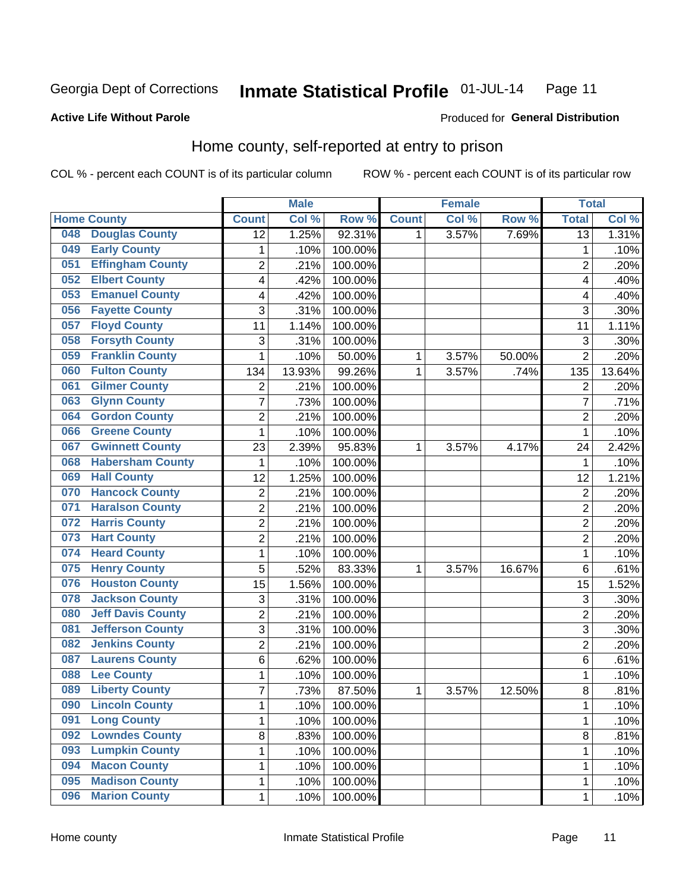Georgia Dept of Corrections **Inmate Statistical Profile** 01-JUL-14

**Active Life Without Parole**

Produced for **General Distribution**

## Home county, self-reported at entry to prison

COL % - percent each COUNT is of its particular column ROW % - percent each COUNT is of its particular row

| Home County | | Male | | | Female | | | Total | |
|---|---|---|---|---|---|---|---|---|---|
| | | Count | Col % | Row % | Count | Col % | Row % | Total | Col % |
| 048 | Douglas County | 12 | 1.25% | 92.31% | 1 | 3.57% | 7.69% | 13 | 1.31% |
| 049 | Early County | 1 | .10% | 100.00% | | | | 1 | .10% |
| 051 | Effingham County | 2 | .21% | 100.00% | | | | 2 | .20% |
| 052 | Elbert County | 4 | .42% | 100.00% | | | | 4 | .40% |
| 053 | Emanuel County | 4 | .42% | 100.00% | | | | 4 | .40% |
| 056 | Fayette County | 3 | .31% | 100.00% | | | | 3 | .30% |
| 057 | Floyd County | 11 | 1.14% | 100.00% | | | | 11 | 1.11% |
| 058 | Forsyth County | 3 | .31% | 100.00% | | | | 3 | .30% |
| 059 | Franklin County | 1 | .10% | 50.00% | 1 | 3.57% | 50.00% | 2 | .20% |
| 060 | Fulton County | 134 | 13.93% | 99.26% | 1 | 3.57% | .74% | 135 | 13.64% |
| 061 | Gilmer County | 2 | .21% | 100.00% | | | | 2 | .20% |
| 063 | Glynn County | 7 | .73% | 100.00% | | | | 7 | .71% |
| 064 | Gordon County | 2 | .21% | 100.00% | | | | 2 | .20% |
| 066 | Greene County | 1 | .10% | 100.00% | | | | 1 | .10% |
| 067 | Gwinnett County | 23 | 2.39% | 95.83% | 1 | 3.57% | 4.17% | 24 | 2.42% |
| 068 | Habersham County | 1 | .10% | 100.00% | | | | 1 | .10% |
| 069 | Hall County | 12 | 1.25% | 100.00% | | | | 12 | 1.21% |
| 070 | Hancock County | 2 | .21% | 100.00% | | | | 2 | .20% |
| 071 | Haralson County | 2 | .21% | 100.00% | | | | 2 | .20% |
| 072 | Harris County | 2 | .21% | 100.00% | | | | 2 | .20% |
| 073 | Hart County | 2 | .21% | 100.00% | | | | 2 | .20% |
| 074 | Heard County | 1 | .10% | 100.00% | | | | 1 | .10% |
| 075 | Henry County | 5 | .52% | 83.33% | 1 | 3.57% | 16.67% | 6 | .61% |
| 076 | Houston County | 15 | 1.56% | 100.00% | | | | 15 | 1.52% |
| 078 | Jackson County | 3 | .31% | 100.00% | | | | 3 | .30% |
| 080 | Jeff Davis County | 2 | .21% | 100.00% | | | | 2 | .20% |
| 081 | Jefferson County | 3 | .31% | 100.00% | | | | 3 | .30% |
| 082 | Jenkins County | 2 | .21% | 100.00% | | | | 2 | .20% |
| 087 | Laurens County | 6 | .62% | 100.00% | | | | 6 | .61% |
| 088 | Lee County | 1 | .10% | 100.00% | | | | 1 | .10% |
| 089 | Liberty County | 7 | .73% | 87.50% | 1 | 3.57% | 12.50% | 8 | .81% |
| 090 | Lincoln County | 1 | .10% | 100.00% | | | | 1 | .10% |
| 091 | Long County | 1 | .10% | 100.00% | | | | 1 | .10% |
| 092 | Lowndes County | 8 | .83% | 100.00% | | | | 8 | .81% |
| 093 | Lumpkin County | 1 | .10% | 100.00% | | | | 1 | .10% |
| 094 | Macon County | 1 | .10% | 100.00% | | | | 1 | .10% |
| 095 | Madison County | 1 | .10% | 100.00% | | | | 1 | .10% |
| 096 | Marion County | 1 | .10% | 100.00% | | | | 1 | .10% |

Home county Inmate Statistical Profile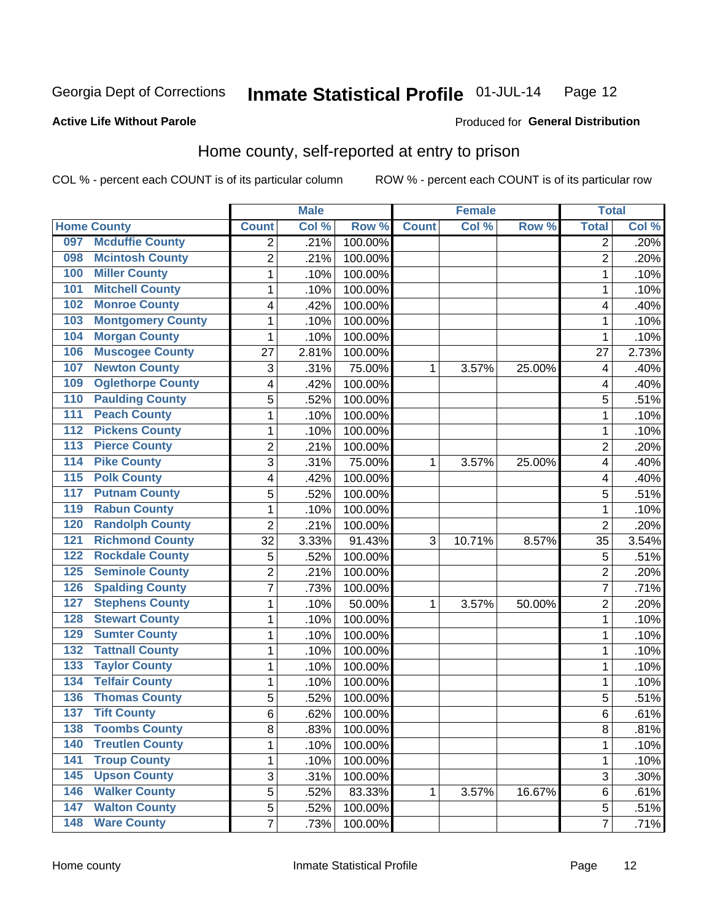Georgia Dept of Corrections **Inmate Statistical Profile** 01-JUL-14

**Active Life Without Parole**

Produced for **General Distribution**

## Home county, self-reported at entry to prison

COL % - percent each COUNT is of its particular column ROW % - percent each COUNT is of its particular row

| Home County | | Male | | | Female | | | Total | |
|---|---|---|---|---|---|---|---|---|---|
| | | Count | Col % | Row % | Count | Col % | Row % | Total | Col % |
| 097 | Mcduffie County | 2 | .21% | 100.00% | | | | 2 | .20% |
| 098 | Mcintosh County | 2 | .21% | 100.00% | | | | 2 | .20% |
| 100 | Miller County | 1 | .10% | 100.00% | | | | 1 | .10% |
| 101 | Mitchell County | 1 | .10% | 100.00% | | | | 1 | .10% |
| 102 | Monroe County | 4 | .42% | 100.00% | | | | 4 | .40% |
| 103 | Montgomery County | 1 | .10% | 100.00% | | | | 1 | .10% |
| 104 | Morgan County | 1 | .10% | 100.00% | | | | 1 | .10% |
| 106 | Muscogee County | 27 | 2.81% | 100.00% | | | | 27 | 2.73% |
| 107 | Newton County | 3 | .31% | 75.00% | 1 | 3.57% | 25.00% | 4 | .40% |
| 109 | Oglethorpe County | 4 | .42% | 100.00% | | | | 4 | .40% |
| 110 | Paulding County | 5 | .52% | 100.00% | | | | 5 | .51% |
| 111 | Peach County | 1 | .10% | 100.00% | | | | 1 | .10% |
| 112 | Pickens County | 1 | .10% | 100.00% | | | | 1 | .10% |
| 113 | Pierce County | 2 | .21% | 100.00% | | | | 2 | .20% |
| 114 | Pike County | 3 | .31% | 75.00% | 1 | 3.57% | 25.00% | 4 | .40% |
| 115 | Polk County | 4 | .42% | 100.00% | | | | 4 | .40% |
| 117 | Putnam County | 5 | .52% | 100.00% | | | | 5 | .51% |
| 119 | Rabun County | 1 | .10% | 100.00% | | | | 1 | .10% |
| 120 | Randolph County | 2 | .21% | 100.00% | | | | 2 | .20% |
| 121 | Richmond County | 32 | 3.33% | 91.43% | 3 | 10.71% | 8.57% | 35 | 3.54% |
| 122 | Rockdale County | 5 | .52% | 100.00% | | | | 5 | .51% |
| 125 | Seminole County | 2 | .21% | 100.00% | | | | 2 | .20% |
| 126 | Spalding County | 7 | .73% | 100.00% | | | | 7 | .71% |
| 127 | Stephens County | 1 | .10% | 50.00% | 1 | 3.57% | 50.00% | 2 | .20% |
| 128 | Stewart County | 1 | .10% | 100.00% | | | | 1 | .10% |
| 129 | Sumter County | 1 | .10% | 100.00% | | | | 1 | .10% |
| 132 | Tattnall County | 1 | .10% | 100.00% | | | | 1 | .10% |
| 133 | Taylor County | 1 | .10% | 100.00% | | | | 1 | .10% |
| 134 | Telfair County | 1 | .10% | 100.00% | | | | 1 | .10% |
| 136 | Thomas County | 5 | .52% | 100.00% | | | | 5 | .51% |
| 137 | Tift County | 6 | .62% | 100.00% | | | | 6 | .61% |
| 138 | Toombs County | 8 | .83% | 100.00% | | | | 8 | .81% |
| 140 | Treutlen County | 1 | .10% | 100.00% | | | | 1 | .10% |
| 141 | Troup County | 1 | .10% | 100.00% | | | | 1 | .10% |
| 145 | Upson County | 3 | .31% | 100.00% | | | | 3 | .30% |
| 146 | Walker County | 5 | .52% | 83.33% | 1 | 3.57% | 16.67% | 6 | .61% |
| 147 | Walton County | 5 | .52% | 100.00% | | | | 5 | .51% |
| 148 | Ware County | 7 | .73% | 100.00% | | | | 7 | .71% |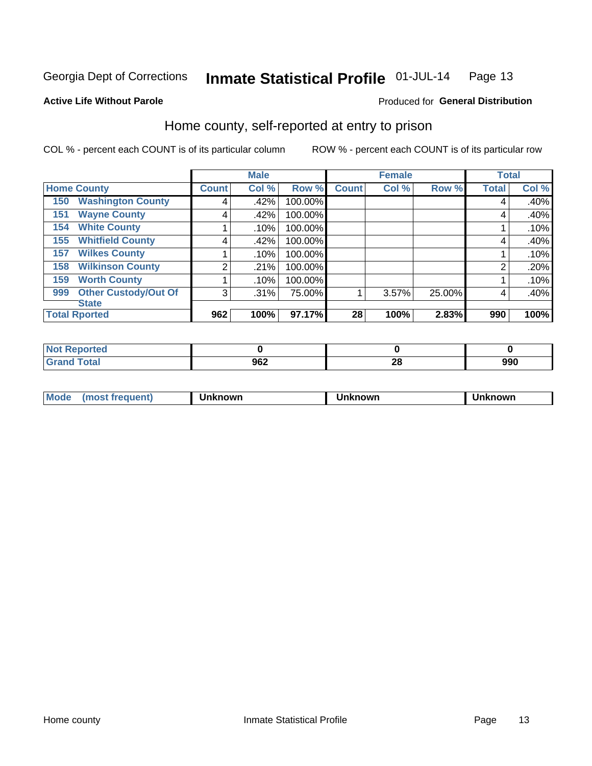Georgia Dept of Corrections **Inmate Statistical Profile** 01-JUL-14 Page 13

**Active Life Without Parole**

Produced for **General Distribution**

## Home county, self-reported at entry to prison

COL % - percent each COUNT is of its particular column ROW % - percent each COUNT is of its particular row

| | Male | | | Female | | | Total | |
|---|---|---|---|---|---|---|---|---|
| **Home County** | **Count** | **Col %** | **Row %** | **Count** | **Col %** | **Row %** | **Total** | **Col %** |
| **150 Washington County** | 4 | .42% | 100.00% | | | | 4 | .40% |
| **151 Wayne County** | 4 | .42% | 100.00% | | | | 4 | .40% |
| **154 White County** | 1 | .10% | 100.00% | | | | 1 | .10% |
| **155 Whitfield County** | 4 | .42% | 100.00% | | | | 4 | .40% |
| **157 Wilkes County** | 1 | .10% | 100.00% | | | | 1 | .10% |
| **158 Wilkinson County** | 2 | .21% | 100.00% | | | | 2 | .20% |
| **159 Worth County** | 1 | .10% | 100.00% | | | | 1 | .10% |
| **999 Other Custody/Out Of State** | 3 | .31% | 75.00% | 1 | 3.57% | 25.00% | 4 | .40% |
| **Total Rported** | **962** | **100%** | **97.17%** | **28** | **100%** | **2.83%** | **990** | **100%** |

| | Male | Female | Total |
|---|---|---|---|
| **Not Reported** | **0** | **0** | **0** |
| **Grand Total** | **962** | **28** | **990** |

| | Male | Female | Total |
|---|---|---|---|
| **Mode (most frequent)** | **Unknown** | **Unknown** | **Unknown** |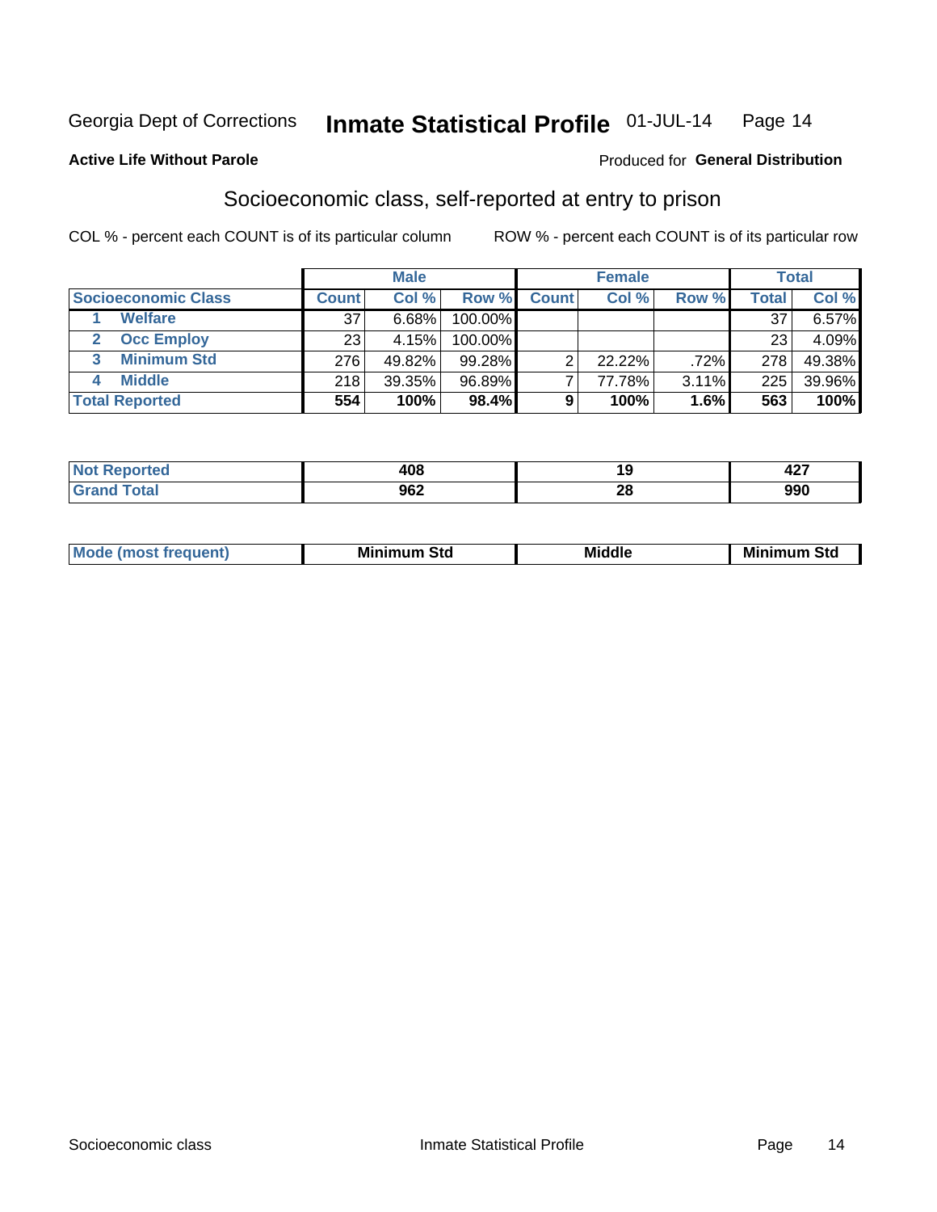Georgia Dept of Corrections **Inmate Statistical Profile** 01-JUL-14 Page 14

**Active Life Without Parole**

Produced for **General Distribution**

## Socioeconomic class, self-reported at entry to prison

COL % - percent each COUNT is of its particular column ROW % - percent each COUNT is of its particular row

| | Male | | | Female | | | Total | |
|---|---|---|---|---|---|---|---|---|
| **Socioeconomic Class** | **Count** | **Col %** | **Row %** | **Count** | **Col %** | **Row %** | **Total** | **Col %** |
| 1 **Welfare** | 37 | 6.68% | 100.00% | | | | 37 | 6.57% |
| 2 **Occ Employ** | 23 | 4.15% | 100.00% | | | | 23 | 4.09% |
| 3 **Minimum Std** | 276 | 49.82% | 99.28% | 2 | 22.22% | .72% | 278 | 49.38% |
| 4 **Middle** | 218 | 39.35% | 96.89% | 7 | 77.78% | 3.11% | 225 | 39.96% |
| **Total Reported** | **554** | **100%** | **98.4%** | **9** | **100%** | **1.6%** | **563** | **100%** |

| | Male | Female | Total |
|---|---|---|---|
| **Not Reported** | **408** | **19** | **427** |
| **Grand Total** | **962** | **28** | **990** |

| | Male | Female | Total |
|---|---|---|---|
| **Mode (most frequent)** | **Minimum Std** | **Middle** | **Minimum Std** |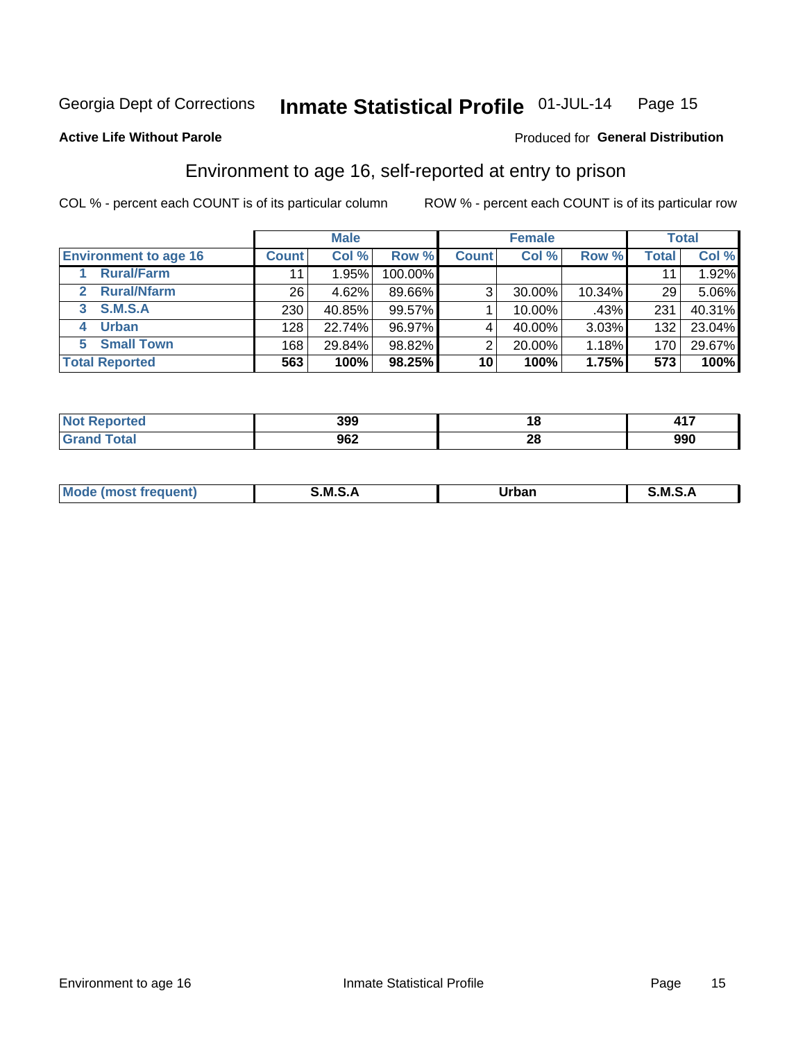Georgia Dept of Corrections **Inmate Statistical Profile** 01-JUL-14 Page 15

**Active Life Without Parole**

Produced for **General Distribution**

## Environment to age 16, self-reported at entry to prison

COL % - percent each COUNT is of its particular column ROW % - percent each COUNT is of its particular row

| | Male | | | Female | | | Total | |
|---|---|---|---|---|---|---|---|---|
| **Environment to age 16** | **Count** | **Col %** | **Row %** | **Count** | **Col %** | **Row %** | **Total** | **Col %** |
| 1 **Rural/Farm** | 11 | 1.95% | 100.00% | | | | 11 | 1.92% |
| 2 **Rural/Nfarm** | 26 | 4.62% | 89.66% | 3 | 30.00% | 10.34% | 29 | 5.06% |
| 3 **S.M.S.A** | 230 | 40.85% | 99.57% | 1 | 10.00% | .43% | 231 | 40.31% |
| 4 **Urban** | 128 | 22.74% | 96.97% | 4 | 40.00% | 3.03% | 132 | 23.04% |
| 5 **Small Town** | 168 | 29.84% | 98.82% | 2 | 20.00% | 1.18% | 170 | 29.67% |
| **Total Reported** | **563** | **100%** | **98.25%** | **10** | **100%** | **1.75%** | **573** | **100%** |

| | Male | Female | Total |
|---|---|---|---|
| **Not Reported** | **399** | **18** | **417** |
| **Grand Total** | **962** | **28** | **990** |

| | Male | Female | Total |
|---|---|---|---|
| **Mode (most frequent)** | **S.M.S.A** | **Urban** | **S.M.S.A** |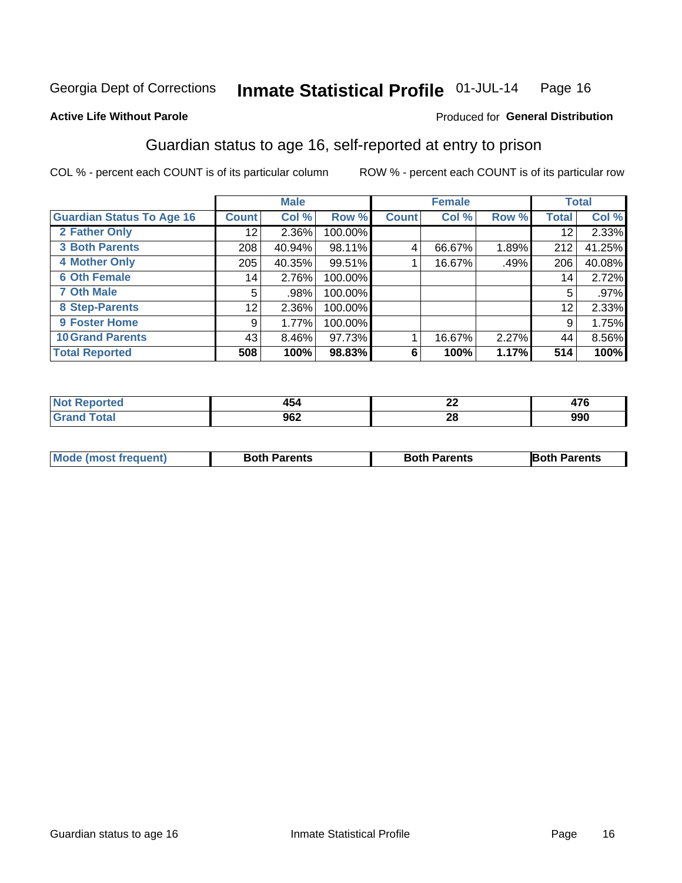Georgia Dept of Corrections **Inmate Statistical Profile** 01-JUL-14

**Active Life Without Parole**

Produced for **General Distribution**

## Guardian status to age 16, self-reported at entry to prison

COL % - percent each COUNT is of its particular column ROW % - percent each COUNT is of its particular row

| | Male | | | Female | | | Total | |
|---|---|---|---|---|---|---|---|---|
| **Guardian Status To Age 16** | **Count** | **Col %** | **Row %** | **Count** | **Col %** | **Row %** | **Total** | **Col %** |
| 2 Father Only | 12 | 2.36% | 100.00% | | | | 12 | 2.33% |
| 3 Both Parents | 208 | 40.94% | 98.11% | 4 | 66.67% | 1.89% | 212 | 41.25% |
| 4 Mother Only | 205 | 40.35% | 99.51% | 1 | 16.67% | .49% | 206 | 40.08% |
| 6 Oth Female | 14 | 2.76% | 100.00% | | | | 14 | 2.72% |
| 7 Oth Male | 5 | .98% | 100.00% | | | | 5 | .97% |
| 8 Step-Parents | 12 | 2.36% | 100.00% | | | | 12 | 2.33% |
| 9 Foster Home | 9 | 1.77% | 100.00% | | | | 9 | 1.75% |
| 10 Grand Parents | 43 | 8.46% | 97.73% | 1 | 16.67% | 2.27% | 44 | 8.56% |
| **Total Reported** | **508** | **100%** | **98.83%** | **6** | **100%** | **1.17%** | **514** | **100%** |

| | Male | Female | Total |
|---|---|---|---|
| Not Reported | 454 | 22 | 476 |
| Grand Total | 962 | 28 | 990 |

| | Male | Female | Total |
|---|---|---|---|
| Mode (most frequent) | Both Parents | Both Parents | Both Parents |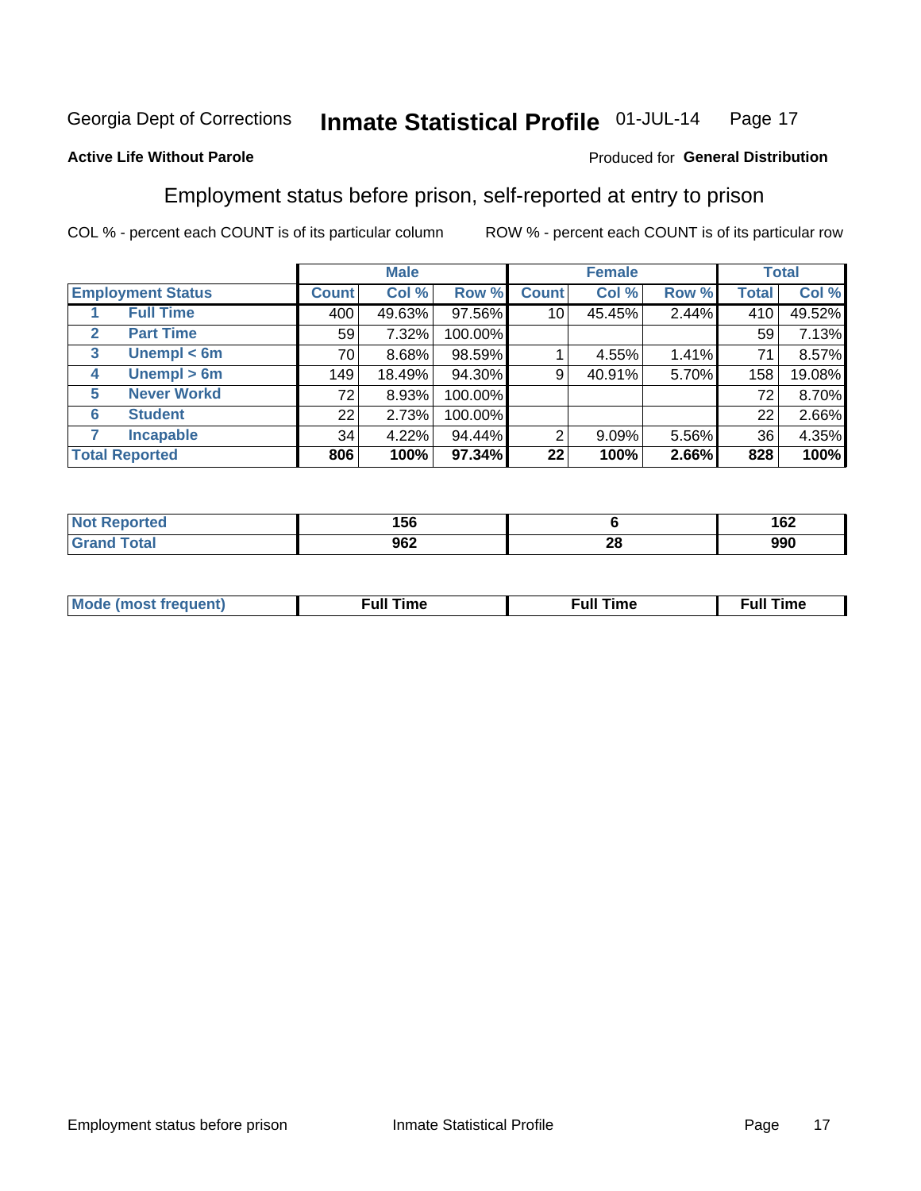Georgia Dept of Corrections **Inmate Statistical Profile** 01-JUL-14

**Active Life Without Parole**

Produced for **General Distribution**

## Employment status before prison, self-reported at entry to prison

COL % - percent each COUNT is of its particular column ROW % - percent each COUNT is of its particular row

| | | Male | | | Female | | | Total | |
|---|---|---|---|---|---|---|---|---|---|
| **Employment Status** | | **Count** | **Col %** | **Row %** | **Count** | **Col %** | **Row %** | **Total** | **Col %** |
| 1 | **Full Time** | 400 | 49.63% | 97.56% | 10 | 45.45% | 2.44% | 410 | 49.52% |
| 2 | **Part Time** | 59 | 7.32% | 100.00% | | | | 59 | 7.13% |
| 3 | **Unempl < 6m** | 70 | 8.68% | 98.59% | 1 | 4.55% | 1.41% | 71 | 8.57% |
| 4 | **Unempl > 6m** | 149 | 18.49% | 94.30% | 9 | 40.91% | 5.70% | 158 | 19.08% |
| 5 | **Never Workd** | 72 | 8.93% | 100.00% | | | | 72 | 8.70% |
| 6 | **Student** | 22 | 2.73% | 100.00% | | | | 22 | 2.66% |
| 7 | **Incapable** | 34 | 4.22% | 94.44% | 2 | 9.09% | 5.56% | 36 | 4.35% |
| **Total Reported** | | **806** | **100%** | **97.34%** | **22** | **100%** | **2.66%** | **828** | **100%** |

| | Male | Female | Total |
|---|---|---|---|
| **Not Reported** | **156** | **6** | **162** |
| **Grand Total** | **962** | **28** | **990** |

| | Male | Female | Total |
|---|---|---|---|
| **Mode (most frequent)** | **Full Time** | **Full Time** | **Full Time** |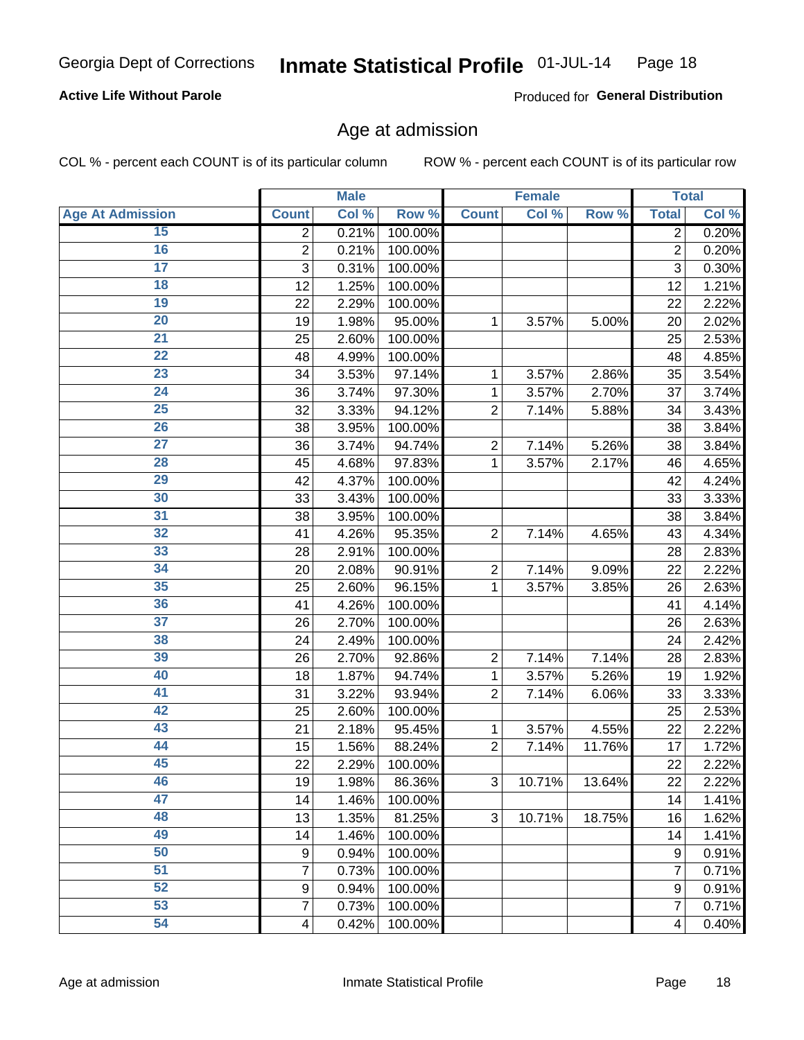**Active Life Without Parole**

Produced for **General Distribution**

## Age at admission

COL % - percent each COUNT is of its particular column

ROW % - percent each COUNT is of its particular row

| | Male | | | Female | | | Total | |
|---|---|---|---|---|---|---|---|---|
| **Age At Admission** | **Count** | **Col %** | **Row %** | **Count** | **Col %** | **Row %** | **Total** | **Col %** |
| 15 | 2 | 0.21% | 100.00% | | | | 2 | 0.20% |
| 16 | 2 | 0.21% | 100.00% | | | | 2 | 0.20% |
| 17 | 3 | 0.31% | 100.00% | | | | 3 | 0.30% |
| 18 | 12 | 1.25% | 100.00% | | | | 12 | 1.21% |
| 19 | 22 | 2.29% | 100.00% | | | | 22 | 2.22% |
| 20 | 19 | 1.98% | 95.00% | 1 | 3.57% | 5.00% | 20 | 2.02% |
| 21 | 25 | 2.60% | 100.00% | | | | 25 | 2.53% |
| 22 | 48 | 4.99% | 100.00% | | | | 48 | 4.85% |
| 23 | 34 | 3.53% | 97.14% | 1 | 3.57% | 2.86% | 35 | 3.54% |
| 24 | 36 | 3.74% | 97.30% | 1 | 3.57% | 2.70% | 37 | 3.74% |
| 25 | 32 | 3.33% | 94.12% | 2 | 7.14% | 5.88% | 34 | 3.43% |
| 26 | 38 | 3.95% | 100.00% | | | | 38 | 3.84% |
| 27 | 36 | 3.74% | 94.74% | 2 | 7.14% | 5.26% | 38 | 3.84% |
| 28 | 45 | 4.68% | 97.83% | 1 | 3.57% | 2.17% | 46 | 4.65% |
| 29 | 42 | 4.37% | 100.00% | | | | 42 | 4.24% |
| 30 | 33 | 3.43% | 100.00% | | | | 33 | 3.33% |
| 31 | 38 | 3.95% | 100.00% | | | | 38 | 3.84% |
| 32 | 41 | 4.26% | 95.35% | 2 | 7.14% | 4.65% | 43 | 4.34% |
| 33 | 28 | 2.91% | 100.00% | | | | 28 | 2.83% |
| 34 | 20 | 2.08% | 90.91% | 2 | 7.14% | 9.09% | 22 | 2.22% |
| 35 | 25 | 2.60% | 96.15% | 1 | 3.57% | 3.85% | 26 | 2.63% |
| 36 | 41 | 4.26% | 100.00% | | | | 41 | 4.14% |
| 37 | 26 | 2.70% | 100.00% | | | | 26 | 2.63% |
| 38 | 24 | 2.49% | 100.00% | | | | 24 | 2.42% |
| 39 | 26 | 2.70% | 92.86% | 2 | 7.14% | 7.14% | 28 | 2.83% |
| 40 | 18 | 1.87% | 94.74% | 1 | 3.57% | 5.26% | 19 | 1.92% |
| 41 | 31 | 3.22% | 93.94% | 2 | 7.14% | 6.06% | 33 | 3.33% |
| 42 | 25 | 2.60% | 100.00% | | | | 25 | 2.53% |
| 43 | 21 | 2.18% | 95.45% | 1 | 3.57% | 4.55% | 22 | 2.22% |
| 44 | 15 | 1.56% | 88.24% | 2 | 7.14% | 11.76% | 17 | 1.72% |
| 45 | 22 | 2.29% | 100.00% | | | | 22 | 2.22% |
| 46 | 19 | 1.98% | 86.36% | 3 | 10.71% | 13.64% | 22 | 2.22% |
| 47 | 14 | 1.46% | 100.00% | | | | 14 | 1.41% |
| 48 | 13 | 1.35% | 81.25% | 3 | 10.71% | 18.75% | 16 | 1.62% |
| 49 | 14 | 1.46% | 100.00% | | | | 14 | 1.41% |
| 50 | 9 | 0.94% | 100.00% | | | | 9 | 0.91% |
| 51 | 7 | 0.73% | 100.00% | | | | 7 | 0.71% |
| 52 | 9 | 0.94% | 100.00% | | | | 9 | 0.91% |
| 53 | 7 | 0.73% | 100.00% | | | | 7 | 0.71% |
| 54 | 4 | 0.42% | 100.00% | | | | 4 | 0.40% |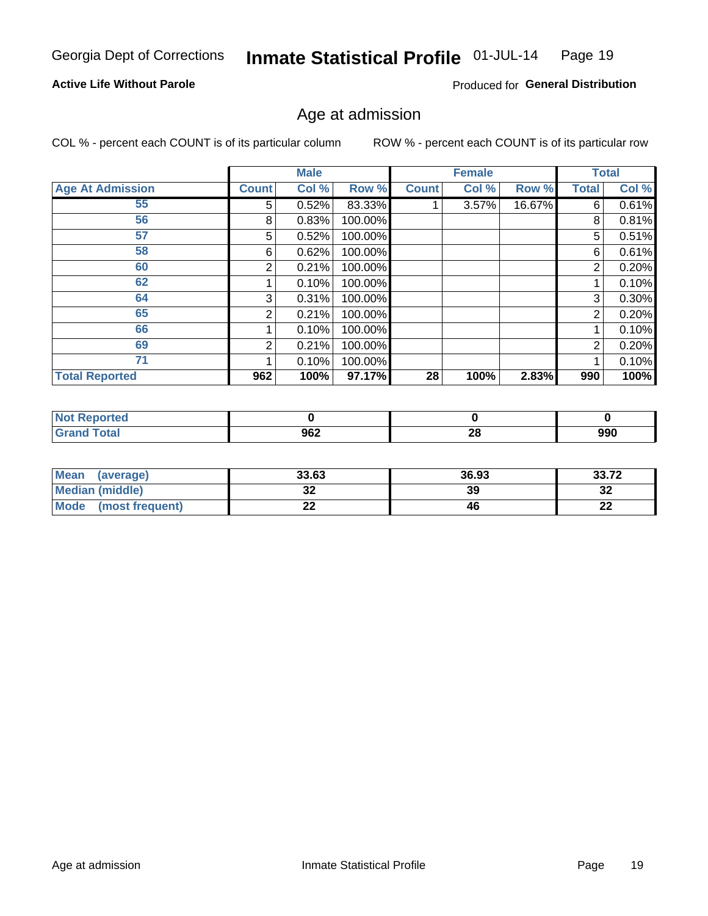Georgia Dept of Corrections **Inmate Statistical Profile** 01-JUL-14

**Active Life Without Parole**

Produced for **General Distribution**

## Age at admission

COL % - percent each COUNT is of its particular column ROW % - percent each COUNT is of its particular row

| | Male | | | Female | | | Total | |
|---|---|---|---|---|---|---|---|---|
| **Age At Admission** | **Count** | **Col %** | **Row %** | **Count** | **Col %** | **Row %** | **Total** | **Col %** |
| 55 | 5 | 0.52% | 83.33% | 1 | 3.57% | 16.67% | 6 | 0.61% |
| 56 | 8 | 0.83% | 100.00% | | | | 8 | 0.81% |
| 57 | 5 | 0.52% | 100.00% | | | | 5 | 0.51% |
| 58 | 6 | 0.62% | 100.00% | | | | 6 | 0.61% |
| 60 | 2 | 0.21% | 100.00% | | | | 2 | 0.20% |
| 62 | 1 | 0.10% | 100.00% | | | | 1 | 0.10% |
| 64 | 3 | 0.31% | 100.00% | | | | 3 | 0.30% |
| 65 | 2 | 0.21% | 100.00% | | | | 2 | 0.20% |
| 66 | 1 | 0.10% | 100.00% | | | | 1 | 0.10% |
| 69 | 2 | 0.21% | 100.00% | | | | 2 | 0.20% |
| 71 | 1 | 0.10% | 100.00% | | | | 1 | 0.10% |
| **Total Reported** | **962** | **100%** | **97.17%** | **28** | **100%** | **2.83%** | **990** | **100%** |

| | Male | Female | Total |
|---|---|---|---|
| **Not Reported** | **0** | **0** | **0** |
| **Grand Total** | **962** | **28** | **990** |

| | Male | Female | Total |
|---|---|---|---|
| **Mean (average)** | **33.63** | **36.93** | **33.72** |
| **Median (middle)** | **32** | **39** | **32** |
| **Mode (most frequent)** | **22** | **46** | **22** |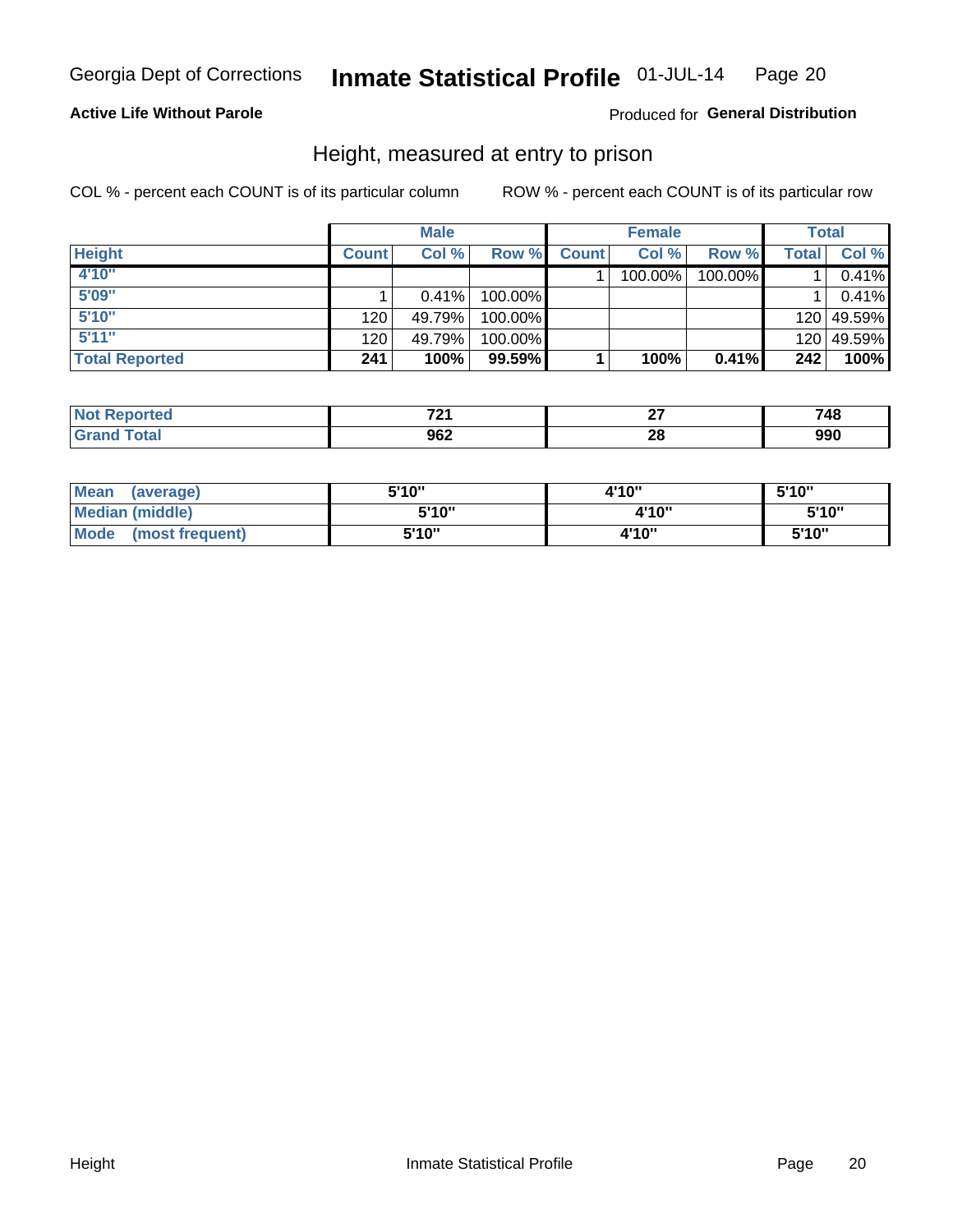Georgia Dept of Corrections **Inmate Statistical Profile** 01-JUL-14

**Active Life Without Parole**

Produced for **General Distribution**

## Height, measured at entry to prison

COL % - percent each COUNT is of its particular column

ROW % - percent each COUNT is of its particular row

| | Male | | | Female | | | Total | |
|---|---|---|---|---|---|---|---|---|
| **Height** | **Count** | **Col %** | **Row %** | **Count** | **Col %** | **Row %** | **Total** | **Col %** |
| **4'10"** | | | | 1 | 100.00% | 100.00% | 1 | 0.41% |
| **5'09"** | 1 | 0.41% | 100.00% | | | | 1 | 0.41% |
| **5'10"** | 120 | 49.79% | 100.00% | | | | 120 | 49.59% |
| **5'11"** | 120 | 49.79% | 100.00% | | | | 120 | 49.59% |
| **Total Reported** | **241** | **100%** | **99.59%** | **1** | **100%** | **0.41%** | **242** | **100%** |

| | Male | Female | Total |
|---|---|---|---|
| **Not Reported** | **721** | **27** | **748** |
| **Grand Total** | **962** | **28** | **990** |

| | Male | Female | Total |
|---|---|---|---|
| **Mean (average)** | **5'10"** | **4'10"** | **5'10"** |
| **Median (middle)** | **5'10"** | **4'10"** | **5'10"** |
| **Mode (most frequent)** | **5'10"** | **4'10"** | **5'10"** |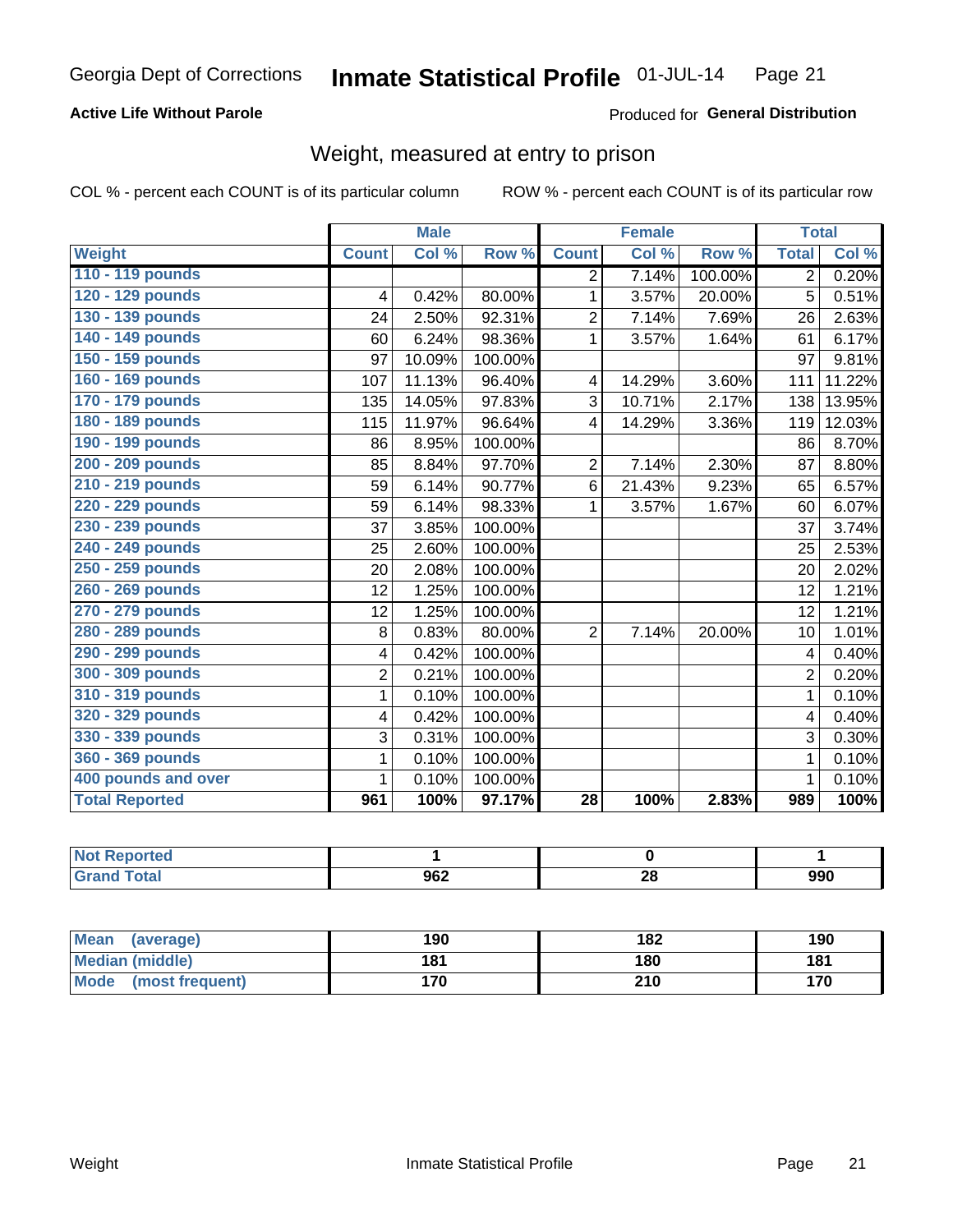Georgia Dept of Corrections **Inmate Statistical Profile** 01-JUL-14

**Active Life Without Parole**

Produced for **General Distribution**

## Weight, measured at entry to prison

COL % - percent each COUNT is of its particular column ROW % - percent each COUNT is of its particular row

| | Male | | | Female | | | Total | |
|---|---|---|---|---|---|---|---|---|
| **Weight** | **Count** | **Col %** | **Row %** | **Count** | **Col %** | **Row %** | **Total** | **Col %** |
| 110 - 119 pounds | | | | 2 | 7.14% | 100.00% | 2 | 0.20% |
| 120 - 129 pounds | 4 | 0.42% | 80.00% | 1 | 3.57% | 20.00% | 5 | 0.51% |
| 130 - 139 pounds | 24 | 2.50% | 92.31% | 2 | 7.14% | 7.69% | 26 | 2.63% |
| 140 - 149 pounds | 60 | 6.24% | 98.36% | 1 | 3.57% | 1.64% | 61 | 6.17% |
| 150 - 159 pounds | 97 | 10.09% | 100.00% | | | | 97 | 9.81% |
| 160 - 169 pounds | 107 | 11.13% | 96.40% | 4 | 14.29% | 3.60% | 111 | 11.22% |
| 170 - 179 pounds | 135 | 14.05% | 97.83% | 3 | 10.71% | 2.17% | 138 | 13.95% |
| 180 - 189 pounds | 115 | 11.97% | 96.64% | 4 | 14.29% | 3.36% | 119 | 12.03% |
| 190 - 199 pounds | 86 | 8.95% | 100.00% | | | | 86 | 8.70% |
| 200 - 209 pounds | 85 | 8.84% | 97.70% | 2 | 7.14% | 2.30% | 87 | 8.80% |
| 210 - 219 pounds | 59 | 6.14% | 90.77% | 6 | 21.43% | 9.23% | 65 | 6.57% |
| 220 - 229 pounds | 59 | 6.14% | 98.33% | 1 | 3.57% | 1.67% | 60 | 6.07% |
| 230 - 239 pounds | 37 | 3.85% | 100.00% | | | | 37 | 3.74% |
| 240 - 249 pounds | 25 | 2.60% | 100.00% | | | | 25 | 2.53% |
| 250 - 259 pounds | 20 | 2.08% | 100.00% | | | | 20 | 2.02% |
| 260 - 269 pounds | 12 | 1.25% | 100.00% | | | | 12 | 1.21% |
| 270 - 279 pounds | 12 | 1.25% | 100.00% | | | | 12 | 1.21% |
| 280 - 289 pounds | 8 | 0.83% | 80.00% | 2 | 7.14% | 20.00% | 10 | 1.01% |
| 290 - 299 pounds | 4 | 0.42% | 100.00% | | | | 4 | 0.40% |
| 300 - 309 pounds | 2 | 0.21% | 100.00% | | | | 2 | 0.20% |
| 310 - 319 pounds | 1 | 0.10% | 100.00% | | | | 1 | 0.10% |
| 320 - 329 pounds | 4 | 0.42% | 100.00% | | | | 4 | 0.40% |
| 330 - 339 pounds | 3 | 0.31% | 100.00% | | | | 3 | 0.30% |
| 360 - 369 pounds | 1 | 0.10% | 100.00% | | | | 1 | 0.10% |
| 400 pounds and over | 1 | 0.10% | 100.00% | | | | 1 | 0.10% |
| **Total Reported** | **961** | **100%** | **97.17%** | **28** | **100%** | **2.83%** | **989** | **100%** |

| | Male | Female | Total |
|---|---|---|---|
| Not Reported | 1 | 0 | 1 |
| Grand Total | 962 | 28 | 990 |

| | Male | Female | Total |
|---|---|---|---|
| Mean (average) | 190 | 182 | 190 |
| Median (middle) | 181 | 180 | 181 |
| Mode (most frequent) | 170 | 210 | 170 |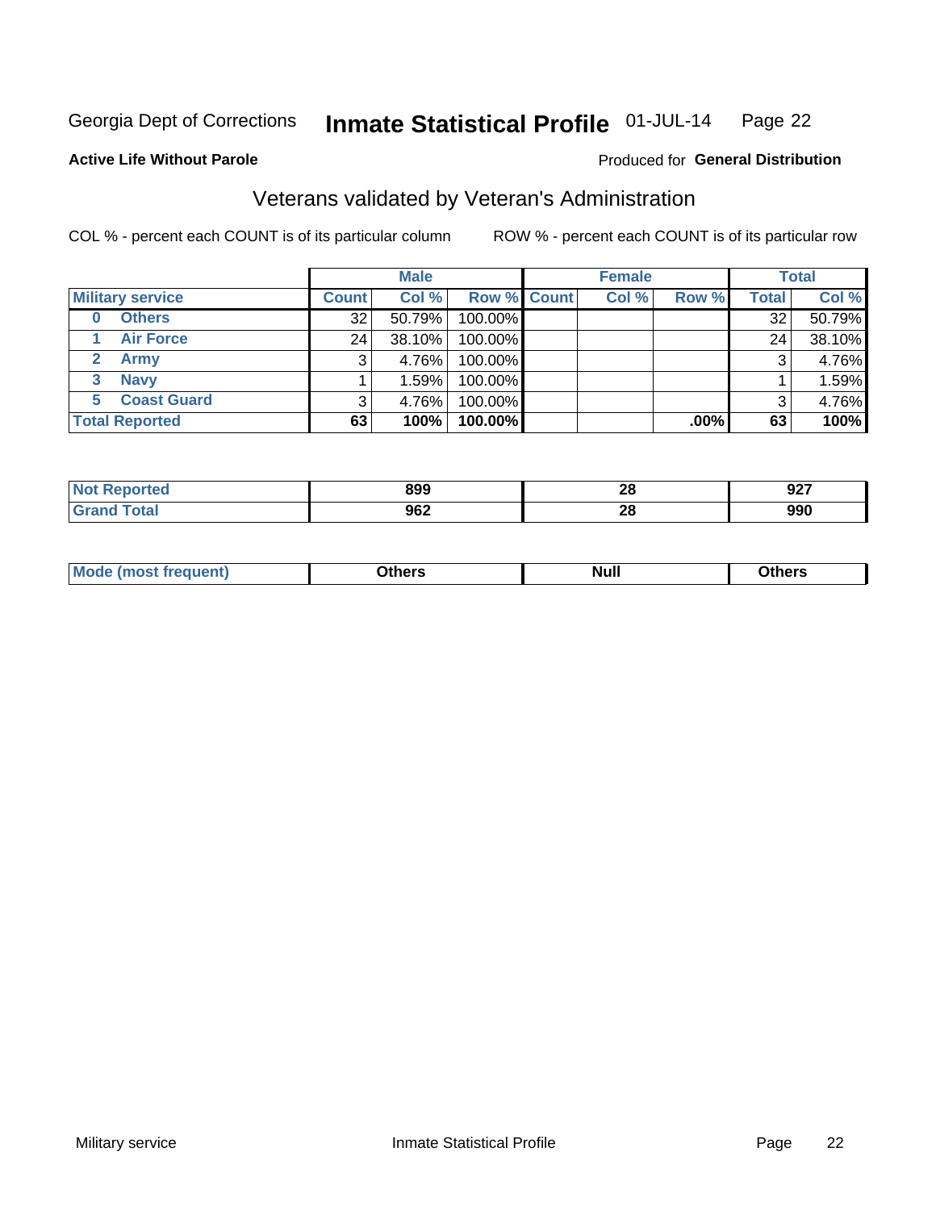Georgia Dept of Corrections **Inmate Statistical Profile** 01-JUL-14 Page 22

**Active Life Without Parole**

Produced for **General Distribution**

## Veterans validated by Veteran's Administration

COL % - percent each COUNT is of its particular column ROW % - percent each COUNT is of its particular row

| Military service | Male | | | Female | | | Total | |
|---|---|---|---|---|---|---|---|---|
| | Count | Col % | Row % | Count | Col % | Row % | Total | Col % |
| 0 Others | 32 | 50.79% | 100.00% | | | | 32 | 50.79% |
| 1 Air Force | 24 | 38.10% | 100.00% | | | | 24 | 38.10% |
| 2 Army | 3 | 4.76% | 100.00% | | | | 3 | 4.76% |
| 3 Navy | 1 | 1.59% | 100.00% | | | | 1 | 1.59% |
| 5 Coast Guard | 3 | 4.76% | 100.00% | | | | 3 | 4.76% |
| **Total Reported** | **63** | **100%** | **100.00%** | | | **.00%** | **63** | **100%** |

| | Male | Female | Total |
|---|---|---|---|
| Not Reported | 899 | 28 | 927 |
| Grand Total | 962 | 28 | 990 |

| | Male | Female | Total |
|---|---|---|---|
| Mode (most frequent) | Others | Null | Others |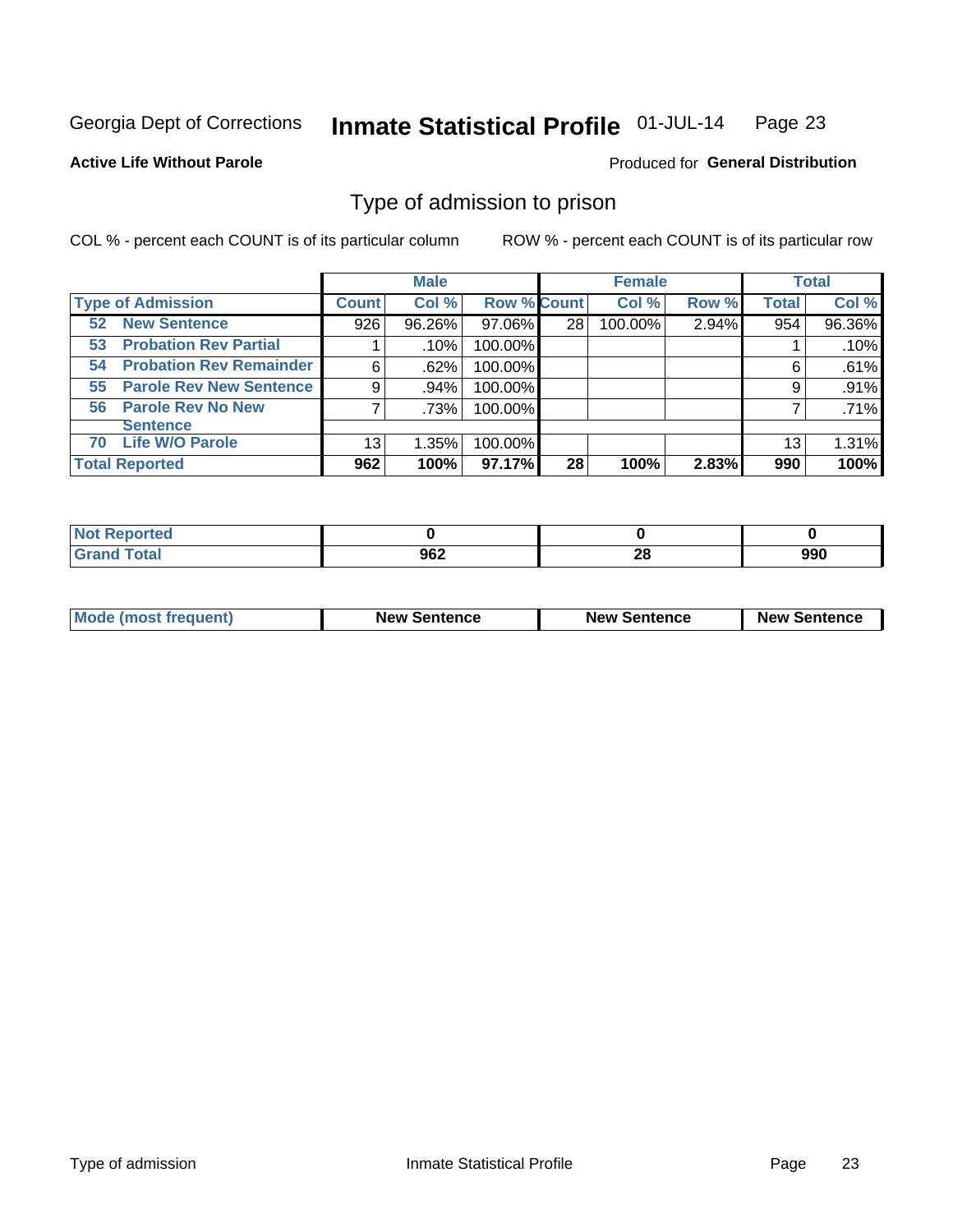Georgia Dept of Corrections **Inmate Statistical Profile** 01-JUL-14

**Active Life Without Parole**

Produced for **General Distribution**

## Type of admission to prison

COL % - percent each COUNT is of its particular column

ROW % - percent each COUNT is of its particular row

| Type of Admission | Male | | | Female | | | Total | |
|---|---|---|---|---|---|---|---|---|
| | Count | Col % | Row % | Count | Col % | Row % | Total | Col % |
| 52 New Sentence | 926 | 96.26% | 97.06% | 28 | 100.00% | 2.94% | 954 | 96.36% |
| 53 Probation Rev Partial | 1 | .10% | 100.00% | | | | 1 | .10% |
| 54 Probation Rev Remainder | 6 | .62% | 100.00% | | | | 6 | .61% |
| 55 Parole Rev New Sentence | 9 | .94% | 100.00% | | | | 9 | .91% |
| 56 Parole Rev No New Sentence | 7 | .73% | 100.00% | | | | 7 | .71% |
| 70 Life W/O Parole | 13 | 1.35% | 100.00% | | | | 13 | 1.31% |
| **Total Reported** | **962** | **100%** | **97.17%** | **28** | **100%** | **2.83%** | **990** | **100%** |

| | Male | Female | Total |
|---|---|---|---|
| Not Reported | 0 | 0 | 0 |
| Grand Total | 962 | 28 | 990 |

| | Male | Female | Total |
|---|---|---|---|
| Mode (most frequent) | New Sentence | New Sentence | New Sentence |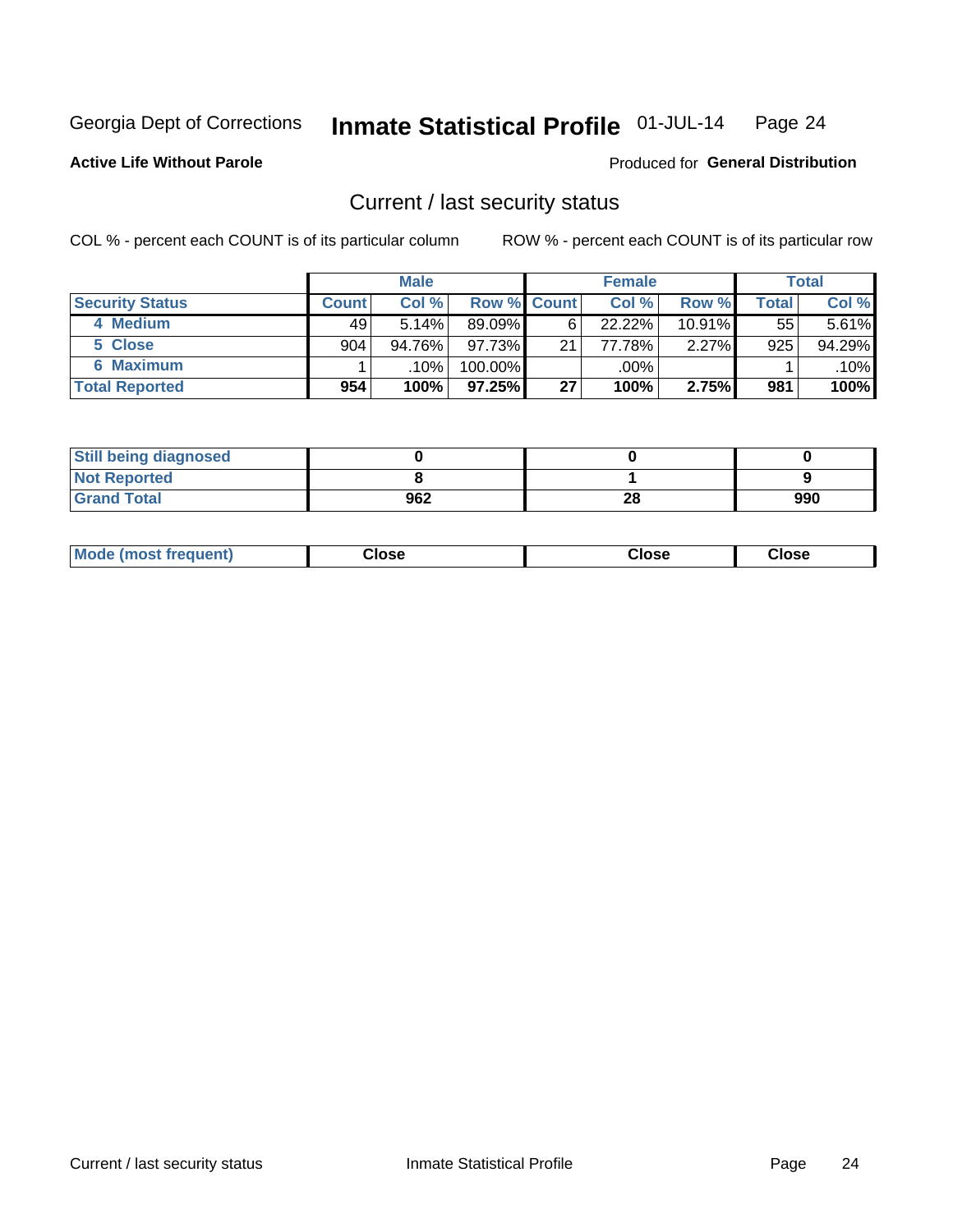Georgia Dept of Corrections **Inmate Statistical Profile** 01-JUL-14

**Active Life Without Parole**

Produced for **General Distribution**

## Current / last security status

COL % - percent each COUNT is of its particular column

ROW % - percent each COUNT is of its particular row

| | Male | | | Female | | | Total | |
|---|---|---|---|---|---|---|---|---|
| **Security Status** | **Count** | **Col %** | **Row %** | **Count** | **Col %** | **Row %** | **Total** | **Col %** |
| 4 Medium | 49 | 5.14% | 89.09% | 6 | 22.22% | 10.91% | 55 | 5.61% |
| 5 Close | 904 | 94.76% | 97.73% | 21 | 77.78% | 2.27% | 925 | 94.29% |
| 6 Maximum | 1 | .10% | 100.00% | | .00% | | 1 | .10% |
| **Total Reported** | **954** | **100%** | **97.25%** | **27** | **100%** | **2.75%** | **981** | **100%** |

| | Male | Female | Total |
|---|---|---|---|
| **Still being diagnosed** | **0** | **0** | **0** |
| **Not Reported** | **8** | **1** | **9** |
| **Grand Total** | **962** | **28** | **990** |

| | Male | Female | Total |
|---|---|---|---|
| **Mode (most frequent)** | **Close** | **Close** | **Close** |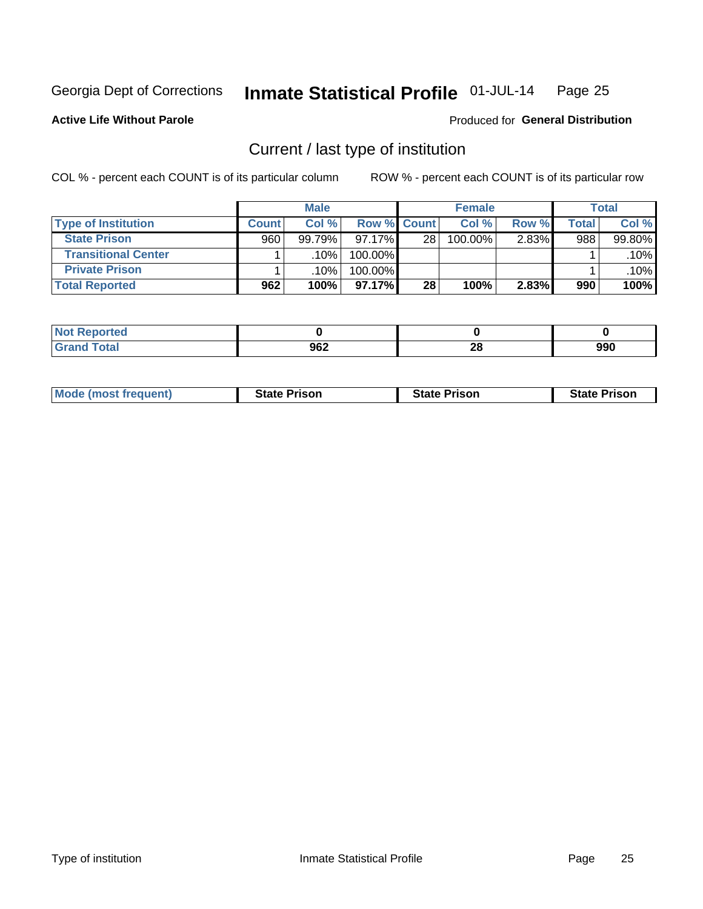Georgia Dept of Corrections **Inmate Statistical Profile** 01-JUL-14

**Active Life Without Parole**

Produced for **General Distribution**

## Current / last type of institution

COL % - percent each COUNT is of its particular column    ROW % - percent each COUNT is of its particular row

| | Male | | | Female | | | Total | |
|---|---|---|---|---|---|---|---|---|
| **Type of Institution** | **Count** | **Col %** | **Row %** | **Count** | **Col %** | **Row %** | **Total** | **Col %** |
| **State Prison** | 960 | 99.79% | 97.17% | 28 | 100.00% | 2.83% | 988 | 99.80% |
| **Transitional Center** | 1 | .10% | 100.00% | | | | 1 | .10% |
| **Private Prison** | 1 | .10% | 100.00% | | | | 1 | .10% |
| **Total Reported** | **962** | **100%** | **97.17%** | **28** | **100%** | **2.83%** | **990** | **100%** |

| | Male | Female | Total |
|---|---|---|---|
| **Not Reported** | **0** | **0** | **0** |
| **Grand Total** | **962** | **28** | **990** |

| | Male | Female | Total |
|---|---|---|---|
| **Mode (most frequent)** | **State Prison** | **State Prison** | **State Prison** |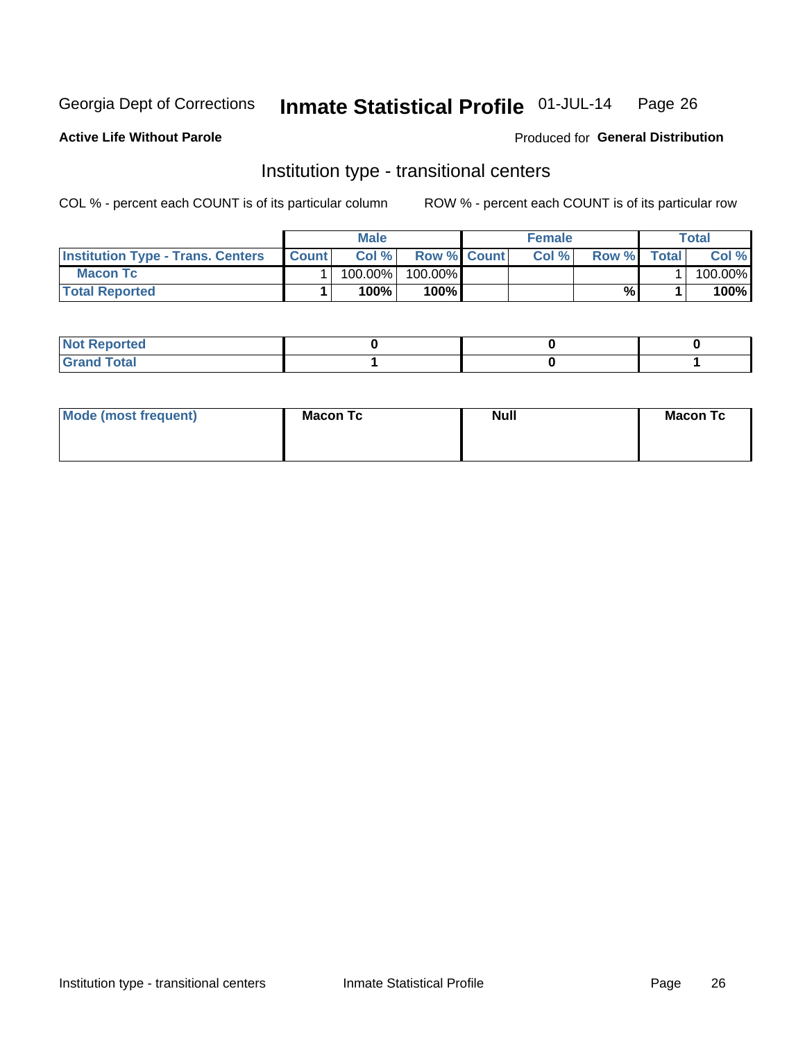Georgia Dept of Corrections **Inmate Statistical Profile** 01-JUL-14

**Active Life Without Parole**

Produced for **General Distribution**

## Institution type - transitional centers

COL % - percent each COUNT is of its particular column

ROW % - percent each COUNT is of its particular row

| | Male | | | Female | | | Total | |
|---|---|---|---|---|---|---|---|---|
| **Institution Type - Trans. Centers** | **Count** | **Col %** | **Row %** | **Count** | **Col %** | **Row %** | **Total** | **Col %** |
| **Macon Tc** | 1 | 100.00% | 100.00% | | | | 1 | 100.00% |
| **Total Reported** | **1** | **100%** | **100%** | | | **%** | **1** | **100%** |

| | Male | Female | Total |
|---|---|---|---|
| **Not Reported** | **0** | **0** | **0** |
| **Grand Total** | **1** | **0** | **1** |

| | Male | Female | Total |
|---|---|---|---|
| **Mode (most frequent)** | **Macon Tc** | **Null** | **Macon Tc** |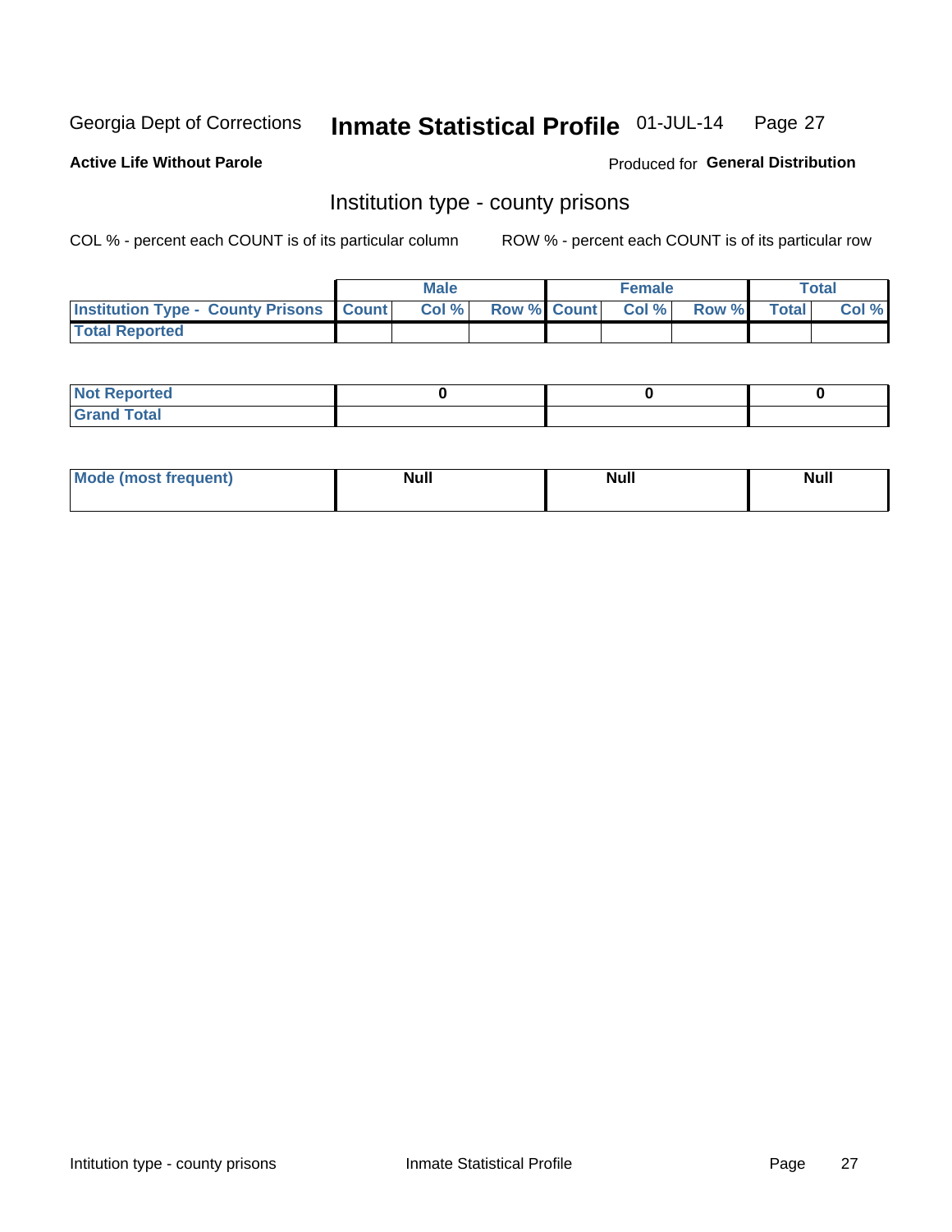Georgia Dept of Corrections **Inmate Statistical Profile** 01-JUL-14

**Active Life Without Parole**

Produced for **General Distribution**

## Institution type - county prisons

COL % - percent each COUNT is of its particular column ROW % - percent each COUNT is of its particular row

| | Male | | | Female | | | Total | |
|---|---|---|---|---|---|---|---|---|
| **Institution Type - County Prisons** | **Count** | **Col %** | **Row %** | **Count** | **Col %** | **Row %** | **Total** | **Col %** |
| **Total Reported** | | | | | | | | |

| | Male | Female | Total |
|---|---|---|---|
| **Not Reported** | **0** | **0** | **0** |
| **Grand Total** | | | |

| | Male | Female | Total |
|---|---|---|---|
| **Mode (most frequent)** | **Null** | **Null** | **Null** |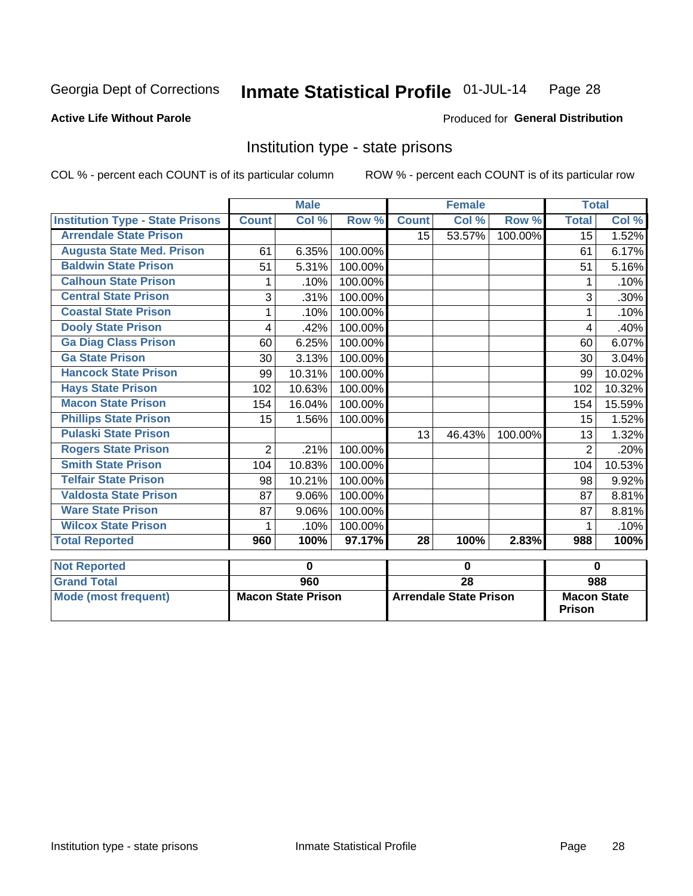Georgia Dept of Corrections

# Inmate Statistical Profile 01-JUL-14

**Active Life Without Parole**

Produced for **General Distribution**

## Institution type - state prisons

COL % - percent each COUNT is of its particular column    ROW % - percent each COUNT is of its particular row

| | Male | | | Female | | | Total | |
|---|---|---|---|---|---|---|---|---|
| **Institution Type - State Prisons** | **Count** | **Col %** | **Row %** | **Count** | **Col %** | **Row %** | **Total** | **Col %** |
| **Arrendale State Prison** | | | | 15 | 53.57% | 100.00% | 15 | 1.52% |
| **Augusta State Med. Prison** | 61 | 6.35% | 100.00% | | | | 61 | 6.17% |
| **Baldwin State Prison** | 51 | 5.31% | 100.00% | | | | 51 | 5.16% |
| **Calhoun State Prison** | 1 | .10% | 100.00% | | | | 1 | .10% |
| **Central State Prison** | 3 | .31% | 100.00% | | | | 3 | .30% |
| **Coastal State Prison** | 1 | .10% | 100.00% | | | | 1 | .10% |
| **Dooly State Prison** | 4 | .42% | 100.00% | | | | 4 | .40% |
| **Ga Diag Class Prison** | 60 | 6.25% | 100.00% | | | | 60 | 6.07% |
| **Ga State Prison** | 30 | 3.13% | 100.00% | | | | 30 | 3.04% |
| **Hancock State Prison** | 99 | 10.31% | 100.00% | | | | 99 | 10.02% |
| **Hays State Prison** | 102 | 10.63% | 100.00% | | | | 102 | 10.32% |
| **Macon State Prison** | 154 | 16.04% | 100.00% | | | | 154 | 15.59% |
| **Phillips State Prison** | 15 | 1.56% | 100.00% | | | | 15 | 1.52% |
| **Pulaski State Prison** | | | | 13 | 46.43% | 100.00% | 13 | 1.32% |
| **Rogers State Prison** | 2 | .21% | 100.00% | | | | 2 | .20% |
| **Smith State Prison** | 104 | 10.83% | 100.00% | | | | 104 | 10.53% |
| **Telfair State Prison** | 98 | 10.21% | 100.00% | | | | 98 | 9.92% |
| **Valdosta State Prison** | 87 | 9.06% | 100.00% | | | | 87 | 8.81% |
| **Ware State Prison** | 87 | 9.06% | 100.00% | | | | 87 | 8.81% |
| **Wilcox State Prison** | 1 | .10% | 100.00% | | | | 1 | .10% |
| **Total Reported** | **960** | **100%** | **97.17%** | **28** | **100%** | **2.83%** | **988** | **100%** |

| | Male | Female | Total |
|---|---|---|---|
| **Not Reported** | **0** | **0** | **0** |
| **Grand Total** | **960** | **28** | **988** |
| **Mode (most frequent)** | **Macon State Prison** | **Arrendale State Prison** | **Macon State Prison** |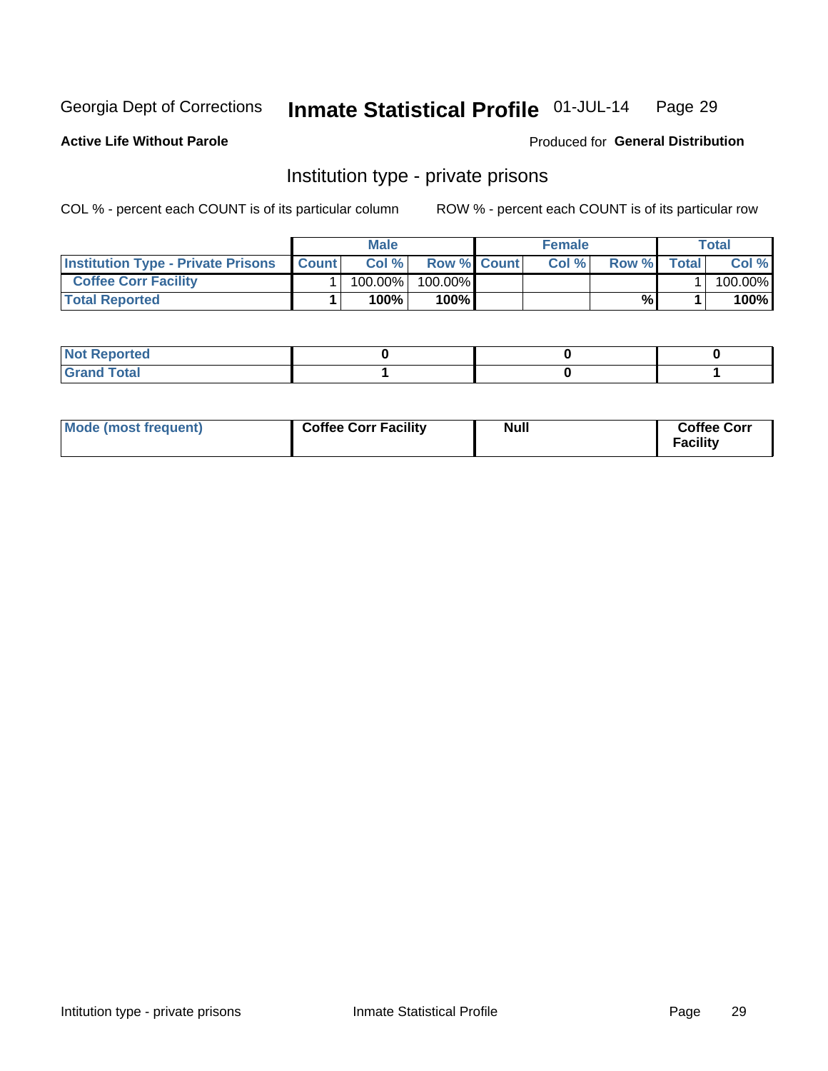Georgia Dept of Corrections **Inmate Statistical Profile** 01-JUL-14

**Active Life Without Parole**

Produced for **General Distribution**

## Institution type - private prisons

COL % - percent each COUNT is of its particular column

ROW % - percent each COUNT is of its particular row

| | Male | | | Female | | | Total | |
|---|---|---|---|---|---|---|---|---|
| **Institution Type - Private Prisons** | **Count** | **Col %** | **Row %** | **Count** | **Col %** | **Row %** | **Total** | **Col %** |
| **Coffee Corr Facility** | 1 | 100.00% | 100.00% | | | | 1 | 100.00% |
| **Total Reported** | **1** | **100%** | **100%** | | | **%** | **1** | **100%** |

| | Male | Female | Total |
|---|---|---|---|
| **Not Reported** | **0** | **0** | **0** |
| **Grand Total** | **1** | **0** | **1** |

| | Male | Female | Total |
|---|---|---|---|
| **Mode (most frequent)** | **Coffee Corr Facility** | **Null** | **Coffee Corr Facility** |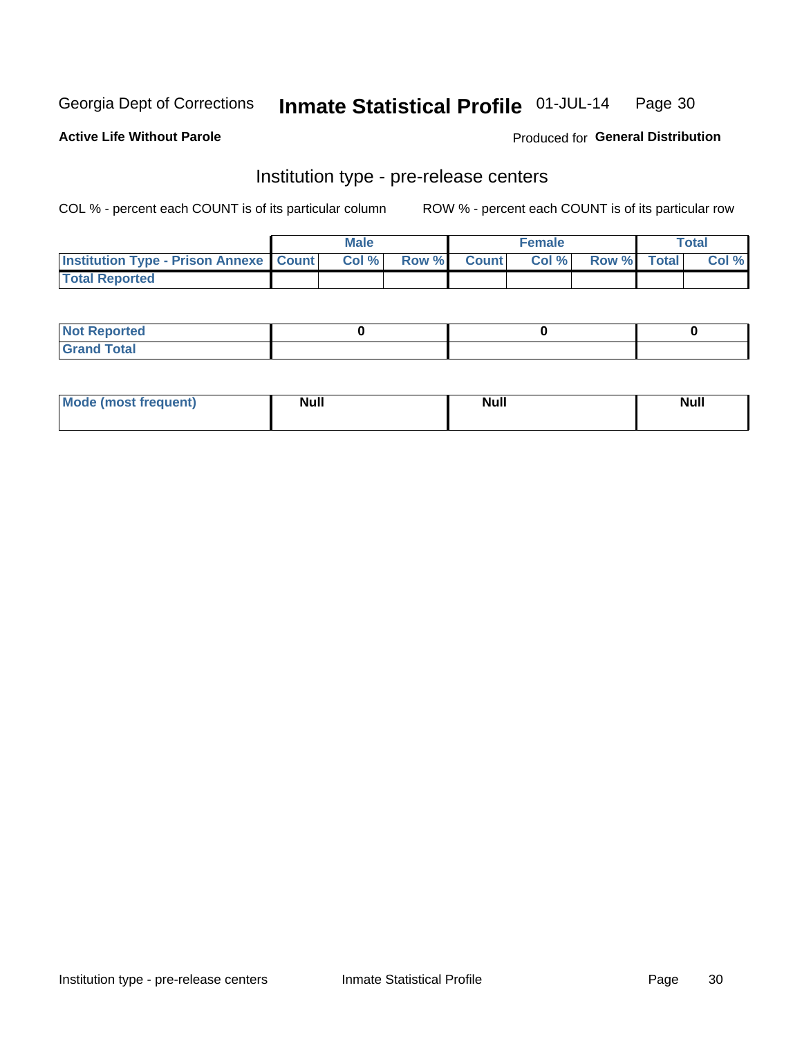Georgia Dept of Corrections **Inmate Statistical Profile** 01-JUL-14

**Active Life Without Parole**

Produced for **General Distribution**

## Institution type - pre-release centers

COL % - percent each COUNT is of its particular column ROW % - percent each COUNT is of its particular row

| | Male | | | Female | | | Total | |
|---|---|---|---|---|---|---|---|---|
| **Institution Type - Prison Annexe** | **Count** | **Col %** | **Row %** | **Count** | **Col %** | **Row %** | **Total** | **Col %** |
| **Total Reported** | | | | | | | | |

| | Male | Female | Total |
|---|---|---|---|
| **Not Reported** | **0** | **0** | **0** |
| **Grand Total** | | | |

| | Male | Female | Total |
|---|---|---|---|
| **Mode (most frequent)** | **Null** | **Null** | **Null** |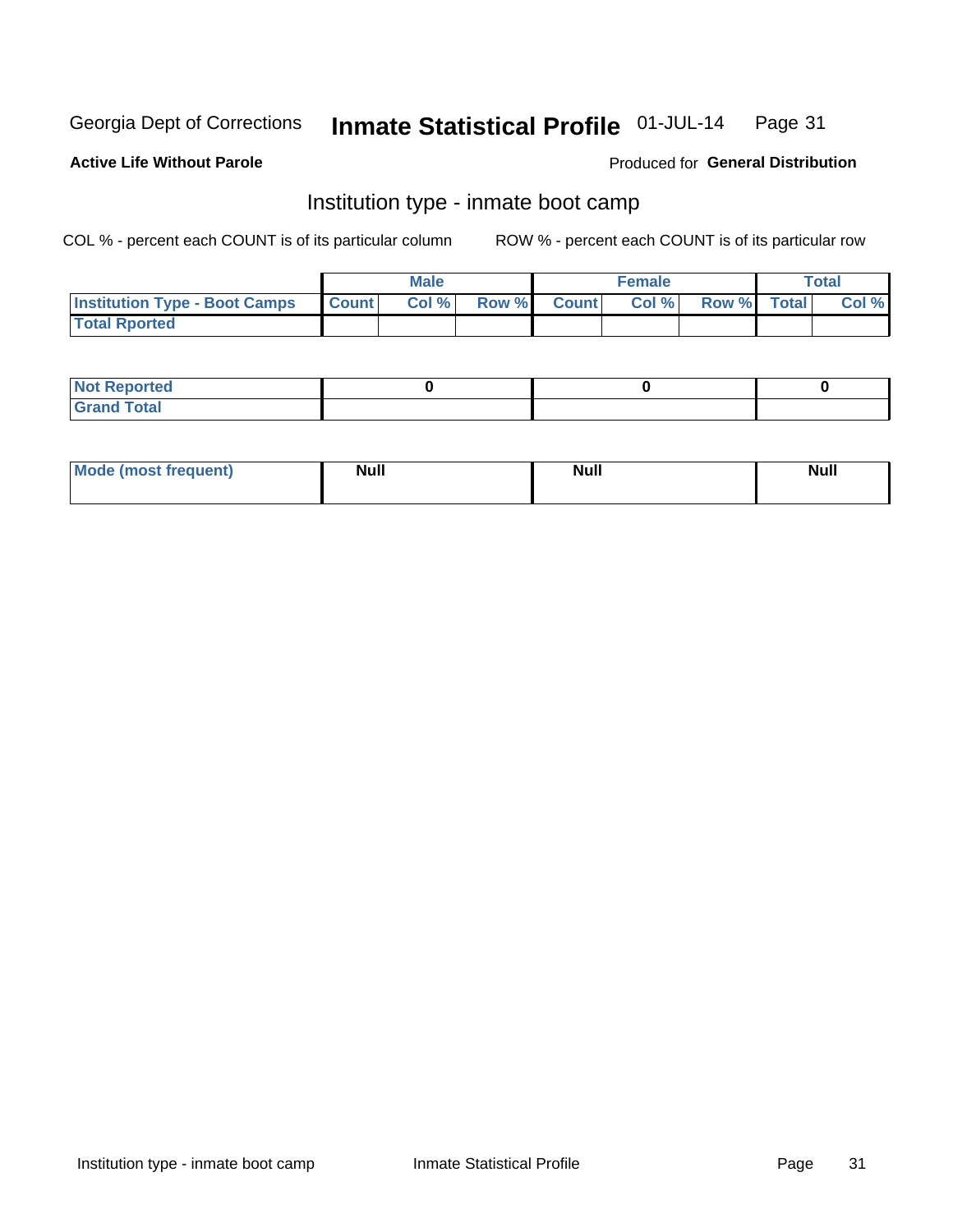Georgia Dept of Corrections **Inmate Statistical Profile** 01-JUL-14

**Active Life Without Parole**

Produced for **General Distribution**

## Institution type - inmate boot camp

COL % - percent each COUNT is of its particular column

ROW % - percent each COUNT is of its particular row

| | Male | | | Female | | | Total | |
|---|---|---|---|---|---|---|---|---|
| **Institution Type - Boot Camps** | **Count** | **Col %** | **Row %** | **Count** | **Col %** | **Row %** | **Total** | **Col %** |
| **Total Rported** | | | | | | | | |

| | Male | Female | Total |
|---|---|---|---|
| **Not Reported** | 0 | 0 | 0 |
| **Grand Total** | | | |

| | Male | Female | Total |
|---|---|---|---|
| **Mode (most frequent)** | Null | Null | Null |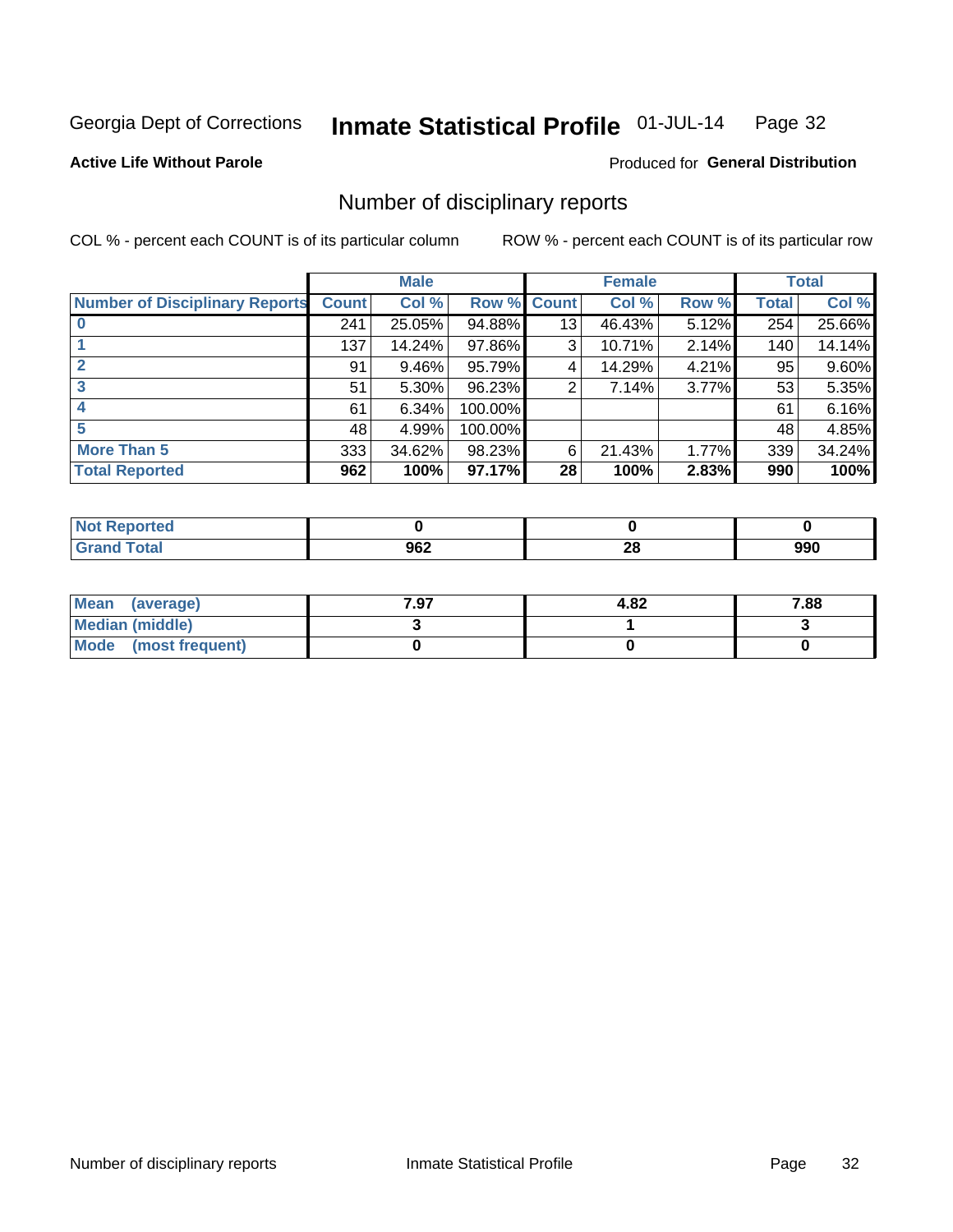Georgia Dept of Corrections **Inmate Statistical Profile** 01-JUL-14

**Active Life Without Parole**

Produced for **General Distribution**

## Number of disciplinary reports

COL % - percent each COUNT is of its particular column

ROW % - percent each COUNT is of its particular row

| | Male | | | Female | | | Total | |
|---|---|---|---|---|---|---|---|---|
| **Number of Disciplinary Reports** | **Count** | **Col %** | **Row %** | **Count** | **Col %** | **Row %** | **Total** | **Col %** |
| **0** | 241 | 25.05% | 94.88% | 13 | 46.43% | 5.12% | 254 | 25.66% |
| **1** | 137 | 14.24% | 97.86% | 3 | 10.71% | 2.14% | 140 | 14.14% |
| **2** | 91 | 9.46% | 95.79% | 4 | 14.29% | 4.21% | 95 | 9.60% |
| **3** | 51 | 5.30% | 96.23% | 2 | 7.14% | 3.77% | 53 | 5.35% |
| **4** | 61 | 6.34% | 100.00% | | | | 61 | 6.16% |
| **5** | 48 | 4.99% | 100.00% | | | | 48 | 4.85% |
| **More Than 5** | 333 | 34.62% | 98.23% | 6 | 21.43% | 1.77% | 339 | 34.24% |
| **Total Reported** | **962** | **100%** | **97.17%** | **28** | **100%** | **2.83%** | **990** | **100%** |

| | Male | Female | Total |
|---|---|---|---|
| **Not Reported** | **0** | **0** | **0** |
| **Grand Total** | **962** | **28** | **990** |

| | Male | Female | Total |
|---|---|---|---|
| **Mean (average)** | **7.97** | **4.82** | **7.88** |
| **Median (middle)** | **3** | **1** | **3** |
| **Mode (most frequent)** | **0** | **0** | **0** |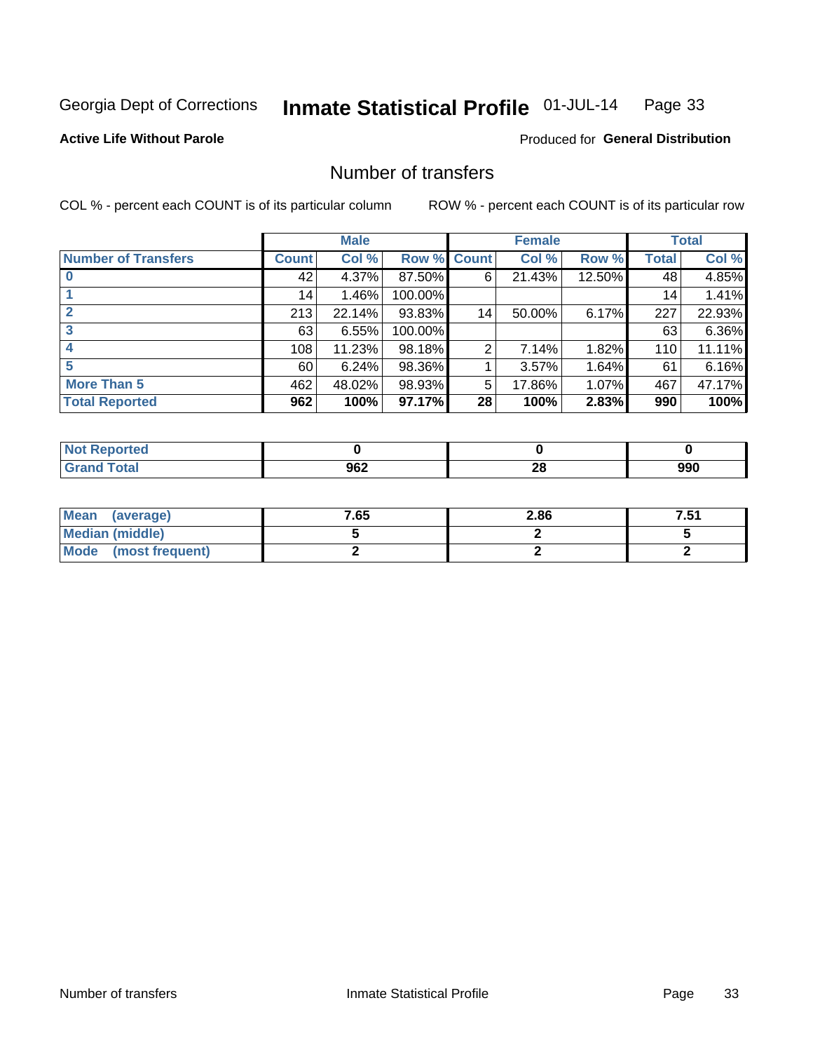Georgia Dept of Corrections **Inmate Statistical Profile** 01-JUL-14

**Active Life Without Parole**

Produced for **General Distribution**

## Number of transfers

COL % - percent each COUNT is of its particular column    ROW % - percent each COUNT is of its particular row

| | Male | | | Female | | | Total | |
|---|---|---|---|---|---|---|---|---|
| **Number of Transfers** | **Count** | **Col %** | **Row %** | **Count** | **Col %** | **Row %** | **Total** | **Col %** |
| **0** | 42 | 4.37% | 87.50% | 6 | 21.43% | 12.50% | 48 | 4.85% |
| **1** | 14 | 1.46% | 100.00% | | | | 14 | 1.41% |
| **2** | 213 | 22.14% | 93.83% | 14 | 50.00% | 6.17% | 227 | 22.93% |
| **3** | 63 | 6.55% | 100.00% | | | | 63 | 6.36% |
| **4** | 108 | 11.23% | 98.18% | 2 | 7.14% | 1.82% | 110 | 11.11% |
| **5** | 60 | 6.24% | 98.36% | 1 | 3.57% | 1.64% | 61 | 6.16% |
| **More Than 5** | 462 | 48.02% | 98.93% | 5 | 17.86% | 1.07% | 467 | 47.17% |
| **Total Reported** | **962** | **100%** | **97.17%** | **28** | **100%** | **2.83%** | **990** | **100%** |

| | Male | Female | Total |
|---|---|---|---|
| **Not Reported** | **0** | **0** | **0** |
| **Grand Total** | **962** | **28** | **990** |

| | Male | Female | Total |
|---|---|---|---|
| **Mean (average)** | **7.65** | **2.86** | **7.51** |
| **Median (middle)** | **5** | **2** | **5** |
| **Mode (most frequent)** | **2** | **2** | **2** |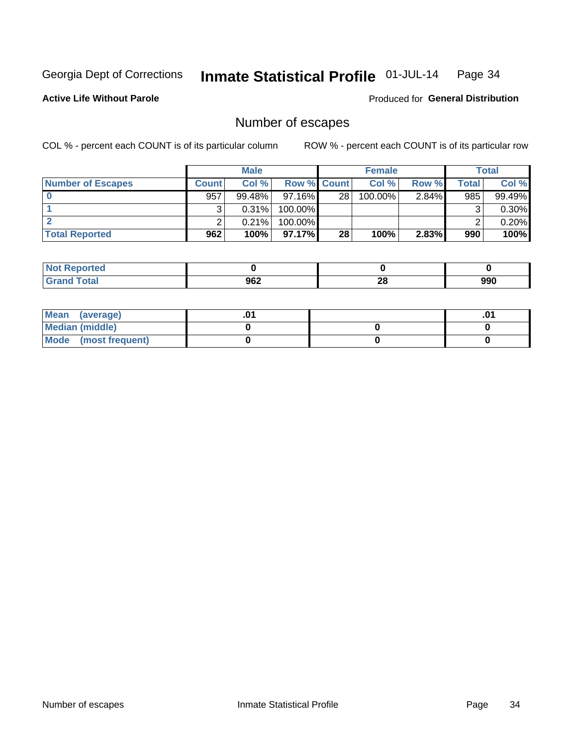Georgia Dept of Corrections **Inmate Statistical Profile** 01-JUL-14

**Active Life Without Parole**

Produced for **General Distribution**

## Number of escapes

COL % - percent each COUNT is of its particular column

ROW % - percent each COUNT is of its particular row

| | Male | | | Female | | | Total | |
|---|---|---|---|---|---|---|---|---|
| **Number of Escapes** | **Count** | **Col %** | **Row %** | **Count** | **Col %** | **Row %** | **Total** | **Col %** |
| **0** | 957 | 99.48% | 97.16% | 28 | 100.00% | 2.84% | 985 | 99.49% |
| **1** | 3 | 0.31% | 100.00% | | | | 3 | 0.30% |
| **2** | 2 | 0.21% | 100.00% | | | | 2 | 0.20% |
| **Total Reported** | **962** | **100%** | **97.17%** | **28** | **100%** | **2.83%** | **990** | **100%** |

| | Male | Female | Total |
|---|---|---|---|
| **Not Reported** | **0** | **0** | **0** |
| **Grand Total** | **962** | **28** | **990** |

| | Male | Female | Total |
|---|---|---|---|
| **Mean (average)** | **.01** | | **.01** |
| **Median (middle)** | **0** | **0** | **0** |
| **Mode (most frequent)** | **0** | **0** | **0** |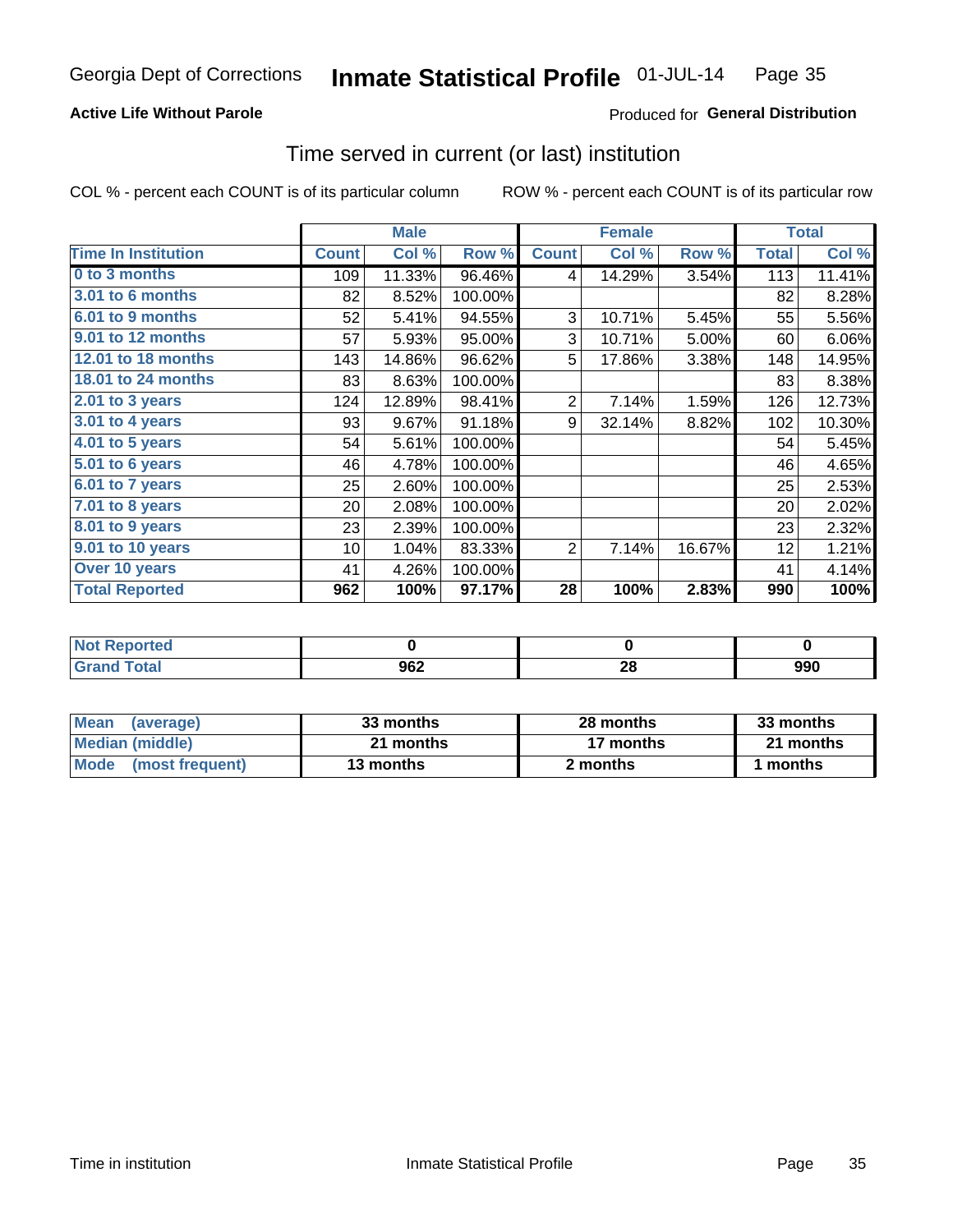**Active Life Without Parole**

Produced for **General Distribution**

## Time served in current (or last) institution

COL % - percent each COUNT is of its particular column

ROW % - percent each COUNT is of its particular row

| | Male | | | Female | | | Total | |
|---|---|---|---|---|---|---|---|---|
| **Time In Institution** | **Count** | **Col %** | **Row %** | **Count** | **Col %** | **Row %** | **Total** | **Col %** |
| 0 to 3 months | 109 | 11.33% | 96.46% | 4 | 14.29% | 3.54% | 113 | 11.41% |
| 3.01 to 6 months | 82 | 8.52% | 100.00% | | | | 82 | 8.28% |
| 6.01 to 9 months | 52 | 5.41% | 94.55% | 3 | 10.71% | 5.45% | 55 | 5.56% |
| 9.01 to 12 months | 57 | 5.93% | 95.00% | 3 | 10.71% | 5.00% | 60 | 6.06% |
| 12.01 to 18 months | 143 | 14.86% | 96.62% | 5 | 17.86% | 3.38% | 148 | 14.95% |
| 18.01 to 24 months | 83 | 8.63% | 100.00% | | | | 83 | 8.38% |
| 2.01 to 3 years | 124 | 12.89% | 98.41% | 2 | 7.14% | 1.59% | 126 | 12.73% |
| 3.01 to 4 years | 93 | 9.67% | 91.18% | 9 | 32.14% | 8.82% | 102 | 10.30% |
| 4.01 to 5 years | 54 | 5.61% | 100.00% | | | | 54 | 5.45% |
| 5.01 to 6 years | 46 | 4.78% | 100.00% | | | | 46 | 4.65% |
| 6.01 to 7 years | 25 | 2.60% | 100.00% | | | | 25 | 2.53% |
| 7.01 to 8 years | 20 | 2.08% | 100.00% | | | | 20 | 2.02% |
| 8.01 to 9 years | 23 | 2.39% | 100.00% | | | | 23 | 2.32% |
| 9.01 to 10 years | 10 | 1.04% | 83.33% | 2 | 7.14% | 16.67% | 12 | 1.21% |
| Over 10 years | 41 | 4.26% | 100.00% | | | | 41 | 4.14% |
| **Total Reported** | **962** | **100%** | **97.17%** | **28** | **100%** | **2.83%** | **990** | **100%** |

| | Male | Female | Total |
|---|---|---|---|
| Not Reported | 0 | 0 | 0 |
| Grand Total | 962 | 28 | 990 |

| | Male | Female | Total |
|---|---|---|---|
| Mean (average) | 33 months | 28 months | 33 months |
| Median (middle) | 21 months | 17 months | 21 months |
| Mode (most frequent) | 13 months | 2 months | 1 months |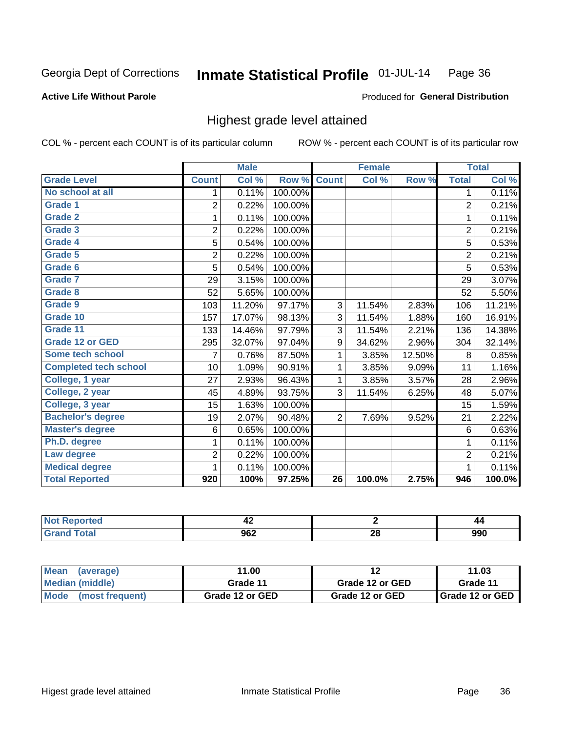Georgia Dept of Corrections **Inmate Statistical Profile** 01-JUL-14

**Active Life Without Parole**

Produced for **General Distribution**

## Highest grade level attained

COL % - percent each COUNT is of its particular column

ROW % - percent each COUNT is of its particular row

| | Male | | | Female | | | Total | |
|---|---|---|---|---|---|---|---|---|
| **Grade Level** | **Count** | **Col %** | **Row %** | **Count** | **Col %** | **Row %** | **Total** | **Col %** |
| No school at all | 1 | 0.11% | 100.00% | | | | 1 | 0.11% |
| Grade 1 | 2 | 0.22% | 100.00% | | | | 2 | 0.21% |
| Grade 2 | 1 | 0.11% | 100.00% | | | | 1 | 0.11% |
| Grade 3 | 2 | 0.22% | 100.00% | | | | 2 | 0.21% |
| Grade 4 | 5 | 0.54% | 100.00% | | | | 5 | 0.53% |
| Grade 5 | 2 | 0.22% | 100.00% | | | | 2 | 0.21% |
| Grade 6 | 5 | 0.54% | 100.00% | | | | 5 | 0.53% |
| Grade 7 | 29 | 3.15% | 100.00% | | | | 29 | 3.07% |
| Grade 8 | 52 | 5.65% | 100.00% | | | | 52 | 5.50% |
| Grade 9 | 103 | 11.20% | 97.17% | 3 | 11.54% | 2.83% | 106 | 11.21% |
| Grade 10 | 157 | 17.07% | 98.13% | 3 | 11.54% | 1.88% | 160 | 16.91% |
| Grade 11 | 133 | 14.46% | 97.79% | 3 | 11.54% | 2.21% | 136 | 14.38% |
| Grade 12 or GED | 295 | 32.07% | 97.04% | 9 | 34.62% | 2.96% | 304 | 32.14% |
| Some tech school | 7 | 0.76% | 87.50% | 1 | 3.85% | 12.50% | 8 | 0.85% |
| Completed tech school | 10 | 1.09% | 90.91% | 1 | 3.85% | 9.09% | 11 | 1.16% |
| College, 1 year | 27 | 2.93% | 96.43% | 1 | 3.85% | 3.57% | 28 | 2.96% |
| College, 2 year | 45 | 4.89% | 93.75% | 3 | 11.54% | 6.25% | 48 | 5.07% |
| College, 3 year | 15 | 1.63% | 100.00% | | | | 15 | 1.59% |
| Bachelor's degree | 19 | 2.07% | 90.48% | 2 | 7.69% | 9.52% | 21 | 2.22% |
| Master's degree | 6 | 0.65% | 100.00% | | | | 6 | 0.63% |
| Ph.D. degree | 1 | 0.11% | 100.00% | | | | 1 | 0.11% |
| Law degree | 2 | 0.22% | 100.00% | | | | 2 | 0.21% |
| Medical degree | 1 | 0.11% | 100.00% | | | | 1 | 0.11% |
| **Total Reported** | **920** | **100%** | **97.25%** | **26** | **100.0%** | **2.75%** | **946** | **100.0%** |

| | Male | Female | Total |
|---|---|---|---|
| Not Reported | 42 | 2 | 44 |
| Grand Total | 962 | 28 | 990 |

| | Male | Female | Total |
|---|---|---|---|
| Mean (average) | 11.00 | 12 | 11.03 |
| Median (middle) | Grade 11 | Grade 12 or GED | Grade 11 |
| Mode (most frequent) | Grade 12 or GED | Grade 12 or GED | Grade 12 or GED |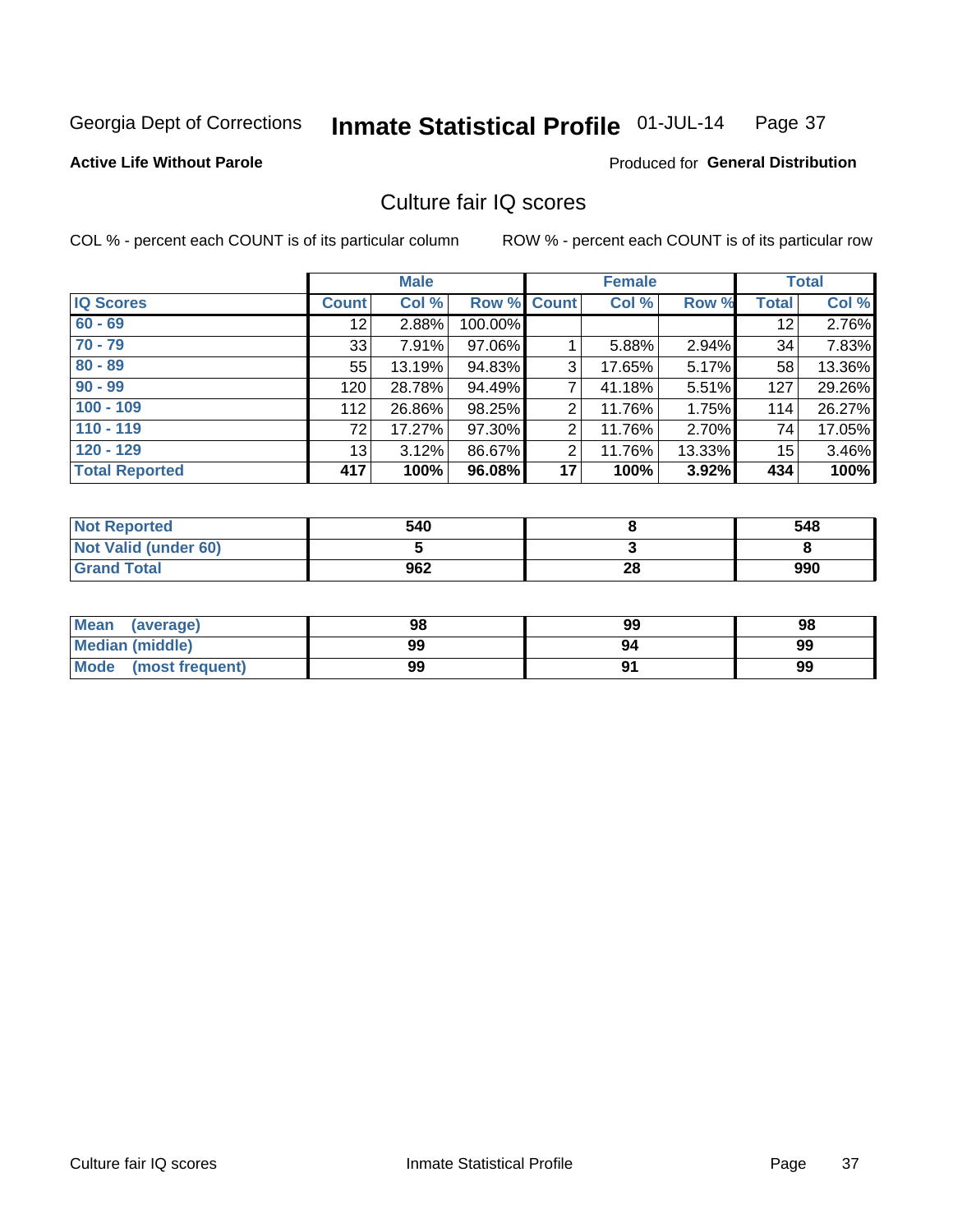Georgia Dept of Corrections **Inmate Statistical Profile** 01-JUL-14

**Active Life Without Parole**

Produced for **General Distribution**

## Culture fair IQ scores

COL % - percent each COUNT is of its particular column    ROW % - percent each COUNT is of its particular row

| | Male | | | Female | | | Total | |
|---|---|---|---|---|---|---|---|---|
| **IQ Scores** | **Count** | **Col %** | **Row %** | **Count** | **Col %** | **Row %** | **Total** | **Col %** |
| 60 - 69 | 12 | 2.88% | 100.00% | | | | 12 | 2.76% |
| 70 - 79 | 33 | 7.91% | 97.06% | 1 | 5.88% | 2.94% | 34 | 7.83% |
| 80 - 89 | 55 | 13.19% | 94.83% | 3 | 17.65% | 5.17% | 58 | 13.36% |
| 90 - 99 | 120 | 28.78% | 94.49% | 7 | 41.18% | 5.51% | 127 | 29.26% |
| 100 - 109 | 112 | 26.86% | 98.25% | 2 | 11.76% | 1.75% | 114 | 26.27% |
| 110 - 119 | 72 | 17.27% | 97.30% | 2 | 11.76% | 2.70% | 74 | 17.05% |
| 120 - 129 | 13 | 3.12% | 86.67% | 2 | 11.76% | 13.33% | 15 | 3.46% |
| **Total Reported** | **417** | **100%** | **96.08%** | **17** | **100%** | **3.92%** | **434** | **100%** |

| | Male | Female | Total |
|---|---|---|---|
| Not Reported | 540 | 8 | 548 |
| Not Valid (under 60) | 5 | 3 | 8 |
| Grand Total | 962 | 28 | 990 |

| | Male | Female | Total |
|---|---|---|---|
| Mean (average) | 98 | 99 | 98 |
| Median (middle) | 99 | 94 | 99 |
| Mode (most frequent) | 99 | 91 | 99 |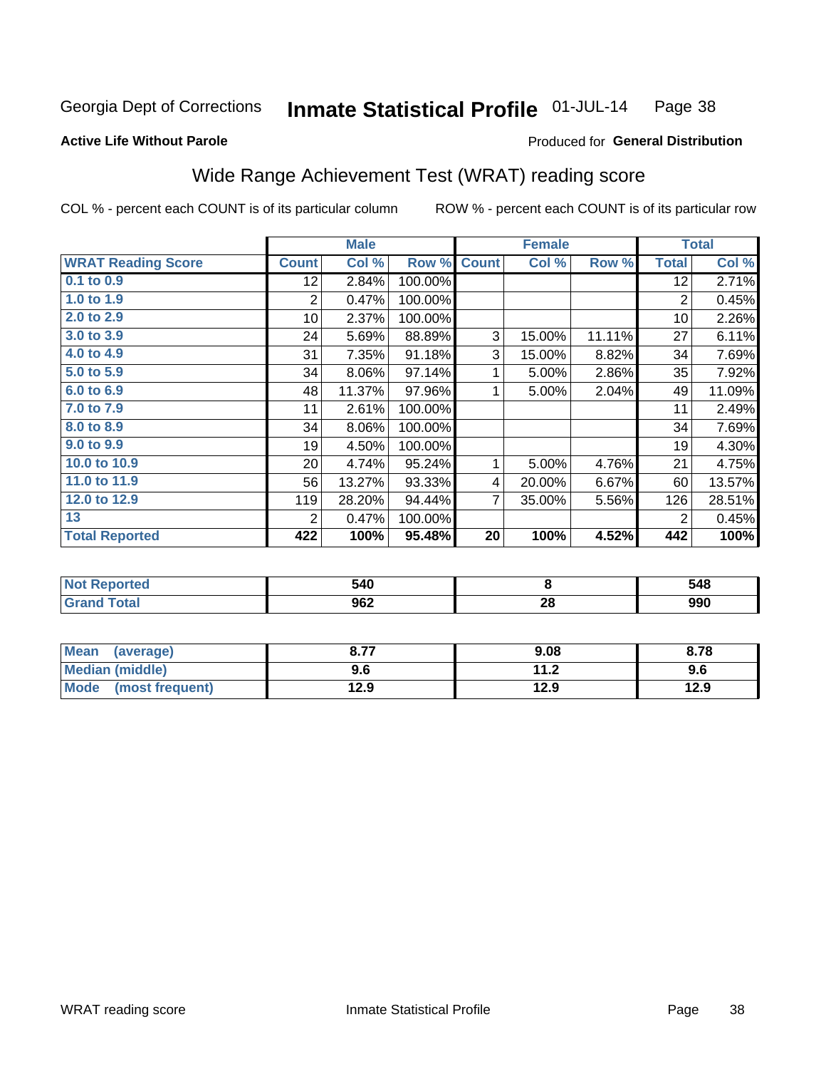Georgia Dept of Corrections **Inmate Statistical Profile** 01-JUL-14

**Active Life Without Parole**

Produced for **General Distribution**

## Wide Range Achievement Test (WRAT) reading score

COL % - percent each COUNT is of its particular column ROW % - percent each COUNT is of its particular row

| | Male | | | Female | | | Total | |
|---|---|---|---|---|---|---|---|---|
| **WRAT Reading Score** | **Count** | **Col %** | **Row %** | **Count** | **Col %** | **Row %** | **Total** | **Col %** |
| 0.1 to 0.9 | 12 | 2.84% | 100.00% | | | | 12 | 2.71% |
| 1.0 to 1.9 | 2 | 0.47% | 100.00% | | | | 2 | 0.45% |
| 2.0 to 2.9 | 10 | 2.37% | 100.00% | | | | 10 | 2.26% |
| 3.0 to 3.9 | 24 | 5.69% | 88.89% | 3 | 15.00% | 11.11% | 27 | 6.11% |
| 4.0 to 4.9 | 31 | 7.35% | 91.18% | 3 | 15.00% | 8.82% | 34 | 7.69% |
| 5.0 to 5.9 | 34 | 8.06% | 97.14% | 1 | 5.00% | 2.86% | 35 | 7.92% |
| 6.0 to 6.9 | 48 | 11.37% | 97.96% | 1 | 5.00% | 2.04% | 49 | 11.09% |
| 7.0 to 7.9 | 11 | 2.61% | 100.00% | | | | 11 | 2.49% |
| 8.0 to 8.9 | 34 | 8.06% | 100.00% | | | | 34 | 7.69% |
| 9.0 to 9.9 | 19 | 4.50% | 100.00% | | | | 19 | 4.30% |
| 10.0 to 10.9 | 20 | 4.74% | 95.24% | 1 | 5.00% | 4.76% | 21 | 4.75% |
| 11.0 to 11.9 | 56 | 13.27% | 93.33% | 4 | 20.00% | 6.67% | 60 | 13.57% |
| 12.0 to 12.9 | 119 | 28.20% | 94.44% | 7 | 35.00% | 5.56% | 126 | 28.51% |
| 13 | 2 | 0.47% | 100.00% | | | | 2 | 0.45% |
| **Total Reported** | **422** | **100%** | **95.48%** | **20** | **100%** | **4.52%** | **442** | **100%** |

| | Male | Female | Total |
|---|---|---|---|
| **Not Reported** | **540** | **8** | **548** |
| **Grand Total** | **962** | **28** | **990** |

| | Male | Female | Total |
|---|---|---|---|
| **Mean (average)** | **8.77** | **9.08** | **8.78** |
| **Median (middle)** | **9.6** | **11.2** | **9.6** |
| **Mode (most frequent)** | **12.9** | **12.9** | **12.9** |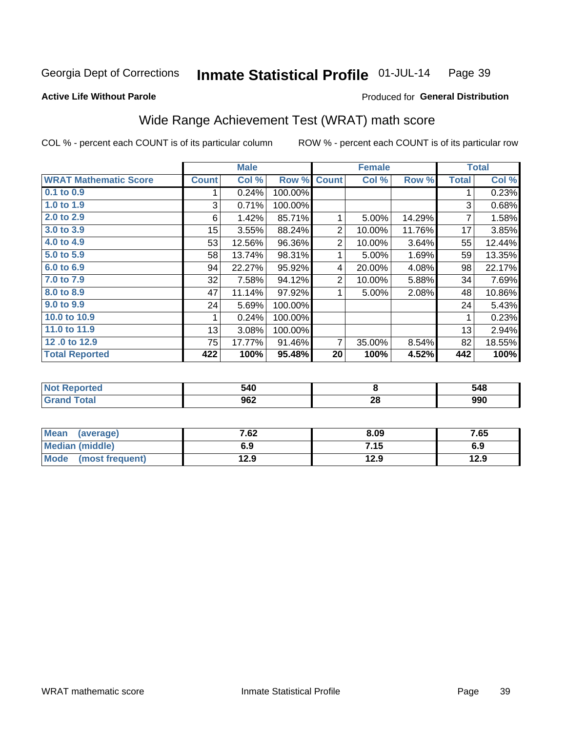Georgia Dept of Corrections **Inmate Statistical Profile** 01-JUL-14

**Active Life Without Parole**

Produced for **General Distribution**

## Wide Range Achievement Test (WRAT) math score

COL % - percent each COUNT is of its particular column ROW % - percent each COUNT is of its particular row

| | Male | | | Female | | | Total | |
|---|---|---|---|---|---|---|---|---|
| **WRAT Mathematic Score** | **Count** | **Col %** | **Row %** | **Count** | **Col %** | **Row %** | **Total** | **Col %** |
| 0.1 to 0.9 | 1 | 0.24% | 100.00% | | | | 1 | 0.23% |
| 1.0 to 1.9 | 3 | 0.71% | 100.00% | | | | 3 | 0.68% |
| 2.0 to 2.9 | 6 | 1.42% | 85.71% | 1 | 5.00% | 14.29% | 7 | 1.58% |
| 3.0 to 3.9 | 15 | 3.55% | 88.24% | 2 | 10.00% | 11.76% | 17 | 3.85% |
| 4.0 to 4.9 | 53 | 12.56% | 96.36% | 2 | 10.00% | 3.64% | 55 | 12.44% |
| 5.0 to 5.9 | 58 | 13.74% | 98.31% | 1 | 5.00% | 1.69% | 59 | 13.35% |
| 6.0 to 6.9 | 94 | 22.27% | 95.92% | 4 | 20.00% | 4.08% | 98 | 22.17% |
| 7.0 to 7.9 | 32 | 7.58% | 94.12% | 2 | 10.00% | 5.88% | 34 | 7.69% |
| 8.0 to 8.9 | 47 | 11.14% | 97.92% | 1 | 5.00% | 2.08% | 48 | 10.86% |
| 9.0 to 9.9 | 24 | 5.69% | 100.00% | | | | 24 | 5.43% |
| 10.0 to 10.9 | 1 | 0.24% | 100.00% | | | | 1 | 0.23% |
| 11.0 to 11.9 | 13 | 3.08% | 100.00% | | | | 13 | 2.94% |
| 12 .0 to 12.9 | 75 | 17.77% | 91.46% | 7 | 35.00% | 8.54% | 82 | 18.55% |
| **Total Reported** | **422** | **100%** | **95.48%** | **20** | **100%** | **4.52%** | **442** | **100%** |

| | Male | Female | Total |
|---|---|---|---|
| **Not Reported** | **540** | **8** | **548** |
| **Grand Total** | **962** | **28** | **990** |

| | Male | Female | Total |
|---|---|---|---|
| **Mean (average)** | **7.62** | **8.09** | **7.65** |
| **Median (middle)** | **6.9** | **7.15** | **6.9** |
| **Mode (most frequent)** | **12.9** | **12.9** | **12.9** |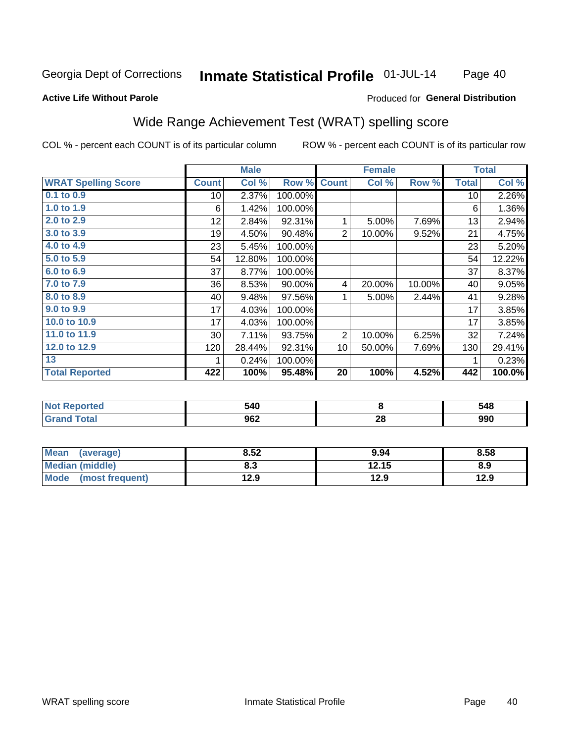Georgia Dept of Corrections **Inmate Statistical Profile** 01-JUL-14

**Active Life Without Parole**

Produced for **General Distribution**

## Wide Range Achievement Test (WRAT) spelling score

COL % - percent each COUNT is of its particular column

ROW % - percent each COUNT is of its particular row

| | Male | | | Female | | | Total | |
|---|---|---|---|---|---|---|---|---|
| **WRAT Spelling Score** | **Count** | **Col %** | **Row %** | **Count** | **Col %** | **Row %** | **Total** | **Col %** |
| **0.1 to 0.9** | 10 | 2.37% | 100.00% | | | | 10 | 2.26% |
| **1.0 to 1.9** | 6 | 1.42% | 100.00% | | | | 6 | 1.36% |
| **2.0 to 2.9** | 12 | 2.84% | 92.31% | 1 | 5.00% | 7.69% | 13 | 2.94% |
| **3.0 to 3.9** | 19 | 4.50% | 90.48% | 2 | 10.00% | 9.52% | 21 | 4.75% |
| **4.0 to 4.9** | 23 | 5.45% | 100.00% | | | | 23 | 5.20% |
| **5.0 to 5.9** | 54 | 12.80% | 100.00% | | | | 54 | 12.22% |
| **6.0 to 6.9** | 37 | 8.77% | 100.00% | | | | 37 | 8.37% |
| **7.0 to 7.9** | 36 | 8.53% | 90.00% | 4 | 20.00% | 10.00% | 40 | 9.05% |
| **8.0 to 8.9** | 40 | 9.48% | 97.56% | 1 | 5.00% | 2.44% | 41 | 9.28% |
| **9.0 to 9.9** | 17 | 4.03% | 100.00% | | | | 17 | 3.85% |
| **10.0 to 10.9** | 17 | 4.03% | 100.00% | | | | 17 | 3.85% |
| **11.0 to 11.9** | 30 | 7.11% | 93.75% | 2 | 10.00% | 6.25% | 32 | 7.24% |
| **12.0 to 12.9** | 120 | 28.44% | 92.31% | 10 | 50.00% | 7.69% | 130 | 29.41% |
| **13** | 1 | 0.24% | 100.00% | | | | 1 | 0.23% |
| **Total Reported** | **422** | **100%** | **95.48%** | **20** | **100%** | **4.52%** | **442** | **100.0%** |

| | Male | Female | Total |
|---|---|---|---|
| **Not Reported** | **540** | **8** | **548** |
| **Grand Total** | **962** | **28** | **990** |

| | Male | Female | Total |
|---|---|---|---|
| **Mean (average)** | **8.52** | **9.94** | **8.58** |
| **Median (middle)** | **8.3** | **12.15** | **8.9** |
| **Mode (most frequent)** | **12.9** | **12.9** | **12.9** |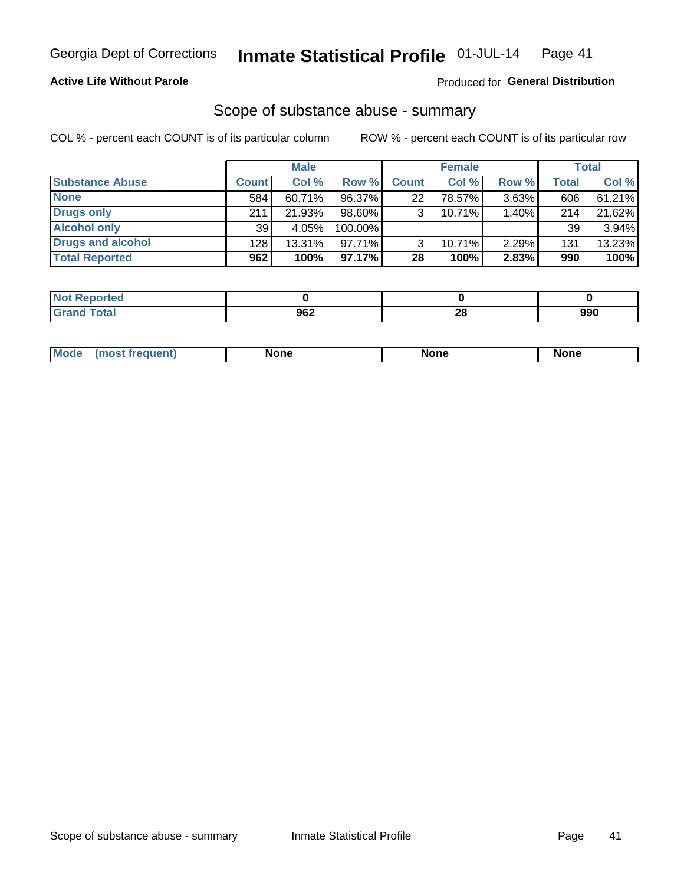Georgia Dept of Corrections **Inmate Statistical Profile** 01-JUL-14

**Active Life Without Parole**

Produced for **General Distribution**

## Scope of substance abuse - summary

COL % - percent each COUNT is of its particular column    ROW % - percent each COUNT is of its particular row

| | Male | | | Female | | | Total | |
|---|---|---|---|---|---|---|---|---|
| **Substance Abuse** | **Count** | **Col %** | **Row %** | **Count** | **Col %** | **Row %** | **Total** | **Col %** |
| **None** | 584 | 60.71% | 96.37% | 22 | 78.57% | 3.63% | 606 | 61.21% |
| **Drugs only** | 211 | 21.93% | 98.60% | 3 | 10.71% | 1.40% | 214 | 21.62% |
| **Alcohol only** | 39 | 4.05% | 100.00% | | | | 39 | 3.94% |
| **Drugs and alcohol** | 128 | 13.31% | 97.71% | 3 | 10.71% | 2.29% | 131 | 13.23% |
| **Total Reported** | **962** | **100%** | **97.17%** | **28** | **100%** | **2.83%** | **990** | **100%** |

| | Male | Female | Total |
|---|---|---|---|
| **Not Reported** | **0** | **0** | **0** |
| **Grand Total** | **962** | **28** | **990** |

| | Male | Female | Total |
|---|---|---|---|
| **Mode (most frequent)** | **None** | **None** | **None** |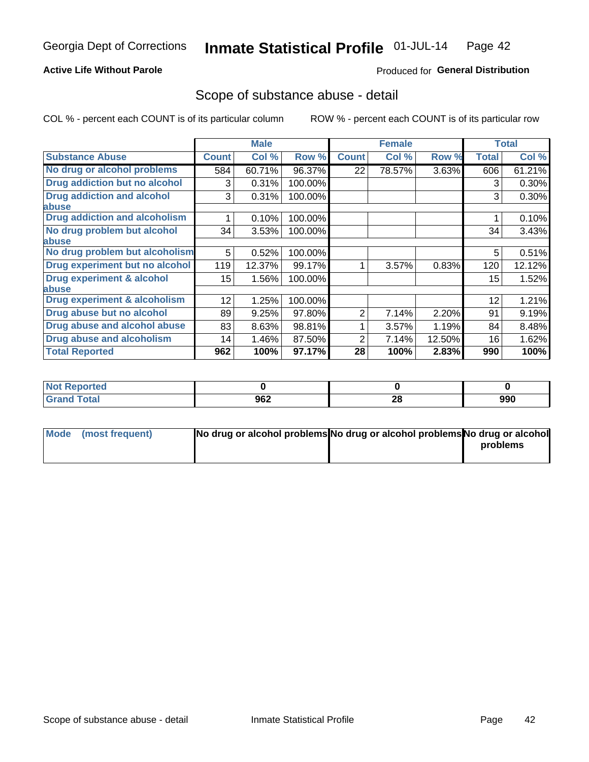Georgia Dept of Corrections **Inmate Statistical Profile** 01-JUL-14

**Active Life Without Parole**

Produced for **General Distribution**

## Scope of substance abuse - detail

COL % - percent each COUNT is of its particular column ROW % - percent each COUNT is of its particular row

| | Male | | | Female | | | Total | |
|---|---|---|---|---|---|---|---|---|
| **Substance Abuse** | **Count** | **Col %** | **Row %** | **Count** | **Col %** | **Row %** | **Total** | **Col %** |
| **No drug or alcohol problems** | 584 | 60.71% | 96.37% | 22 | 78.57% | 3.63% | 606 | 61.21% |
| **Drug addiction but no alcohol** | 3 | 0.31% | 100.00% | | | | 3 | 0.30% |
| **Drug addiction and alcohol abuse** | 3 | 0.31% | 100.00% | | | | 3 | 0.30% |
| **Drug addiction and alcoholism** | 1 | 0.10% | 100.00% | | | | 1 | 0.10% |
| **No drug problem but alcohol abuse** | 34 | 3.53% | 100.00% | | | | 34 | 3.43% |
| **No drug problem but alcoholism** | 5 | 0.52% | 100.00% | | | | 5 | 0.51% |
| **Drug experiment but no alcohol** | 119 | 12.37% | 99.17% | 1 | 3.57% | 0.83% | 120 | 12.12% |
| **Drug experiment & alcohol abuse** | 15 | 1.56% | 100.00% | | | | 15 | 1.52% |
| **Drug experiment & alcoholism** | 12 | 1.25% | 100.00% | | | | 12 | 1.21% |
| **Drug abuse but no alcohol** | 89 | 9.25% | 97.80% | 2 | 7.14% | 2.20% | 91 | 9.19% |
| **Drug abuse and alcohol abuse** | 83 | 8.63% | 98.81% | 1 | 3.57% | 1.19% | 84 | 8.48% |
| **Drug abuse and alcoholism** | 14 | 1.46% | 87.50% | 2 | 7.14% | 12.50% | 16 | 1.62% |
| **Total Reported** | **962** | **100%** | **97.17%** | **28** | **100%** | **2.83%** | **990** | **100%** |

| | Male | Female | Total |
|---|---|---|---|
| **Not Reported** | **0** | **0** | **0** |
| **Grand Total** | **962** | **28** | **990** |

| | Male | Female | Total |
|---|---|---|---|
| **Mode (most frequent)** | **No drug or alcohol problems** | **No drug or alcohol problems** | **No drug or alcohol problems** |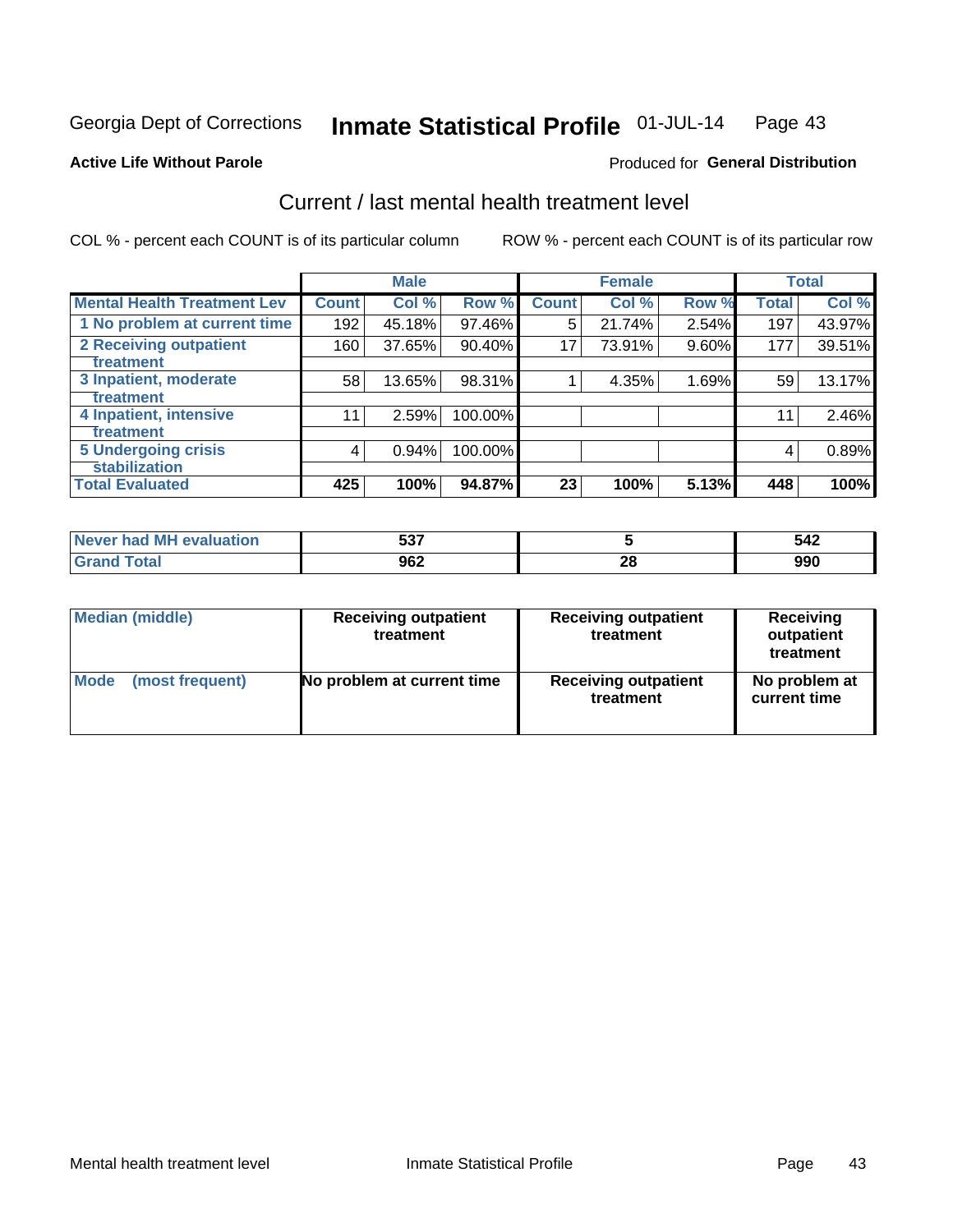Georgia Dept of Corrections **Inmate Statistical Profile** 01-JUL-14

**Active Life Without Parole**

Produced for **General Distribution**

## Current / last mental health treatment level

COL % - percent each COUNT is of its particular column

ROW % - percent each COUNT is of its particular row

| | Male | | | Female | | | Total | |
|---|---|---|---|---|---|---|---|---|
| **Mental Health Treatment Lev** | **Count** | **Col %** | **Row %** | **Count** | **Col %** | **Row %** | **Total** | **Col %** |
| **1 No problem at current time** | 192 | 45.18% | 97.46% | 5 | 21.74% | 2.54% | 197 | 43.97% |
| **2 Receiving outpatient treatment** | 160 | 37.65% | 90.40% | 17 | 73.91% | 9.60% | 177 | 39.51% |
| **3 Inpatient, moderate treatment** | 58 | 13.65% | 98.31% | 1 | 4.35% | 1.69% | 59 | 13.17% |
| **4 Inpatient, intensive treatment** | 11 | 2.59% | 100.00% | | | | 11 | 2.46% |
| **5 Undergoing crisis stabilization** | 4 | 0.94% | 100.00% | | | | 4 | 0.89% |
| **Total Evaluated** | **425** | **100%** | **94.87%** | **23** | **100%** | **5.13%** | **448** | **100%** |

| | Male | Female | Total |
|---|---|---|---|
| **Never had MH evaluation** | **537** | **5** | **542** |
| **Grand Total** | **962** | **28** | **990** |

| | Male | Female | Total |
|---|---|---|---|
| **Median (middle)** | **Receiving outpatient treatment** | **Receiving outpatient treatment** | **Receiving outpatient treatment** |
| **Mode (most frequent)** | **No problem at current time** | **Receiving outpatient treatment** | **No problem at current time** |

Mental health treatment level Inmate Statistical Profile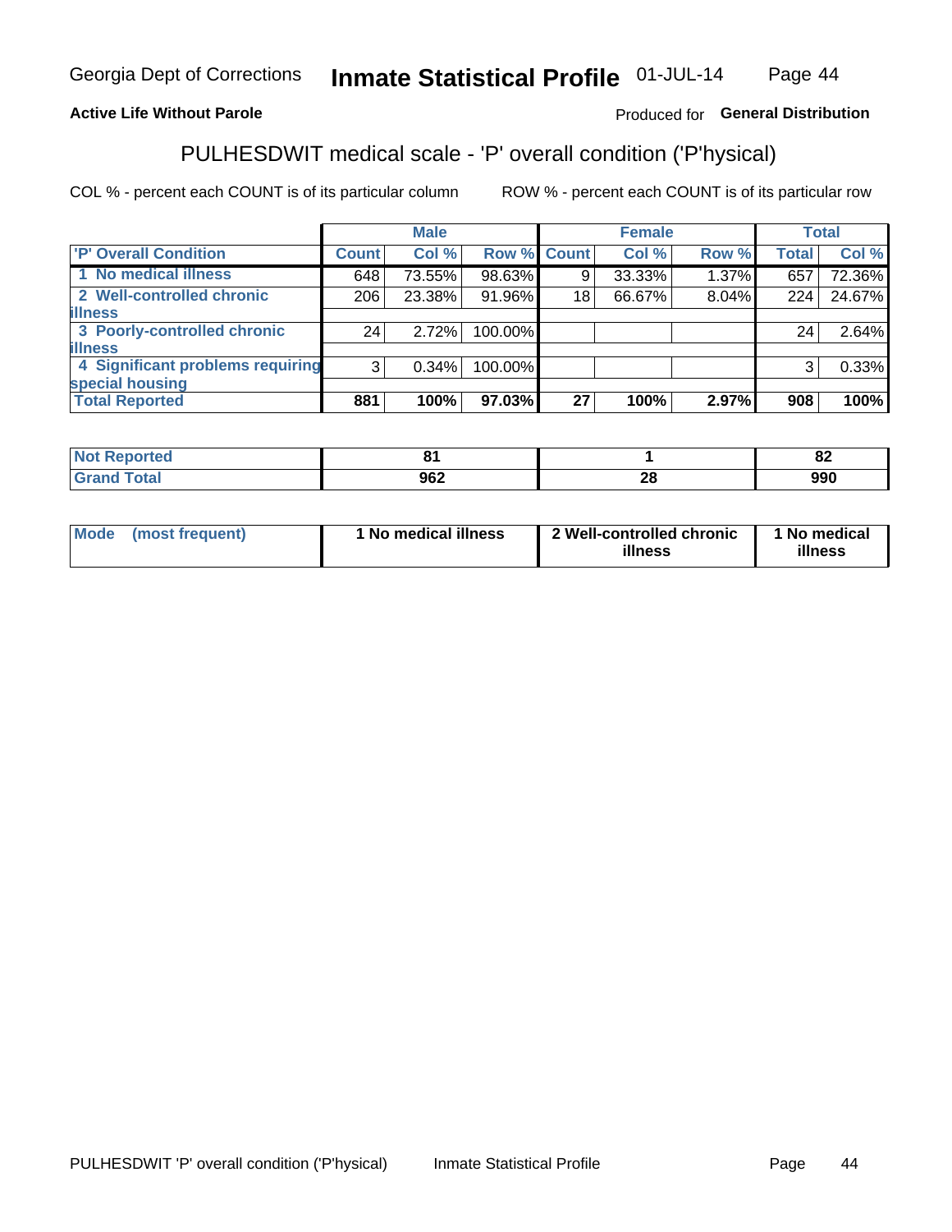Georgia Dept of Corrections **Inmate Statistical Profile** 01-JUL-14

**Active Life Without Parole**

Produced for **General Distribution**

## PULHESDWIT medical scale - 'P' overall condition ('P'hysical)

COL % - percent each COUNT is of its particular column ROW % - percent each COUNT is of its particular row

| | Male | | | Female | | | Total | |
|---|---|---|---|---|---|---|---|---|
| 'P' Overall Condition | Count | Col % | Row % | Count | Col % | Row % | Total | Col % |
| 1 No medical illness | 648 | 73.55% | 98.63% | 9 | 33.33% | 1.37% | 657 | 72.36% |
| 2 Well-controlled chronic illness | 206 | 23.38% | 91.96% | 18 | 66.67% | 8.04% | 224 | 24.67% |
| 3 Poorly-controlled chronic illness | 24 | 2.72% | 100.00% | | | | 24 | 2.64% |
| 4 Significant problems requiring special housing | 3 | 0.34% | 100.00% | | | | 3 | 0.33% |
| **Total Reported** | **881** | **100%** | **97.03%** | **27** | **100%** | **2.97%** | **908** | **100%** |

| | Male | Female | Total |
|---|---|---|---|
| Not Reported | 81 | 1 | 82 |
| Grand Total | 962 | 28 | 990 |

| | Male | Female | Total |
|---|---|---|---|
| Mode (most frequent) | 1 No medical illness | 2 Well-controlled chronic illness | 1 No medical illness |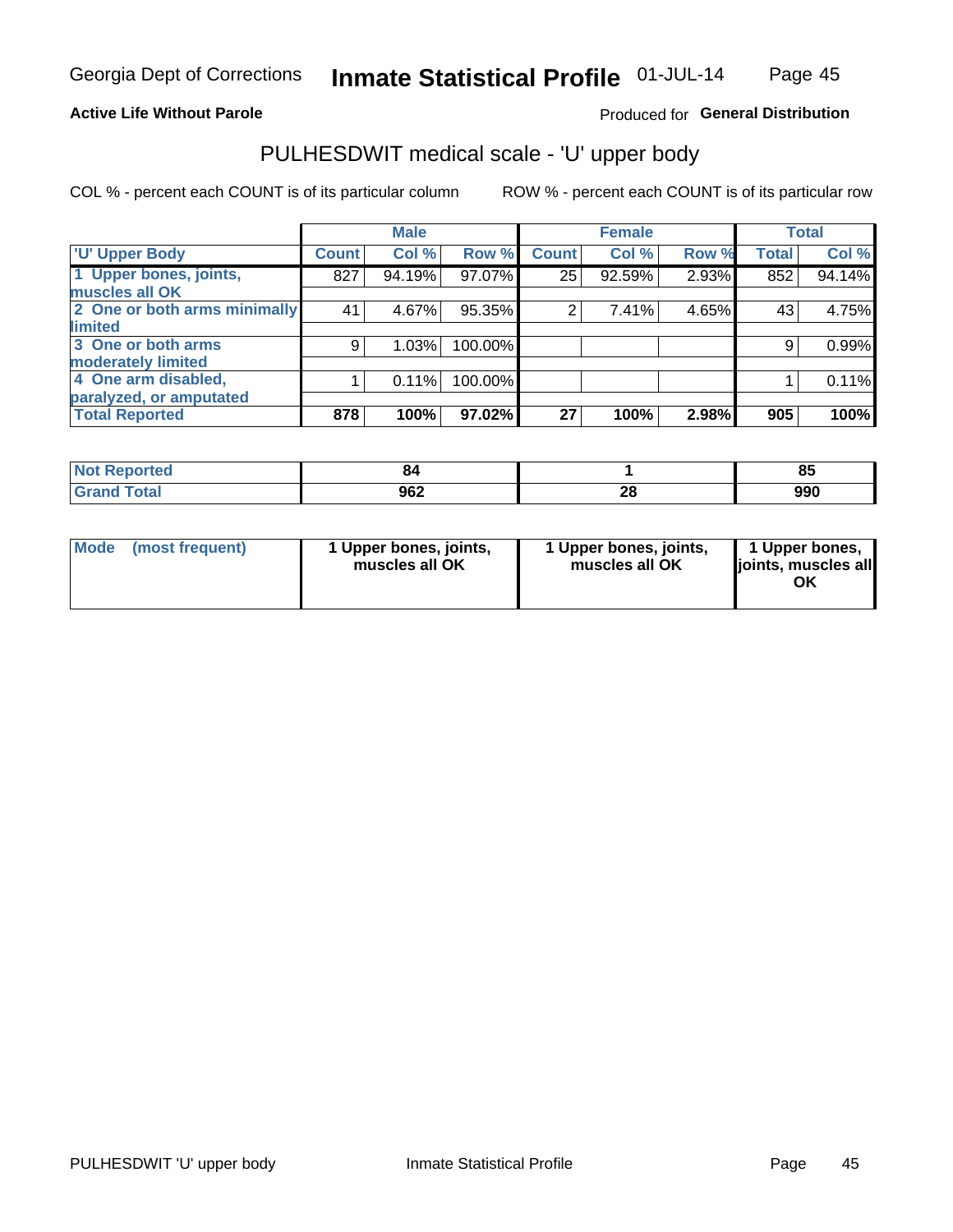Georgia Dept of Corrections **Inmate Statistical Profile** 01-JUL-14

**Active Life Without Parole**

Produced for **General Distribution**

# PULHESDWIT medical scale - 'U' upper body

COL % - percent each COUNT is of its particular column ROW % - percent each COUNT is of its particular row

| 'U' Upper Body | Male | | | Female | | | Total | |
|---|---|---|---|---|---|---|---|---|
| | Count | Col % | Row % | Count | Col % | Row % | Total | Col % |
| 1 Upper bones, joints, muscles all OK | 827 | 94.19% | 97.07% | 25 | 92.59% | 2.93% | 852 | 94.14% |
| 2 One or both arms minimally limited | 41 | 4.67% | 95.35% | 2 | 7.41% | 4.65% | 43 | 4.75% |
| 3 One or both arms moderately limited | 9 | 1.03% | 100.00% | | | | 9 | 0.99% |
| 4 One arm disabled, paralyzed, or amputated | 1 | 0.11% | 100.00% | | | | 1 | 0.11% |
| **Total Reported** | **878** | **100%** | **97.02%** | **27** | **100%** | **2.98%** | **905** | **100%** |

| | Male | Female | Total |
|---|---|---|---|
| Not Reported | 84 | 1 | 85 |
| Grand Total | 962 | 28 | 990 |

| | Male | Female | Total |
|---|---|---|---|
| Mode (most frequent) | 1 Upper bones, joints, muscles all OK | 1 Upper bones, joints, muscles all OK | 1 Upper bones, joints, muscles all OK |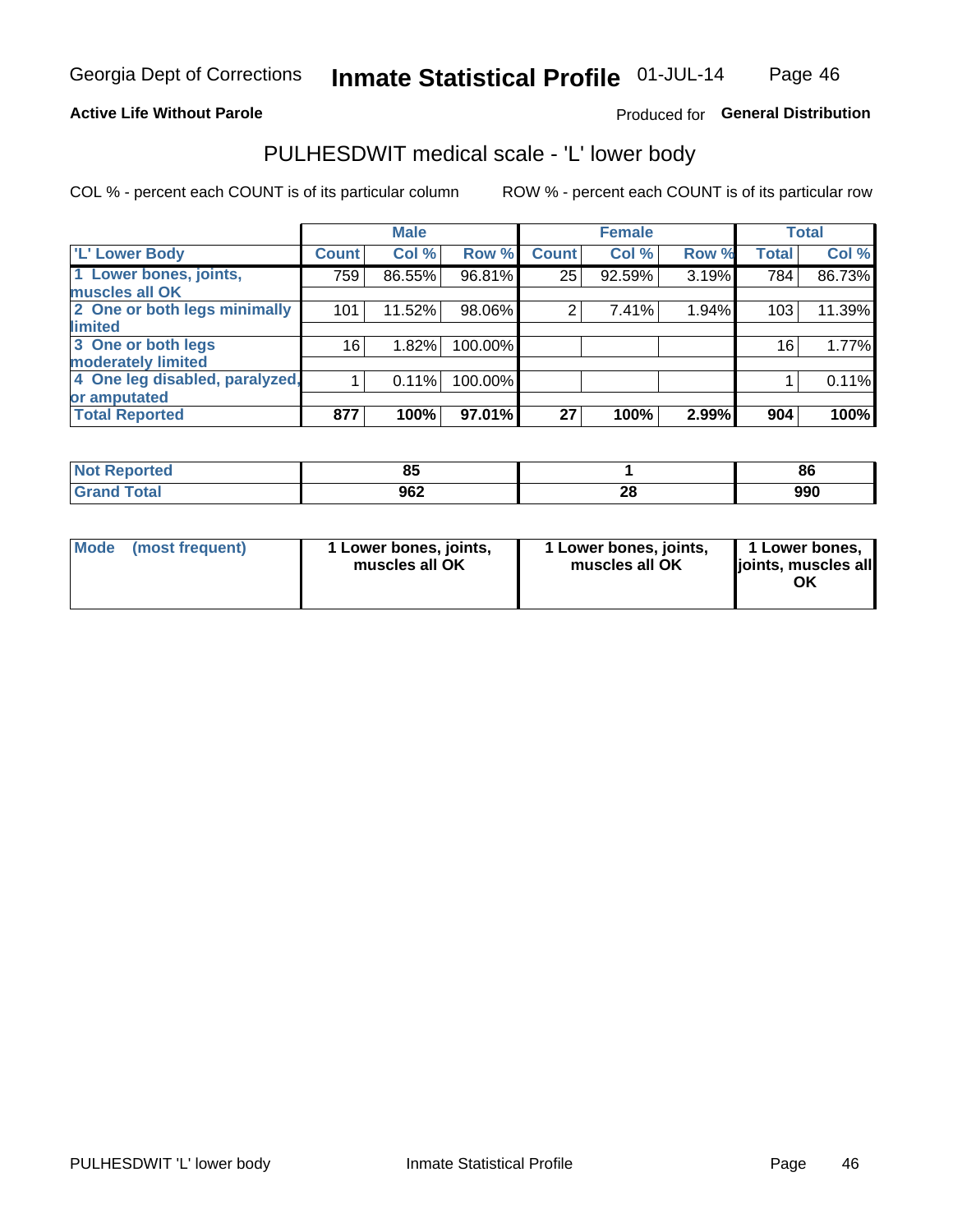Georgia Dept of Corrections **Inmate Statistical Profile** 01-JUL-14

**Active Life Without Parole**

Produced for **General Distribution**

## PULHESDWIT medical scale - 'L' lower body

COL % - percent each COUNT is of its particular column ROW % - percent each COUNT is of its particular row

| | Male | | | Female | | | Total | |
|---|---|---|---|---|---|---|---|---|
| 'L' Lower Body | Count | Col % | Row % | Count | Col % | Row % | Total | Col % |
| 1 Lower bones, joints, muscles all OK | 759 | 86.55% | 96.81% | 25 | 92.59% | 3.19% | 784 | 86.73% |
| 2 One or both legs minimally limited | 101 | 11.52% | 98.06% | 2 | 7.41% | 1.94% | 103 | 11.39% |
| 3 One or both legs moderately limited | 16 | 1.82% | 100.00% | | | | 16 | 1.77% |
| 4 One leg disabled, paralyzed, or amputated | 1 | 0.11% | 100.00% | | | | 1 | 0.11% |
| **Total Reported** | **877** | **100%** | **97.01%** | **27** | **100%** | **2.99%** | **904** | **100%** |

| | Male | Female | Total |
|---|---|---|---|
| Not Reported | 85 | 1 | 86 |
| Grand Total | 962 | 28 | 990 |

| | Male | Female | Total |
|---|---|---|---|
| Mode (most frequent) | 1 Lower bones, joints, muscles all OK | 1 Lower bones, joints, muscles all OK | 1 Lower bones, joints, muscles all OK |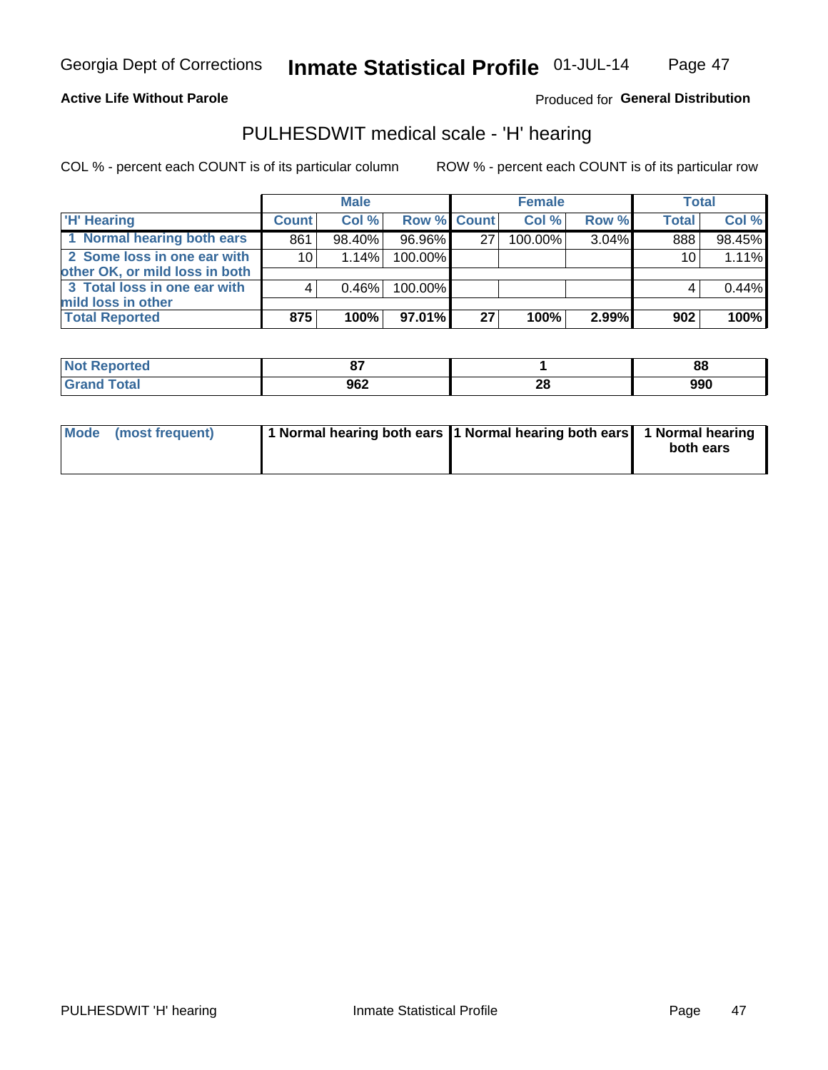Georgia Dept of Corrections **Inmate Statistical Profile** 01-JUL-14

**Active Life Without Parole**

Produced for **General Distribution**

## PULHESDWIT medical scale - 'H' hearing

COL % - percent each COUNT is of its particular column     ROW % - percent each COUNT is of its particular row

| | Male | | | Female | | | Total | |
|---|---|---|---|---|---|---|---|---|
| 'H' Hearing | Count | Col % | Row % | Count | Col % | Row % | Total | Col % |
| 1 Normal hearing both ears | 861 | 98.40% | 96.96% | 27 | 100.00% | 3.04% | 888 | 98.45% |
| 2 Some loss in one ear with other OK, or mild loss in both | 10 | 1.14% | 100.00% | | | | 10 | 1.11% |
| 3 Total loss in one ear with mild loss in other | 4 | 0.46% | 100.00% | | | | 4 | 0.44% |
| **Total Reported** | **875** | **100%** | **97.01%** | **27** | **100%** | **2.99%** | **902** | **100%** |

| | Male | Female | Total |
|---|---|---|---|
| Not Reported | 87 | 1 | 88 |
| Grand Total | 962 | 28 | 990 |

| | Male | Female | Total |
|---|---|---|---|
| Mode (most frequent) | 1 Normal hearing both ears | 1 Normal hearing both ears | 1 Normal hearing both ears |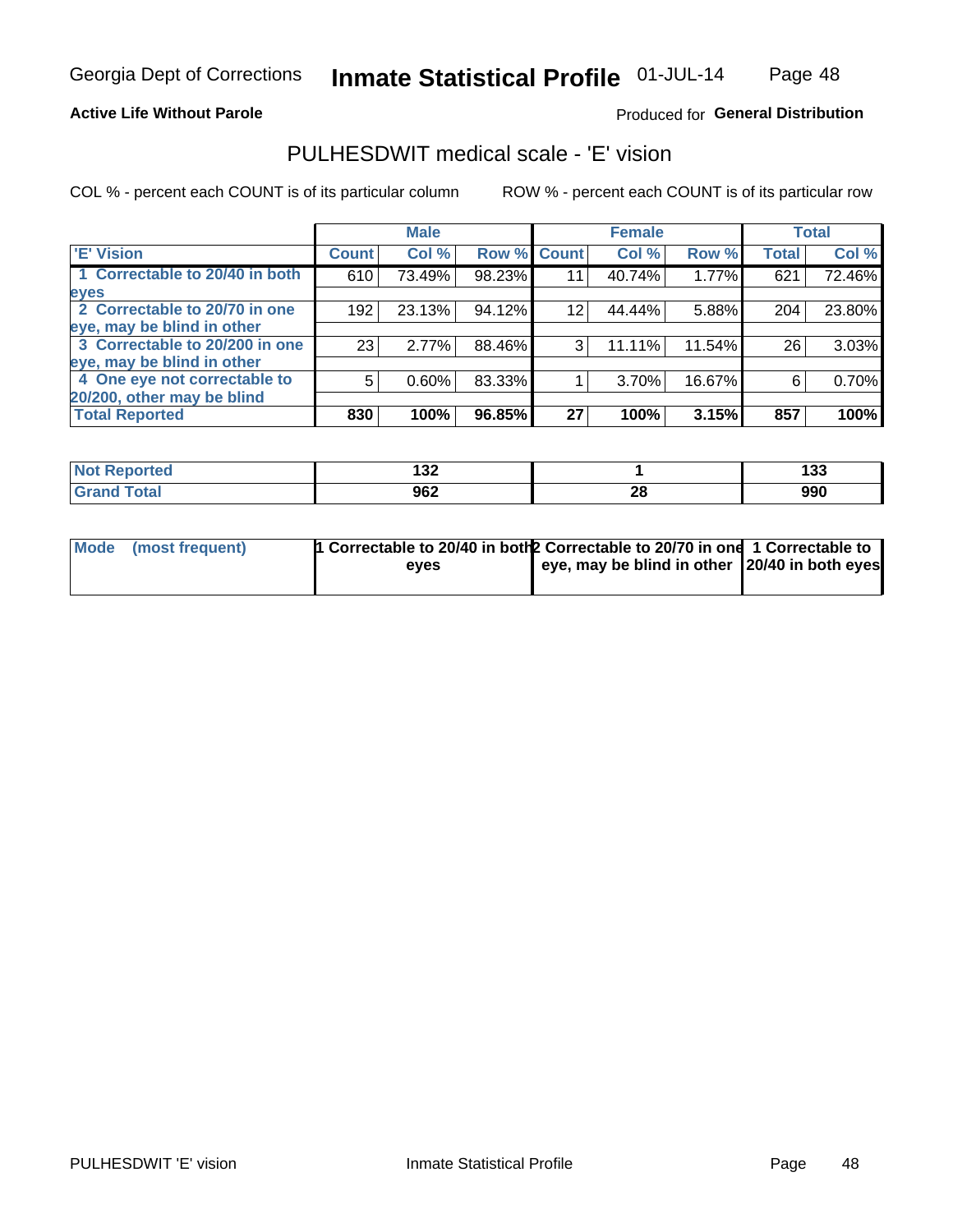Georgia Dept of Corrections **Inmate Statistical Profile** 01-JUL-14

**Active Life Without Parole**

Produced for **General Distribution**

## PULHESDWIT medical scale - 'E' vision

COL % - percent each COUNT is of its particular column

ROW % - percent each COUNT is of its particular row

| | Male | | | Female | | | Total | |
|---|---|---|---|---|---|---|---|---|
| 'E' Vision | Count | Col % | Row % | Count | Col % | Row % | Total | Col % |
| 1 Correctable to 20/40 in both eyes | 610 | 73.49% | 98.23% | 11 | 40.74% | 1.77% | 621 | 72.46% |
| 2 Correctable to 20/70 in one eye, may be blind in other | 192 | 23.13% | 94.12% | 12 | 44.44% | 5.88% | 204 | 23.80% |
| 3 Correctable to 20/200 in one eye, may be blind in other | 23 | 2.77% | 88.46% | 3 | 11.11% | 11.54% | 26 | 3.03% |
| 4 One eye not correctable to 20/200, other may be blind | 5 | 0.60% | 83.33% | 1 | 3.70% | 16.67% | 6 | 0.70% |
| **Total Reported** | **830** | **100%** | **96.85%** | **27** | **100%** | **3.15%** | **857** | **100%** |

| | Male | Female | Total |
|---|---|---|---|
| Not Reported | **132** | **1** | **133** |
| Grand Total | **962** | **28** | **990** |

| | Male | Female | Total |
|---|---|---|---|
| Mode (most frequent) | **1 Correctable to 20/40 in both eyes** | **2 Correctable to 20/70 in one eye, may be blind in other** | **1 Correctable to 20/40 in both eyes** |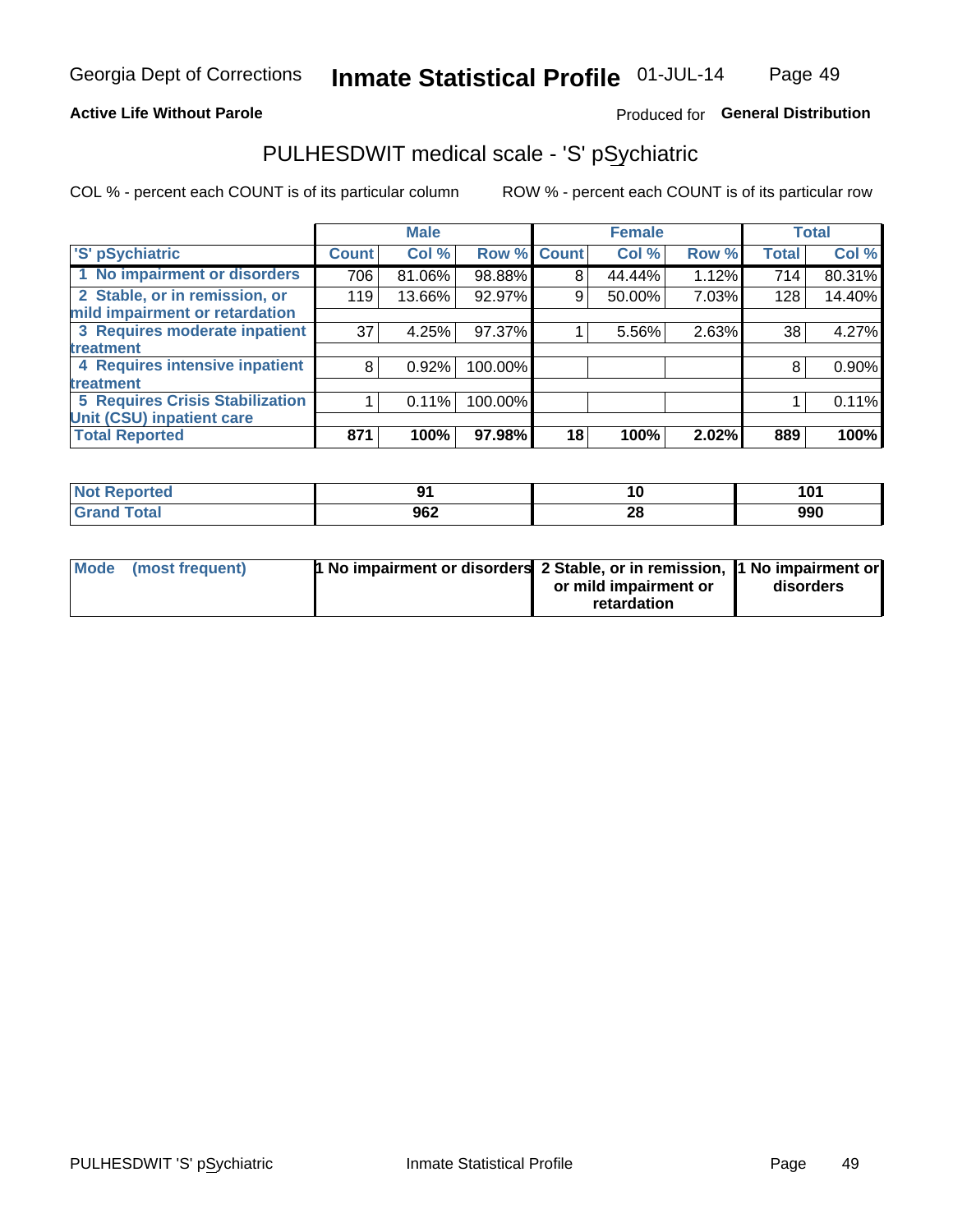Georgia Dept of Corrections **Inmate Statistical Profile** 01-JUL-14

**Active Life Without Parole**

Produced for **General Distribution**

## PULHESDWIT medical scale - 'S' pSychiatric

COL % - percent each COUNT is of its particular column ROW % - percent each COUNT is of its particular row

| | Male | | | Female | | | Total | |
|---|---|---|---|---|---|---|---|---|
| 'S' pSychiatric | Count | Col % | Row % | Count | Col % | Row % | Total | Col % |
| 1 No impairment or disorders | 706 | 81.06% | 98.88% | 8 | 44.44% | 1.12% | 714 | 80.31% |
| 2 Stable, or in remission, or mild impairment or retardation | 119 | 13.66% | 92.97% | 9 | 50.00% | 7.03% | 128 | 14.40% |
| 3 Requires moderate inpatient treatment | 37 | 4.25% | 97.37% | 1 | 5.56% | 2.63% | 38 | 4.27% |
| 4 Requires intensive inpatient treatment | 8 | 0.92% | 100.00% | | | | 8 | 0.90% |
| 5 Requires Crisis Stabilization Unit (CSU) inpatient care | 1 | 0.11% | 100.00% | | | | 1 | 0.11% |
| **Total Reported** | **871** | **100%** | **97.98%** | **18** | **100%** | **2.02%** | **889** | **100%** |

| | Male | Female | Total |
|---|---|---|---|
| Not Reported | 91 | 10 | 101 |
| Grand Total | 962 | 28 | 990 |

| | Male | Female | Total |
|---|---|---|---|
| Mode (most frequent) | 1 No impairment or disorders | 2 Stable, or in remission, or mild impairment or retardation | 1 No impairment or disorders |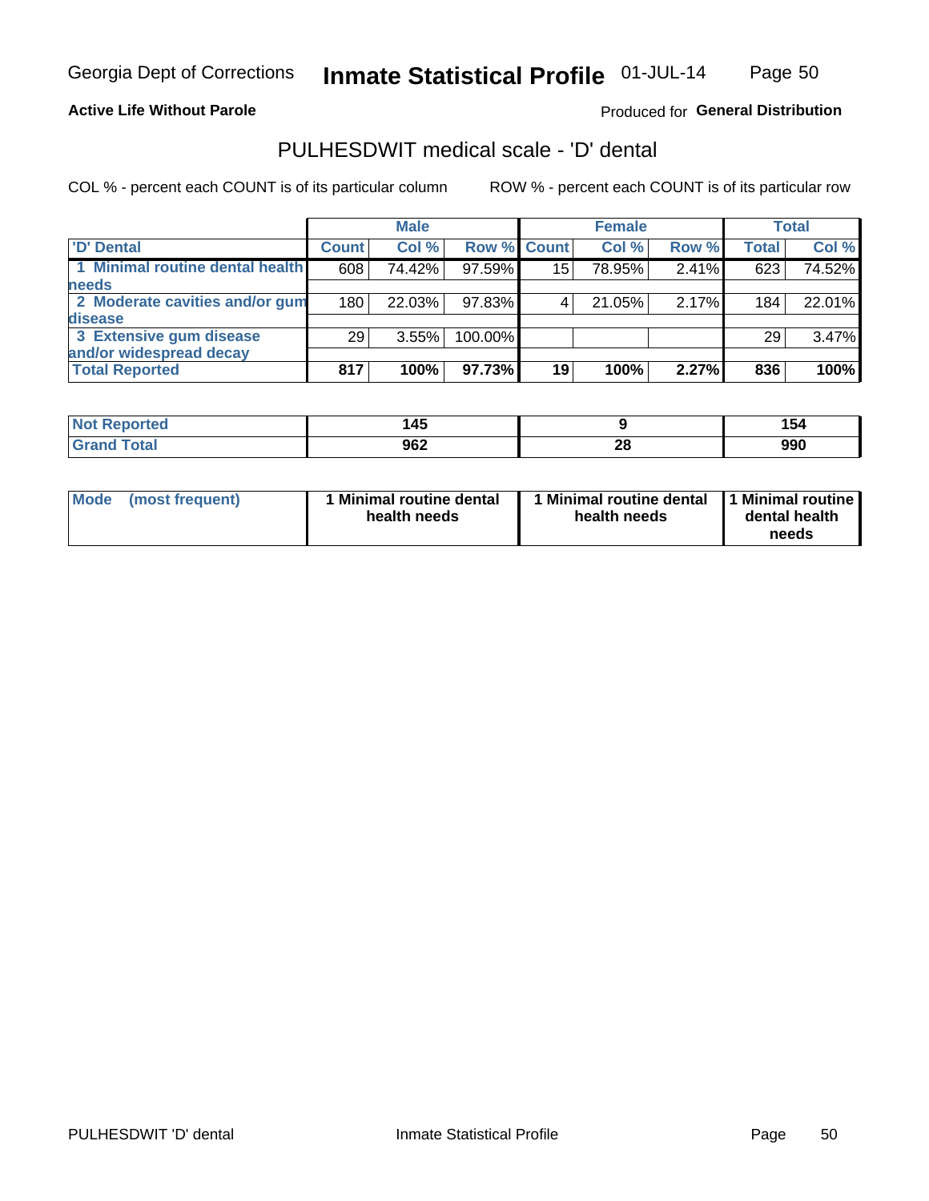Georgia Dept of Corrections **Inmate Statistical Profile** 01-JUL-14

**Active Life Without Parole**

Produced for **General Distribution**

## PULHESDWIT medical scale - 'D' dental

COL % - percent each COUNT is of its particular column

ROW % - percent each COUNT is of its particular row

| | Male | | | Female | | | Total | |
|---|---|---|---|---|---|---|---|---|
| **'D' Dental** | **Count** | **Col %** | **Row %** | **Count** | **Col %** | **Row %** | **Total** | **Col %** |
| **1 Minimal routine dental health needs** | 608 | 74.42% | 97.59% | 15 | 78.95% | 2.41% | 623 | 74.52% |
| **2 Moderate cavities and/or gum disease** | 180 | 22.03% | 97.83% | 4 | 21.05% | 2.17% | 184 | 22.01% |
| **3 Extensive gum disease and/or widespread decay** | 29 | 3.55% | 100.00% | | | | 29 | 3.47% |
| **Total Reported** | **817** | **100%** | **97.73%** | **19** | **100%** | **2.27%** | **836** | **100%** |

| | Male | Female | Total |
|---|---|---|---|
| **Not Reported** | **145** | **9** | **154** |
| **Grand Total** | **962** | **28** | **990** |

| | Male | Female | Total |
|---|---|---|---|
| **Mode (most frequent)** | **1 Minimal routine dental health needs** | **1 Minimal routine dental health needs** | **1 Minimal routine dental health needs** |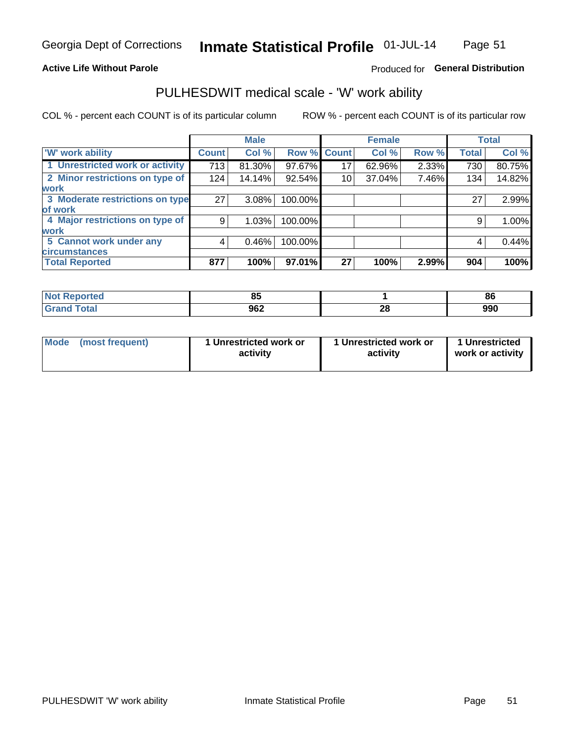Georgia Dept of Corrections **Inmate Statistical Profile** 01-JUL-14

**Active Life Without Parole**

Produced for **General Distribution**

## PULHESDWIT medical scale - 'W' work ability

COL % - percent each COUNT is of its particular column

ROW % - percent each COUNT is of its particular row

| | Male | | | Female | | | Total | |
|---|---|---|---|---|---|---|---|---|
| 'W' work ability | Count | Col % | Row % | Count | Col % | Row % | Total | Col % |
| 1 Unrestricted work or activity | 713 | 81.30% | 97.67% | 17 | 62.96% | 2.33% | 730 | 80.75% |
| 2 Minor restrictions on type of work | 124 | 14.14% | 92.54% | 10 | 37.04% | 7.46% | 134 | 14.82% |
| 3 Moderate restrictions on type of work | 27 | 3.08% | 100.00% | | | | 27 | 2.99% |
| 4 Major restrictions on type of work | 9 | 1.03% | 100.00% | | | | 9 | 1.00% |
| 5 Cannot work under any circumstances | 4 | 0.46% | 100.00% | | | | 4 | 0.44% |
| **Total Reported** | **877** | **100%** | **97.01%** | **27** | **100%** | **2.99%** | **904** | **100%** |

| | Male | Female | Total |
|---|---|---|---|
| Not Reported | 85 | 1 | 86 |
| Grand Total | 962 | 28 | 990 |

| | Male | Female | Total |
|---|---|---|---|
| Mode (most frequent) | 1 Unrestricted work or activity | 1 Unrestricted work or activity | 1 Unrestricted work or activity |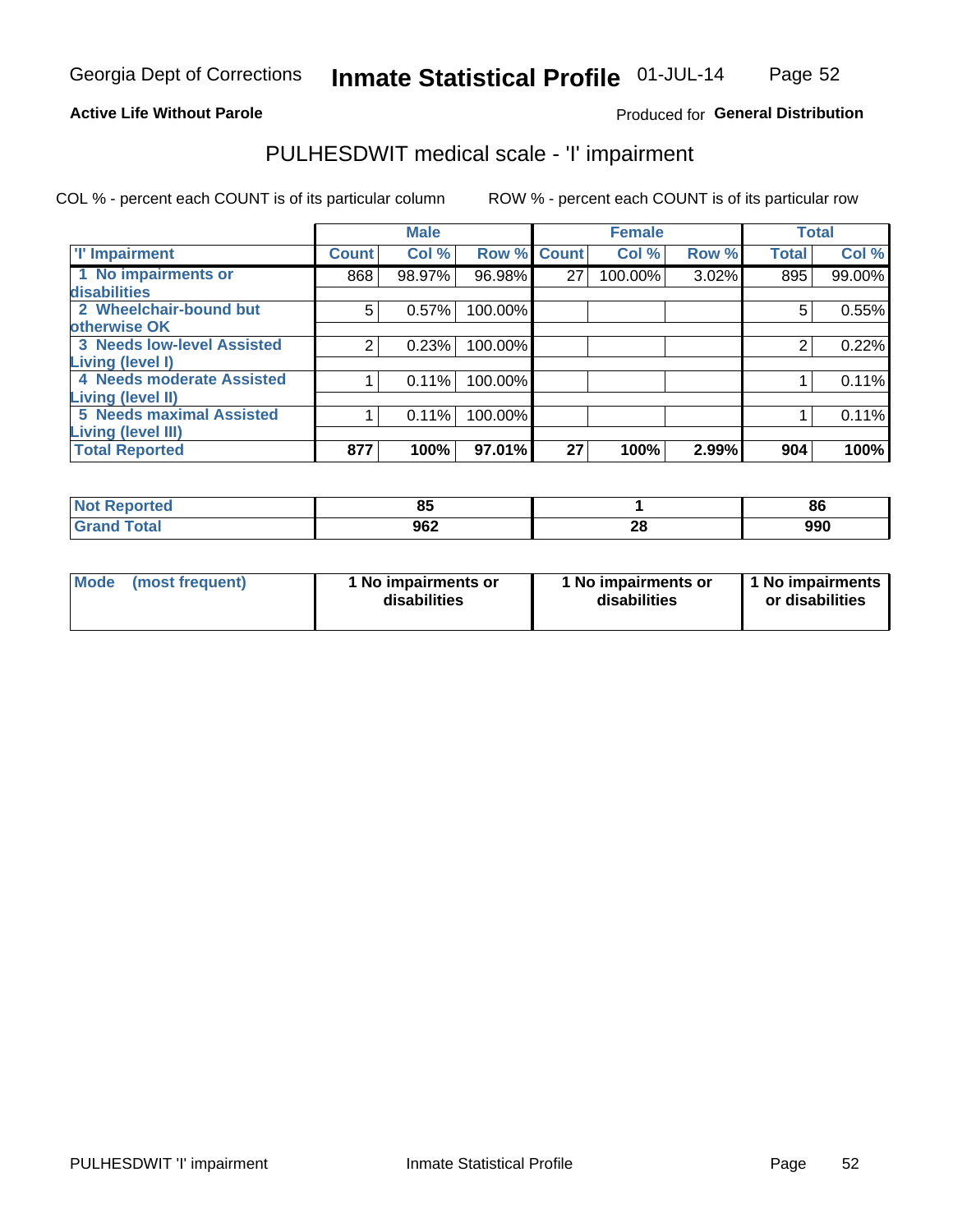Georgia Dept of Corrections **Inmate Statistical Profile** 01-JUL-14

**Active Life Without Parole**

Produced for **General Distribution**

# PULHESDWIT medical scale - 'I' impairment

COL % - percent each COUNT is of its particular column ROW % - percent each COUNT is of its particular row

| | Male | | | Female | | | Total | |
|---|---|---|---|---|---|---|---|---|
| 'I' Impairment | Count | Col % | Row % | Count | Col % | Row % | Total | Col % |
| 1 No impairments or disabilities | 868 | 98.97% | 96.98% | 27 | 100.00% | 3.02% | 895 | 99.00% |
| 2 Wheelchair-bound but otherwise OK | 5 | 0.57% | 100.00% | | | | 5 | 0.55% |
| 3 Needs low-level Assisted Living (level I) | 2 | 0.23% | 100.00% | | | | 2 | 0.22% |
| 4 Needs moderate Assisted Living (level II) | 1 | 0.11% | 100.00% | | | | 1 | 0.11% |
| 5 Needs maximal Assisted Living (level III) | 1 | 0.11% | 100.00% | | | | 1 | 0.11% |
| **Total Reported** | **877** | **100%** | **97.01%** | **27** | **100%** | **2.99%** | **904** | **100%** |

| | Male | Female | Total |
|---|---|---|---|
| Not Reported | 85 | 1 | 86 |
| Grand Total | 962 | 28 | 990 |

| | Male | Female | Total |
|---|---|---|---|
| Mode (most frequent) | 1 No impairments or disabilities | 1 No impairments or disabilities | 1 No impairments or disabilities |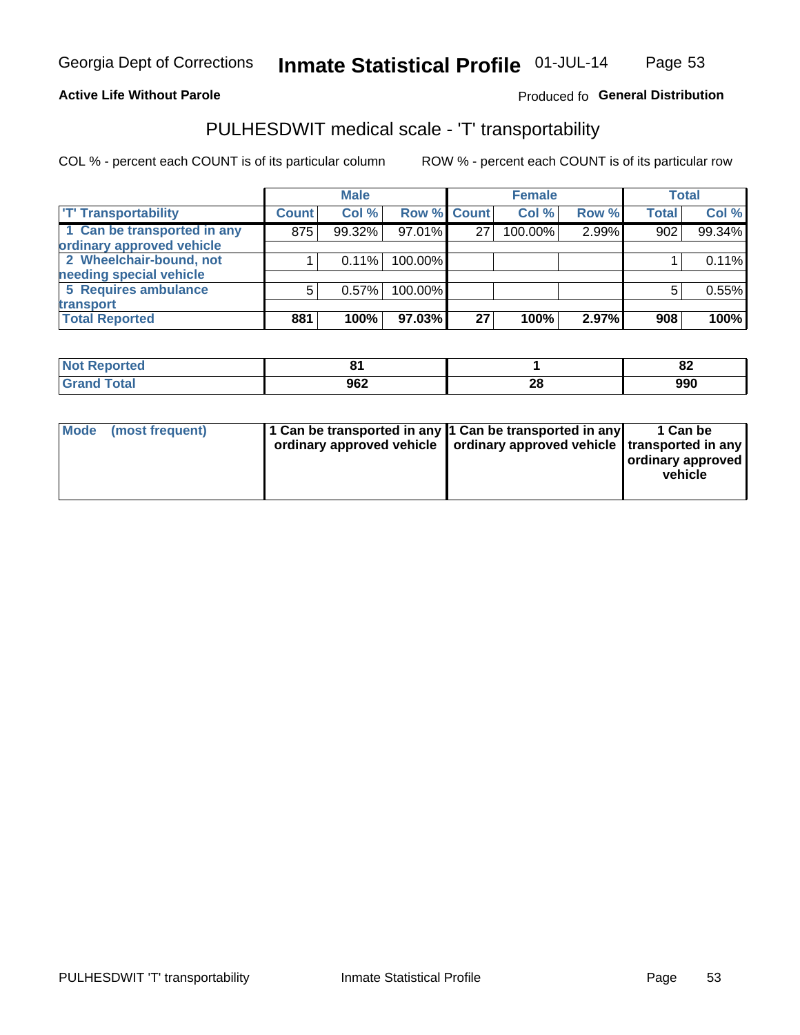Georgia Dept of Corrections **Inmate Statistical Profile** 01-JUL-14

**Active Life Without Parole**

Produced fo **General Distribution**

## PULHESDWIT medical scale - 'T' transportability

COL % - percent each COUNT is of its particular column

ROW % - percent each COUNT is of its particular row

| | Male | | | Female | | | Total | |
|---|---|---|---|---|---|---|---|---|
| 'T' Transportability | Count | Col % | Row % | Count | Col % | Row % | Total | Col % |
| 1 Can be transported in any ordinary approved vehicle | 875 | 99.32% | 97.01% | 27 | 100.00% | 2.99% | 902 | 99.34% |
| 2 Wheelchair-bound, not needing special vehicle | 1 | 0.11% | 100.00% | | | | 1 | 0.11% |
| 5 Requires ambulance transport | 5 | 0.57% | 100.00% | | | | 5 | 0.55% |
| **Total Reported** | **881** | **100%** | **97.03%** | **27** | **100%** | **2.97%** | **908** | **100%** |

| | Male | Female | Total |
|---|---|---|---|
| Not Reported | 81 | 1 | 82 |
| Grand Total | 962 | 28 | 990 |

| | Male | Female | Total |
|---|---|---|---|
| Mode (most frequent) | 1 Can be transported in any ordinary approved vehicle | 1 Can be transported in any ordinary approved vehicle | 1 Can be transported in any ordinary approved vehicle |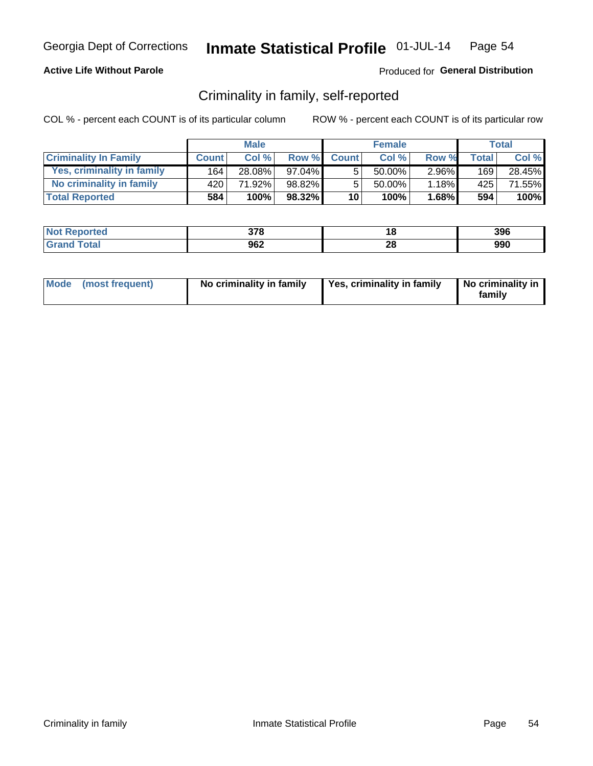Georgia Dept of Corrections **Inmate Statistical Profile** 01-JUL-14

**Active Life Without Parole**

Produced for **General Distribution**

## Criminality in family, self-reported

COL % - percent each COUNT is of its particular column

ROW % - percent each COUNT is of its particular row

| | Male | | | Female | | | Total | |
|---|---|---|---|---|---|---|---|---|
| **Criminality In Family** | **Count** | **Col %** | **Row %** | **Count** | **Col %** | **Row %** | **Total** | **Col %** |
| Yes, criminality in family | 164 | 28.08% | 97.04% | 5 | 50.00% | 2.96% | 169 | 28.45% |
| No criminality in family | 420 | 71.92% | 98.82% | 5 | 50.00% | 1.18% | 425 | 71.55% |
| **Total Reported** | **584** | **100%** | **98.32%** | **10** | **100%** | **1.68%** | **594** | **100%** |

| | Male | Female | Total |
|---|---|---|---|
| **Not Reported** | **378** | **18** | **396** |
| **Grand Total** | **962** | **28** | **990** |

| | Male | Female | Total |
|---|---|---|---|
| **Mode (most frequent)** | **No criminality in family** | **Yes, criminality in family** | **No criminality in family** |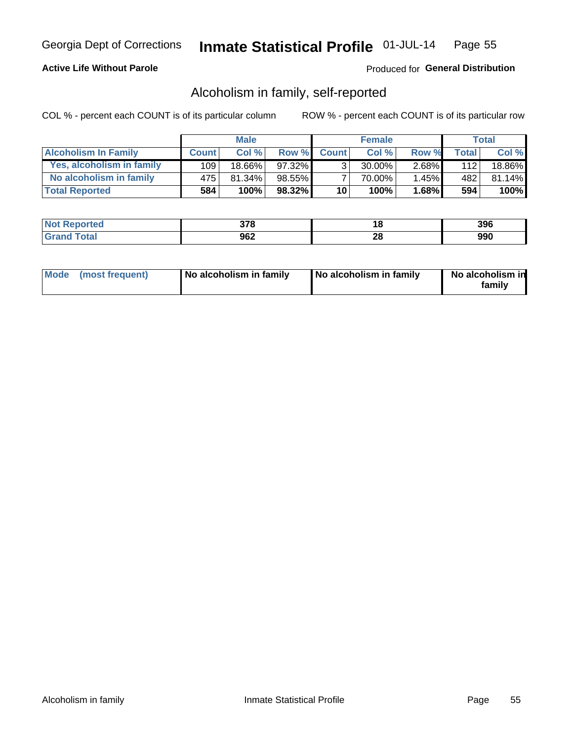Georgia Dept of Corrections **Inmate Statistical Profile** 01-JUL-14

**Active Life Without Parole**

Produced for **General Distribution**

## Alcoholism in family, self-reported

COL % - percent each COUNT is of its particular column

ROW % - percent each COUNT is of its particular row

| | Male | | | Female | | | Total | |
|---|---|---|---|---|---|---|---|---|
| **Alcoholism In Family** | **Count** | **Col %** | **Row %** | **Count** | **Col %** | **Row %** | **Total** | **Col %** |
| **Yes, alcoholism in family** | 109 | 18.66% | 97.32% | 3 | 30.00% | 2.68% | 112 | 18.86% |
| **No alcoholism in family** | 475 | 81.34% | 98.55% | 7 | 70.00% | 1.45% | 482 | 81.14% |
| **Total Reported** | **584** | **100%** | **98.32%** | **10** | **100%** | **1.68%** | **594** | **100%** |

| | Male | Female | Total |
|---|---|---|---|
| **Not Reported** | **378** | **18** | **396** |
| **Grand Total** | **962** | **28** | **990** |

| | Male | Female | Total |
|---|---|---|---|
| **Mode (most frequent)** | **No alcoholism in family** | **No alcoholism in family** | **No alcoholism in family** |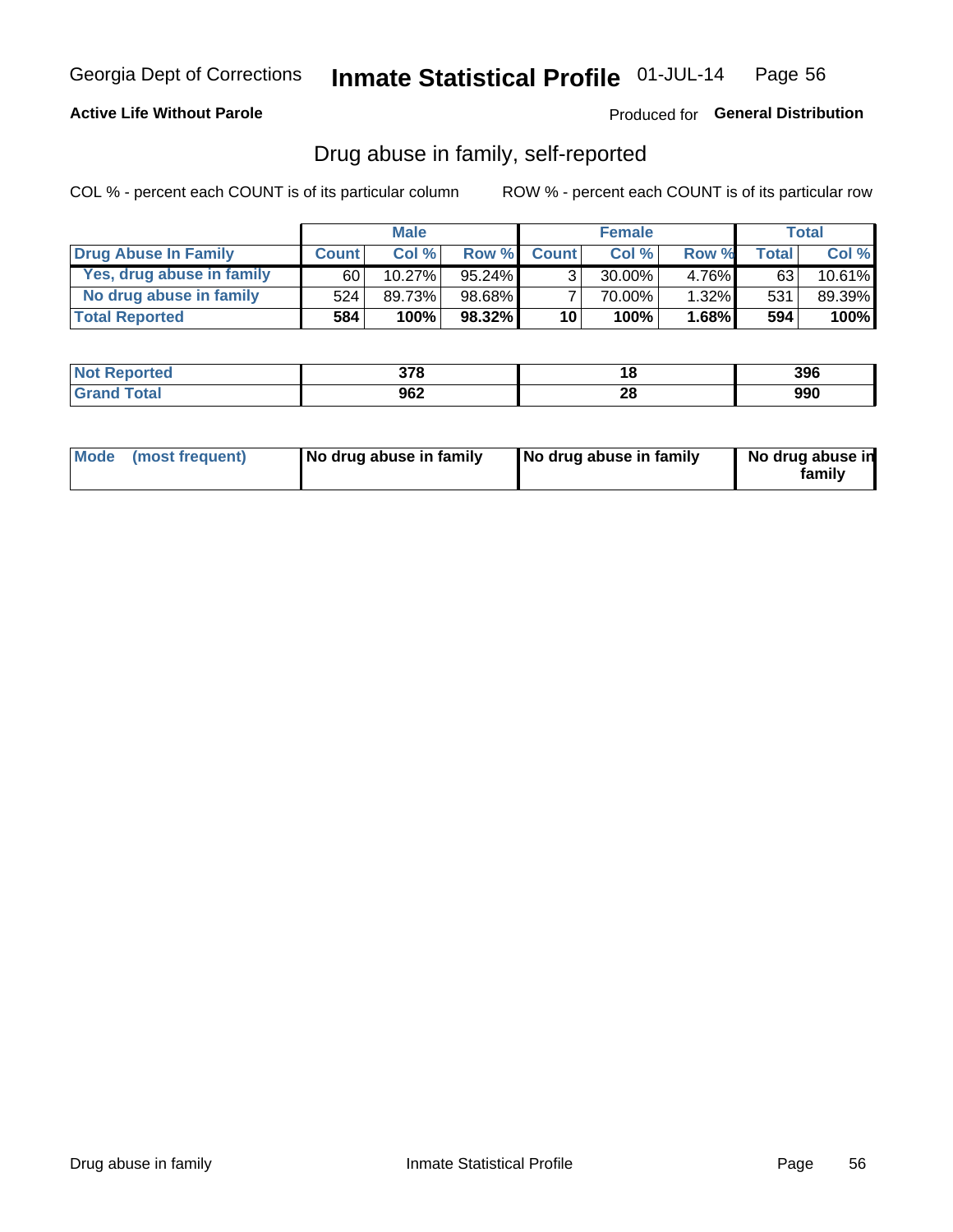Georgia Dept of Corrections **Inmate Statistical Profile** 01-JUL-14

**Active Life Without Parole**

Produced for **General Distribution**

## Drug abuse in family, self-reported

COL % - percent each COUNT is of its particular column

ROW % - percent each COUNT is of its particular row

| | Male | | | Female | | | Total | |
|---|---|---|---|---|---|---|---|---|
| **Drug Abuse In Family** | **Count** | **Col %** | **Row %** | **Count** | **Col %** | **Row %** | **Total** | **Col %** |
| Yes, drug abuse in family | 60 | 10.27% | 95.24% | 3 | 30.00% | 4.76% | 63 | 10.61% |
| No drug abuse in family | 524 | 89.73% | 98.68% | 7 | 70.00% | 1.32% | 531 | 89.39% |
| **Total Reported** | **584** | **100%** | **98.32%** | **10** | **100%** | **1.68%** | **594** | **100%** |

| | Male | Female | Total |
|---|---|---|---|
| **Not Reported** | **378** | **18** | **396** |
| **Grand Total** | **962** | **28** | **990** |

| | Male | Female | Total |
|---|---|---|---|
| **Mode (most frequent)** | **No drug abuse in family** | **No drug abuse in family** | **No drug abuse in family** |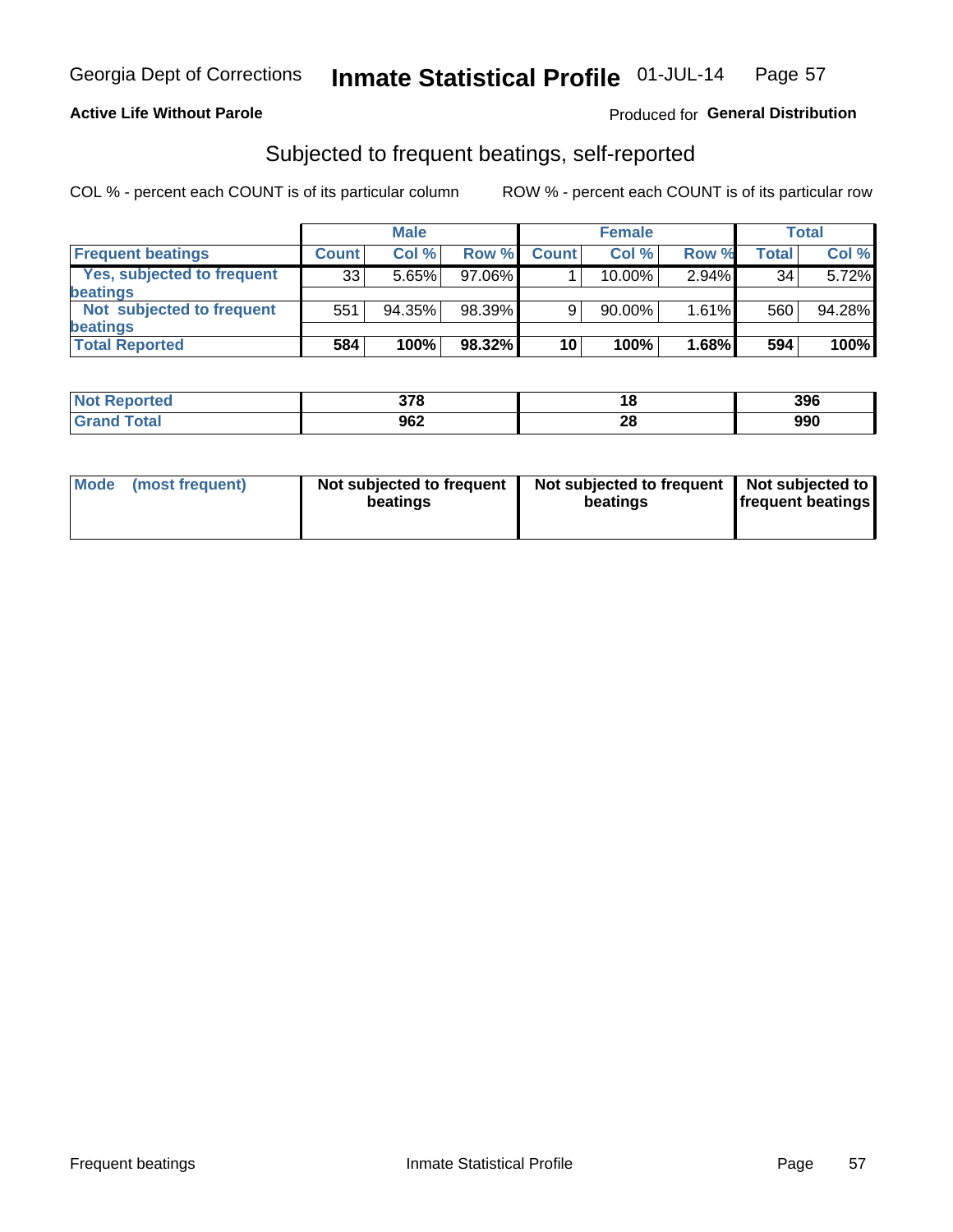**Active Life Without Parole**

Produced for **General Distribution**

## Subjected to frequent beatings, self-reported

COL % - percent each COUNT is of its particular column

ROW % - percent each COUNT is of its particular row

| | Male | | | Female | | | Total | |
|---|---|---|---|---|---|---|---|---|
| **Frequent beatings** | **Count** | **Col %** | **Row %** | **Count** | **Col %** | **Row %** | **Total** | **Col %** |
| **Yes, subjected to frequent beatings** | 33 | 5.65% | 97.06% | 1 | 10.00% | 2.94% | 34 | 5.72% |
| **Not subjected to frequent beatings** | 551 | 94.35% | 98.39% | 9 | 90.00% | 1.61% | 560 | 94.28% |
| **Total Reported** | **584** | **100%** | **98.32%** | **10** | **100%** | **1.68%** | **594** | **100%** |

| | Male | Female | Total |
|---|---|---|---|
| **Not Reported** | **378** | **18** | **396** |
| **Grand Total** | **962** | **28** | **990** |

| | Male | Female | Total |
|---|---|---|---|
| **Mode (most frequent)** | **Not subjected to frequent beatings** | **Not subjected to frequent beatings** | **Not subjected to frequent beatings** |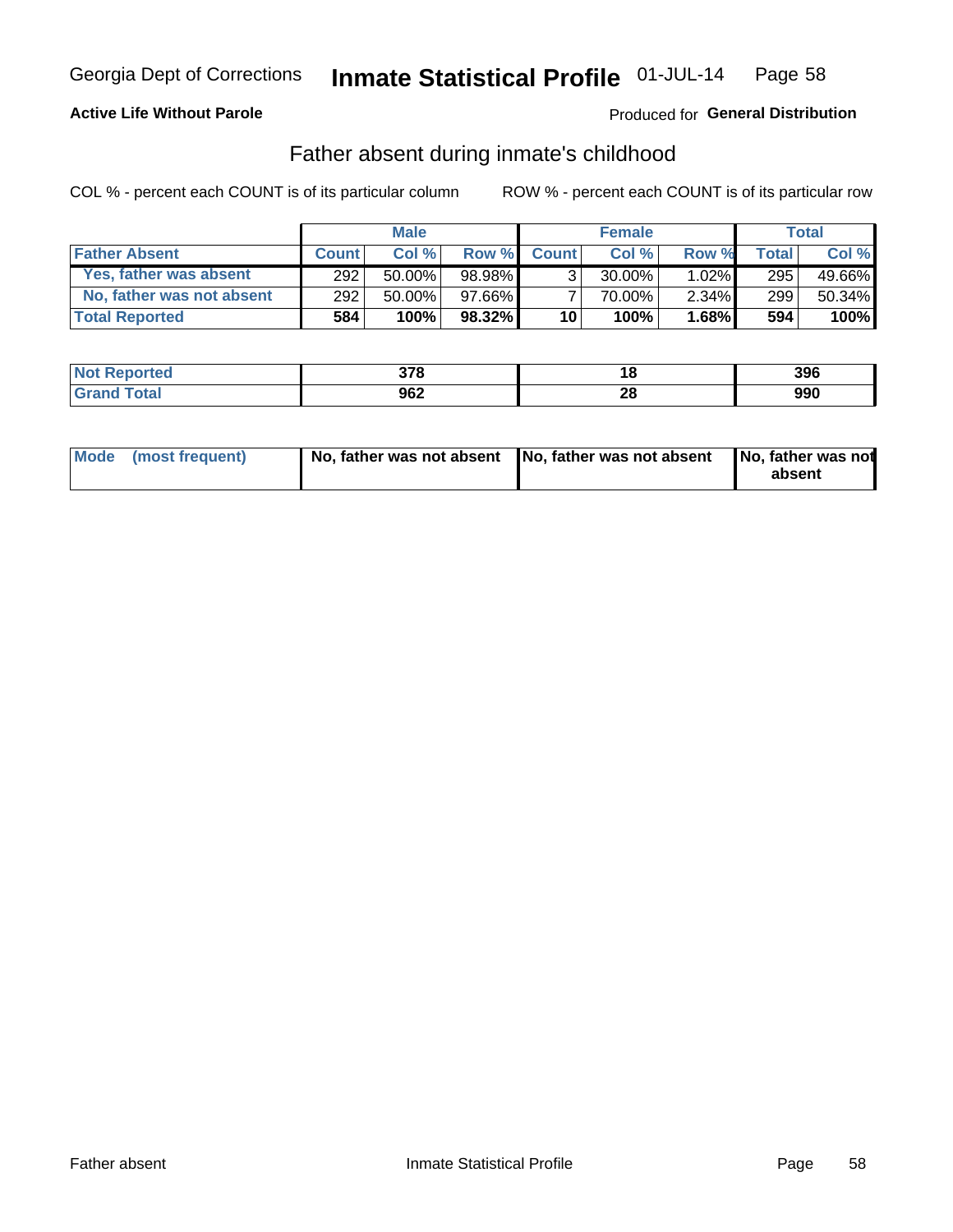Georgia Dept of Corrections **Inmate Statistical Profile** 01-JUL-14

**Active Life Without Parole**

Produced for **General Distribution**

## Father absent during inmate's childhood

COL % - percent each COUNT is of its particular column    ROW % - percent each COUNT is of its particular row

| | Male | | | Female | | | Total | |
|---|---|---|---|---|---|---|---|---|
| **Father Absent** | **Count** | **Col %** | **Row %** | **Count** | **Col %** | **Row %** | **Total** | **Col %** |
| **Yes, father was absent** | 292 | 50.00% | 98.98% | 3 | 30.00% | 1.02% | 295 | 49.66% |
| **No, father was not absent** | 292 | 50.00% | 97.66% | 7 | 70.00% | 2.34% | 299 | 50.34% |
| **Total Reported** | **584** | **100%** | **98.32%** | **10** | **100%** | **1.68%** | **594** | **100%** |

| | Male | Female | Total |
|---|---|---|---|
| **Not Reported** | **378** | **18** | **396** |
| **Grand Total** | **962** | **28** | **990** |

| | Male | Female | Total |
|---|---|---|---|
| **Mode (most frequent)** | **No, father was not absent** | **No, father was not absent** | **No, father was not absent** |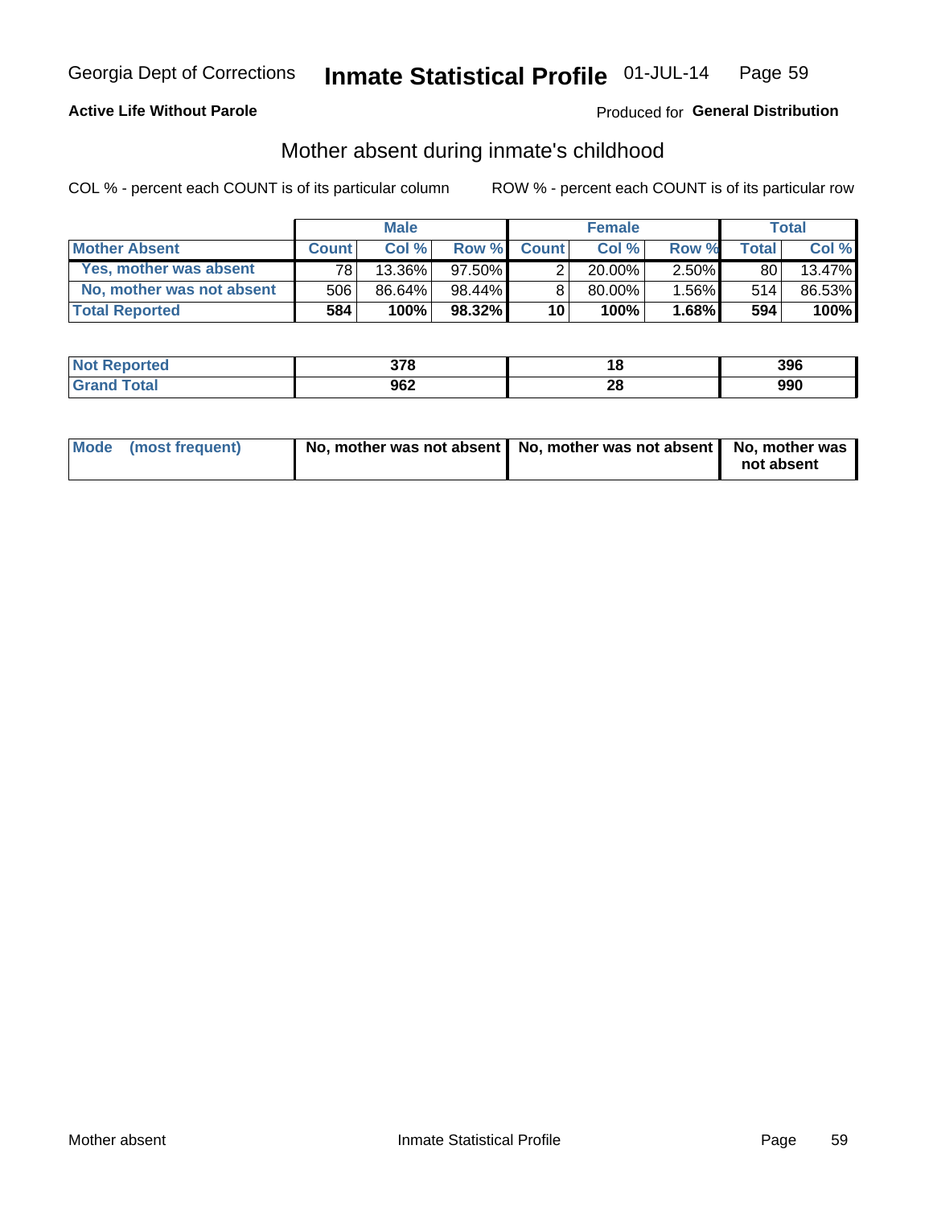Georgia Dept of Corrections **Inmate Statistical Profile** 01-JUL-14

**Active Life Without Parole**

Produced for **General Distribution**

## Mother absent during inmate's childhood

COL % - percent each COUNT is of its particular column    ROW % - percent each COUNT is of its particular row

| | Male | | | Female | | | Total | |
|---|---|---|---|---|---|---|---|---|
| **Mother Absent** | **Count** | **Col %** | **Row %** | **Count** | **Col %** | **Row %** | **Total** | **Col %** |
| Yes, mother was absent | 78 | 13.36% | 97.50% | 2 | 20.00% | 2.50% | 80 | 13.47% |
| No, mother was not absent | 506 | 86.64% | 98.44% | 8 | 80.00% | 1.56% | 514 | 86.53% |
| **Total Reported** | **584** | **100%** | **98.32%** | **10** | **100%** | **1.68%** | **594** | **100%** |

| | Male | Female | Total |
|---|---|---|---|
| Not Reported | 378 | 18 | 396 |
| Grand Total | 962 | 28 | 990 |

| | Male | Female | Total |
|---|---|---|---|
| Mode (most frequent) | No, mother was not absent | No, mother was not absent | No, mother was not absent |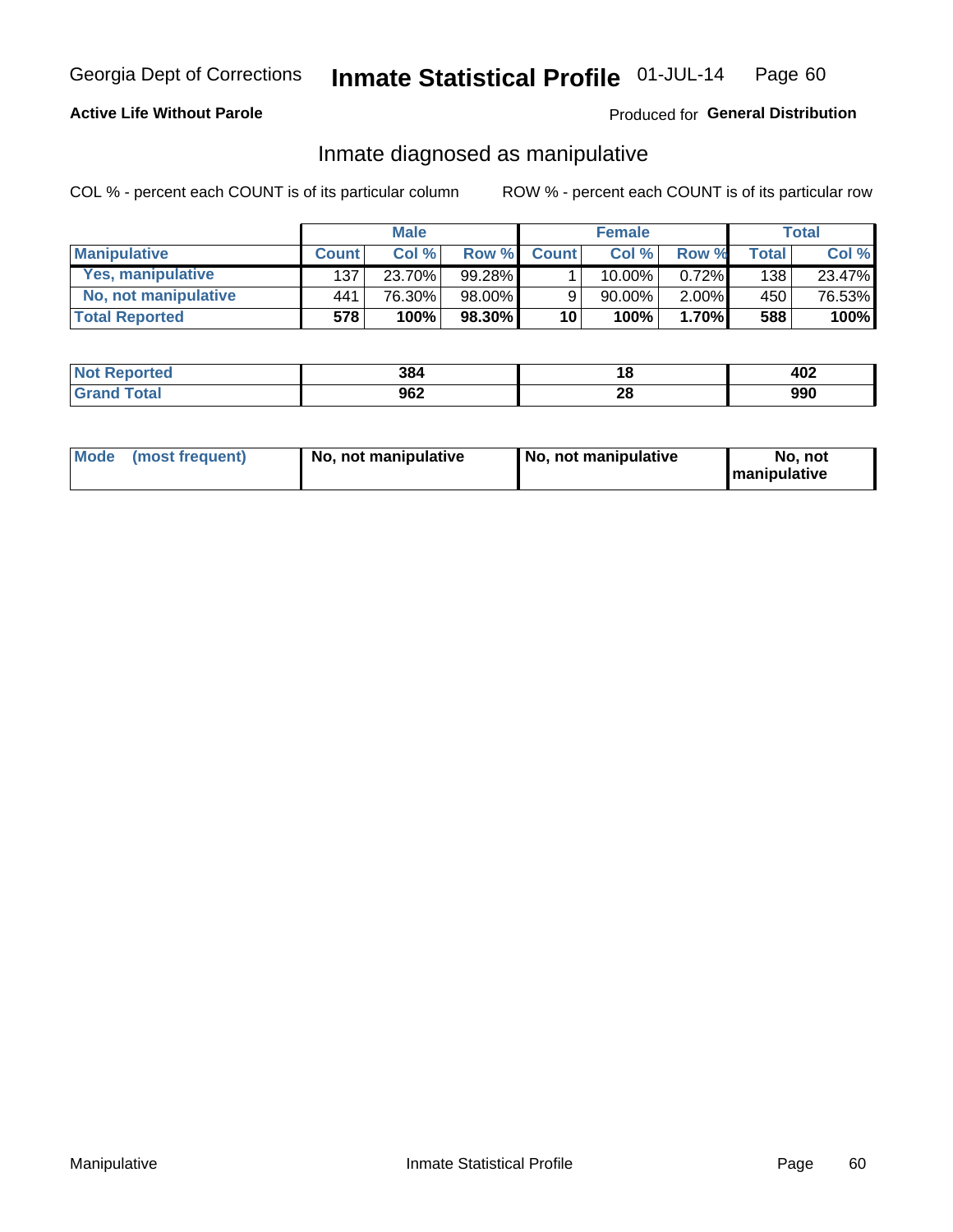Georgia Dept of Corrections **Inmate Statistical Profile** 01-JUL-14

**Active Life Without Parole**

Produced for **General Distribution**

## Inmate diagnosed as manipulative

COL % - percent each COUNT is of its particular column ROW % - percent each COUNT is of its particular row

| | Male | | | Female | | | Total | |
|---|---|---|---|---|---|---|---|---|
| **Manipulative** | **Count** | **Col %** | **Row %** | **Count** | **Col %** | **Row %** | **Total** | **Col %** |
| **Yes, manipulative** | 137 | 23.70% | 99.28% | 1 | 10.00% | 0.72% | 138 | 23.47% |
| **No, not manipulative** | 441 | 76.30% | 98.00% | 9 | 90.00% | 2.00% | 450 | 76.53% |
| **Total Reported** | **578** | **100%** | **98.30%** | **10** | **100%** | **1.70%** | **588** | **100%** |

| | Male | Female | Total |
|---|---|---|---|
| **Not Reported** | **384** | **18** | **402** |
| **Grand Total** | **962** | **28** | **990** |

| | Male | Female | Total |
|---|---|---|---|
| **Mode (most frequent)** | **No, not manipulative** | **No, not manipulative** | **No, not manipulative** |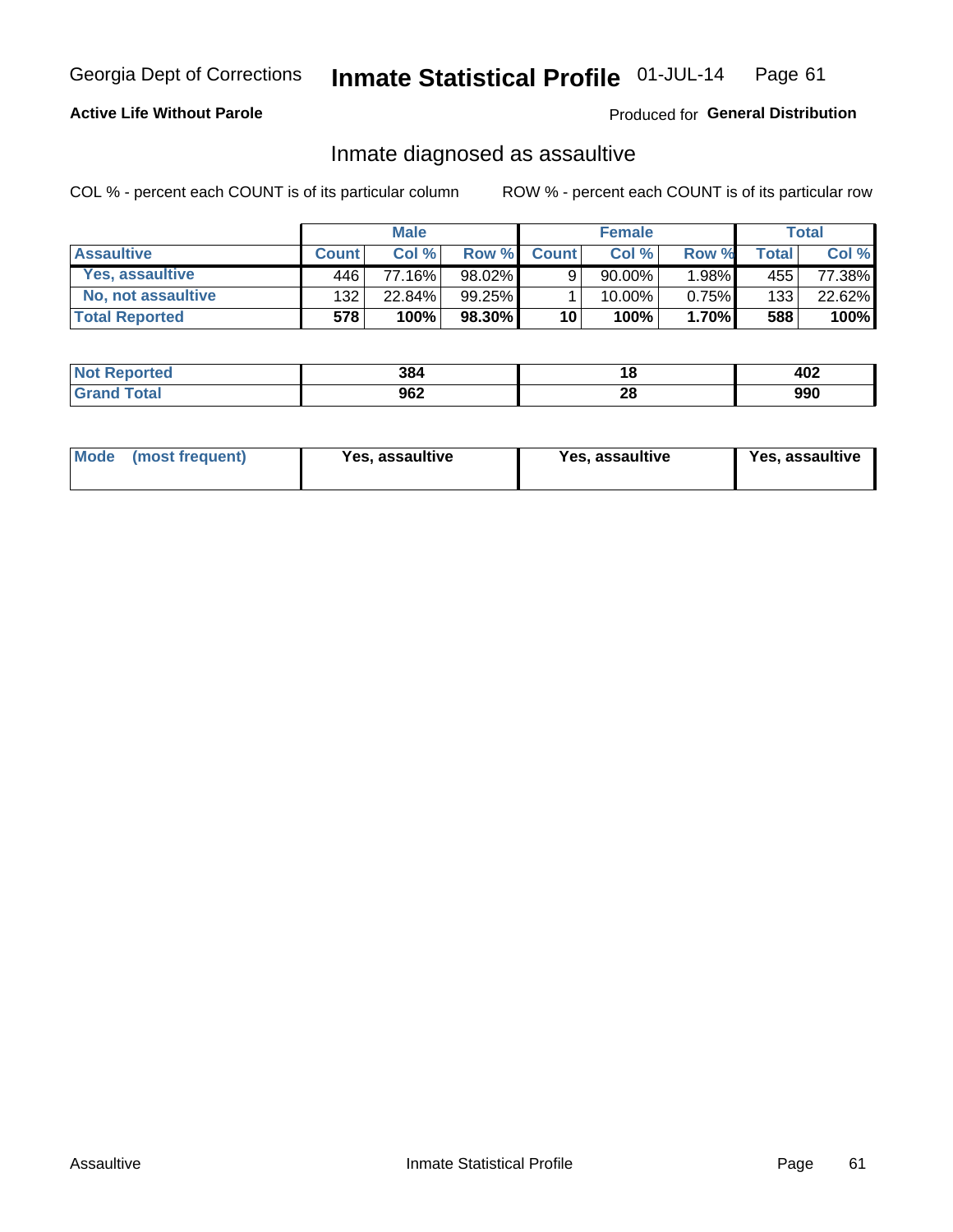Georgia Dept of Corrections **Inmate Statistical Profile** 01-JUL-14

**Active Life Without Parole**

Produced for **General Distribution**

## Inmate diagnosed as assaultive

COL % - percent each COUNT is of its particular column

ROW % - percent each COUNT is of its particular row

| | Male | | | Female | | | Total | |
|---|---|---|---|---|---|---|---|---|
| **Assaultive** | **Count** | **Col %** | **Row %** | **Count** | **Col %** | **Row %** | **Total** | **Col %** |
| **Yes, assaultive** | 446 | 77.16% | 98.02% | 9 | 90.00% | 1.98% | 455 | 77.38% |
| **No, not assaultive** | 132 | 22.84% | 99.25% | 1 | 10.00% | 0.75% | 133 | 22.62% |
| **Total Reported** | **578** | **100%** | **98.30%** | **10** | **100%** | **1.70%** | **588** | **100%** |

| | Male | Female | Total |
|---|---|---|---|
| **Not Reported** | **384** | **18** | **402** |
| **Grand Total** | **962** | **28** | **990** |

| | Male | Female | Total |
|---|---|---|---|
| **Mode (most frequent)** | **Yes, assaultive** | **Yes, assaultive** | **Yes, assaultive** |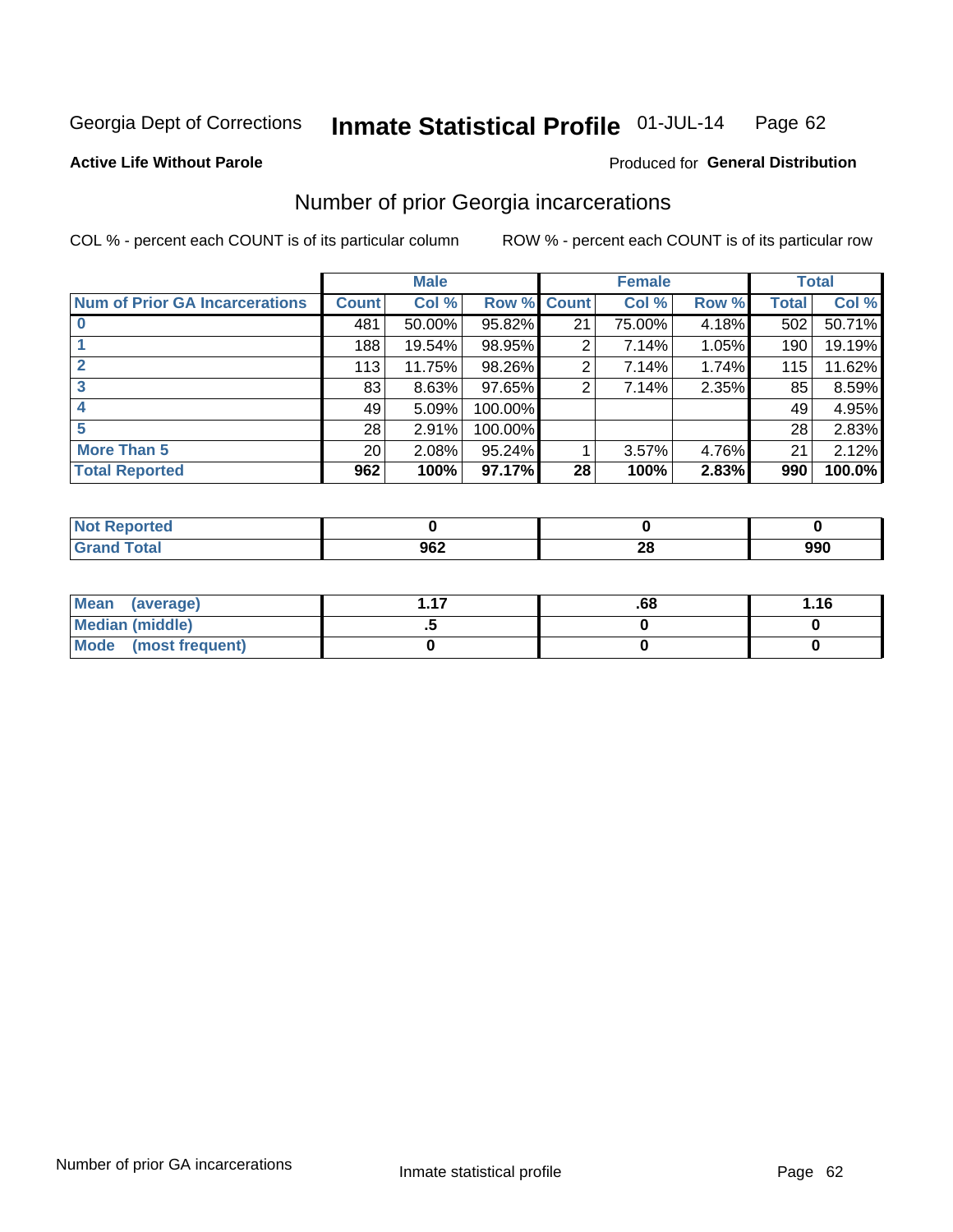Georgia Dept of Corrections **Inmate Statistical Profile** 01-JUL-14

**Active Life Without Parole**

Produced for **General Distribution**

## Number of prior Georgia incarcerations

COL % - percent each COUNT is of its particular column

ROW % - percent each COUNT is of its particular row

| | Male | | | Female | | | Total | |
|---|---|---|---|---|---|---|---|---|
| **Num of Prior GA Incarcerations** | **Count** | **Col %** | **Row %** | **Count** | **Col %** | **Row %** | **Total** | **Col %** |
| **0** | 481 | 50.00% | 95.82% | 21 | 75.00% | 4.18% | 502 | 50.71% |
| **1** | 188 | 19.54% | 98.95% | 2 | 7.14% | 1.05% | 190 | 19.19% |
| **2** | 113 | 11.75% | 98.26% | 2 | 7.14% | 1.74% | 115 | 11.62% |
| **3** | 83 | 8.63% | 97.65% | 2 | 7.14% | 2.35% | 85 | 8.59% |
| **4** | 49 | 5.09% | 100.00% | | | | 49 | 4.95% |
| **5** | 28 | 2.91% | 100.00% | | | | 28 | 2.83% |
| **More Than 5** | 20 | 2.08% | 95.24% | 1 | 3.57% | 4.76% | 21 | 2.12% |
| **Total Reported** | **962** | **100%** | **97.17%** | **28** | **100%** | **2.83%** | **990** | **100.0%** |

| | Male | Female | Total |
|---|---|---|---|
| **Not Reported** | **0** | **0** | **0** |
| **Grand Total** | **962** | **28** | **990** |

| | Male | Female | Total |
|---|---|---|---|
| **Mean (average)** | **1.17** | **.68** | **1.16** |
| **Median (middle)** | **.5** | **0** | **0** |
| **Mode (most frequent)** | **0** | **0** | **0** |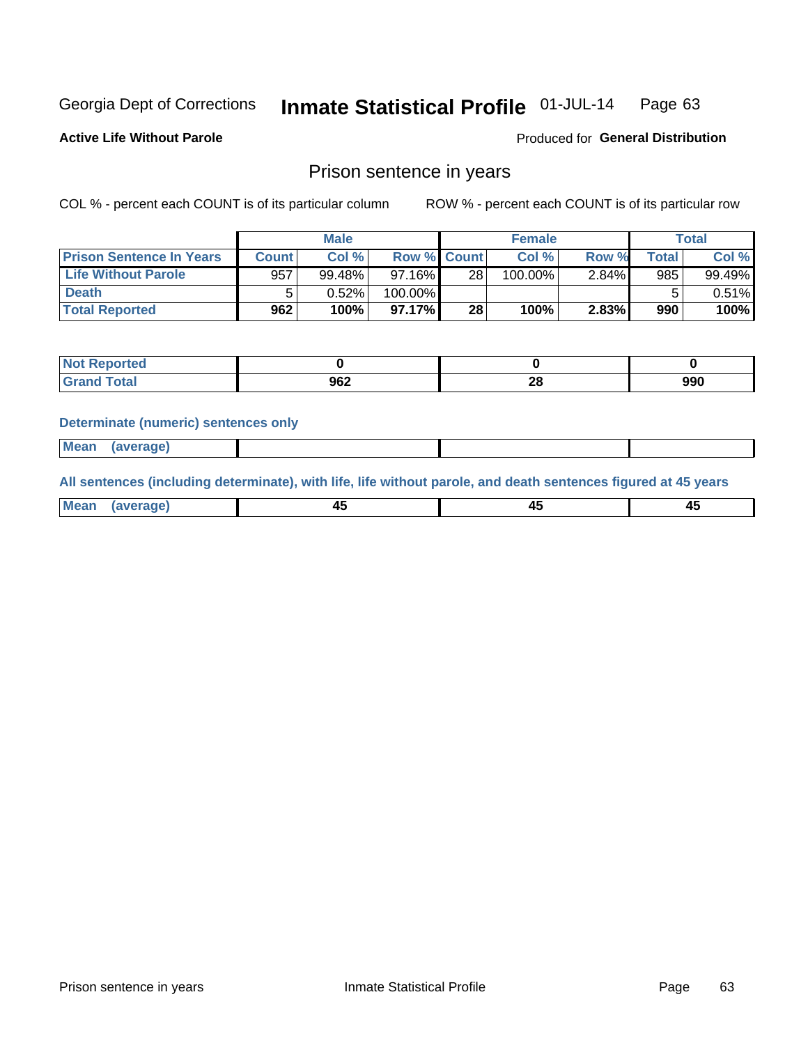Georgia Dept of Corrections **Inmate Statistical Profile** 01-JUL-14

**Active Life Without Parole**

Produced for **General Distribution**

## Prison sentence in years

COL % - percent each COUNT is of its particular column     ROW % - percent each COUNT is of its particular row

| | Male | | | Female | | | Total | |
|---|---|---|---|---|---|---|---|---|
| **Prison Sentence In Years** | **Count** | **Col %** | **Row %** | **Count** | **Col %** | **Row %** | **Total** | **Col %** |
| **Life Without Parole** | 957 | 99.48% | 97.16% | 28 | 100.00% | 2.84% | 985 | 99.49% |
| **Death** | 5 | 0.52% | 100.00% | | | | 5 | 0.51% |
| **Total Reported** | **962** | **100%** | **97.17%** | **28** | **100%** | **2.83%** | **990** | **100%** |

| | Male | Female | Total |
|---|---|---|---|
| **Not Reported** | **0** | **0** | **0** |
| **Grand Total** | **962** | **28** | **990** |

**Determinate (numeric) sentences only**

| | Male | Female | Total |
|---|---|---|---|
| **Mean (average)** | | | |

**All sentences (including determinate), with life, life without parole, and death sentences figured at 45 years**

| | Male | Female | Total |
|---|---|---|---|
| **Mean (average)** | **45** | **45** | **45** |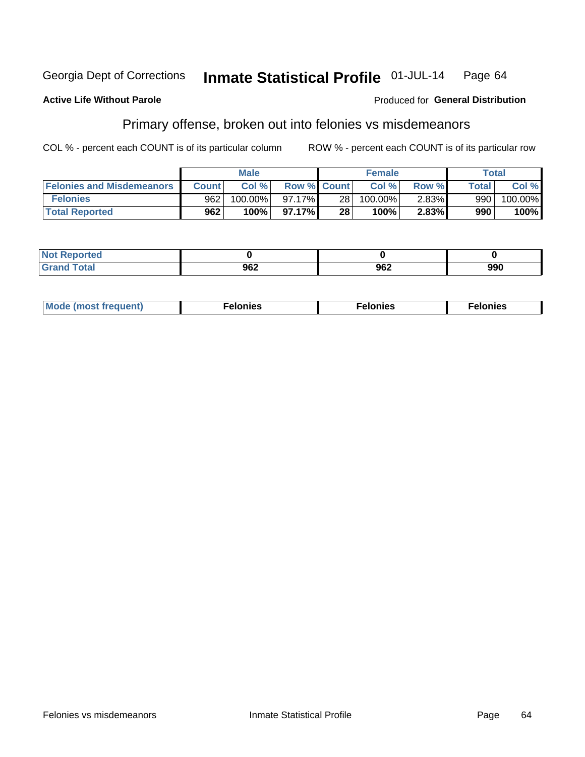Georgia Dept of Corrections **Inmate Statistical Profile** 01-JUL-14

**Active Life Without Parole**

Produced for **General Distribution**

## Primary offense, broken out into felonies vs misdemeanors

COL % - percent each COUNT is of its particular column

ROW % - percent each COUNT is of its particular row

| | Male | | | Female | | | Total | |
|---|---|---|---|---|---|---|---|---|
| **Felonies and Misdemeanors** | **Count** | **Col %** | **Row %** | **Count** | **Col %** | **Row %** | **Total** | **Col %** |
| **Felonies** | 962 | 100.00% | 97.17% | 28 | 100.00% | 2.83% | 990 | 100.00% |
| **Total Reported** | **962** | **100%** | **97.17%** | **28** | **100%** | **2.83%** | **990** | **100%** |

| | | | |
|---|---|---|---|
| **Not Reported** | **0** | **0** | **0** |
| **Grand Total** | **962** | **962** | **990** |

| | | | |
|---|---|---|---|
| **Mode (most frequent)** | **Felonies** | **Felonies** | **Felonies** |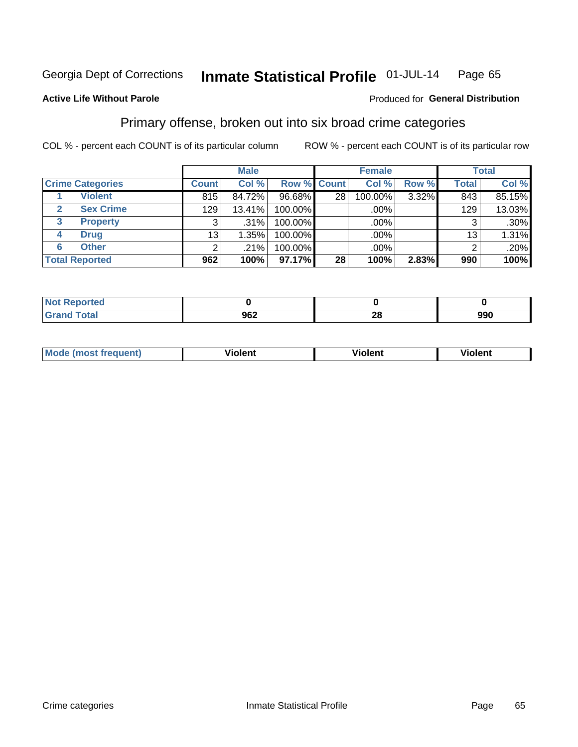Georgia Dept of Corrections **Inmate Statistical Profile** 01-JUL-14 Page 65

**Active Life Without Parole**

Produced for **General Distribution**

## Primary offense, broken out into six broad crime categories

COL % - percent each COUNT is of its particular column ROW % - percent each COUNT is of its particular row

| | | Male | | | Female | | | Total | |
|---|---|---|---|---|---|---|---|---|---|
| **Crime Categories** | | **Count** | **Col %** | **Row %** | **Count** | **Col %** | **Row %** | **Total** | **Col %** |
| 1 | Violent | 815 | 84.72% | 96.68% | 28 | 100.00% | 3.32% | 843 | 85.15% |
| 2 | Sex Crime | 129 | 13.41% | 100.00% | | .00% | | 129 | 13.03% |
| 3 | Property | 3 | .31% | 100.00% | | .00% | | 3 | .30% |
| 4 | Drug | 13 | 1.35% | 100.00% | | .00% | | 13 | 1.31% |
| 6 | Other | 2 | .21% | 100.00% | | .00% | | 2 | .20% |
| **Total Reported** | | **962** | **100%** | **97.17%** | **28** | **100%** | **2.83%** | **990** | **100%** |

| | Male | Female | Total |
|---|---|---|---|
| **Not Reported** | **0** | **0** | **0** |
| **Grand Total** | **962** | **28** | **990** |

| | Male | Female | Total |
|---|---|---|---|
| **Mode (most frequent)** | **Violent** | **Violent** | **Violent** |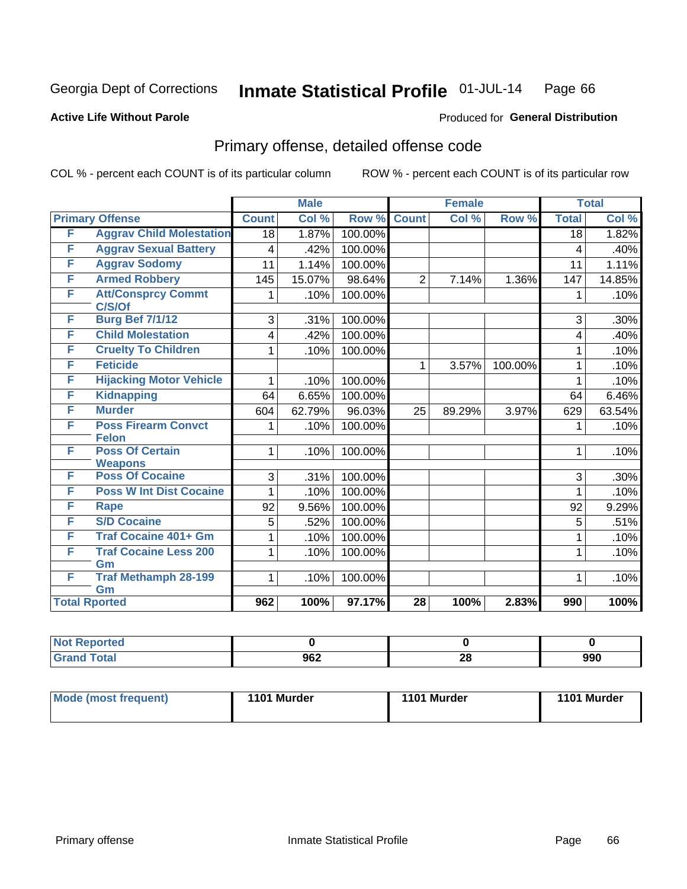Georgia Dept of Corrections **Inmate Statistical Profile** 01-JUL-14

**Active Life Without Parole**

Produced for **General Distribution**

## Primary offense, detailed offense code

COL % - percent each COUNT is of its particular column

ROW % - percent each COUNT is of its particular row

| Primary Offense | | Male | | | Female | | | Total | |
|---|---|---|---|---|---|---|---|---|---|
| | | Count | Col % | Row % | Count | Col % | Row % | Total | Col % |
| F | Aggrav Child Molestation | 18 | 1.87% | 100.00% | | | | 18 | 1.82% |
| F | Aggrav Sexual Battery | 4 | .42% | 100.00% | | | | 4 | .40% |
| F | Aggrav Sodomy | 11 | 1.14% | 100.00% | | | | 11 | 1.11% |
| F | Armed Robbery | 145 | 15.07% | 98.64% | 2 | 7.14% | 1.36% | 147 | 14.85% |
| F | Att/Consprcy Commt C/S/Of | 1 | .10% | 100.00% | | | | 1 | .10% |
| F | Burg Bef 7/1/12 | 3 | .31% | 100.00% | | | | 3 | .30% |
| F | Child Molestation | 4 | .42% | 100.00% | | | | 4 | .40% |
| F | Cruelty To Children | 1 | .10% | 100.00% | | | | 1 | .10% |
| F | Feticide | | | | 1 | 3.57% | 100.00% | 1 | .10% |
| F | Hijacking Motor Vehicle | 1 | .10% | 100.00% | | | | 1 | .10% |
| F | Kidnapping | 64 | 6.65% | 100.00% | | | | 64 | 6.46% |
| F | Murder | 604 | 62.79% | 96.03% | 25 | 89.29% | 3.97% | 629 | 63.54% |
| F | Poss Firearm Convct Felon | 1 | .10% | 100.00% | | | | 1 | .10% |
| F | Poss Of Certain Weapons | 1 | .10% | 100.00% | | | | 1 | .10% |
| F | Poss Of Cocaine | 3 | .31% | 100.00% | | | | 3 | .30% |
| F | Poss W Int Dist Cocaine | 1 | .10% | 100.00% | | | | 1 | .10% |
| F | Rape | 92 | 9.56% | 100.00% | | | | 92 | 9.29% |
| F | S/D Cocaine | 5 | .52% | 100.00% | | | | 5 | .51% |
| F | Traf Cocaine 401+ Gm | 1 | .10% | 100.00% | | | | 1 | .10% |
| F | Traf Cocaine Less 200 Gm | 1 | .10% | 100.00% | | | | 1 | .10% |
| F | Traf Methamph 28-199 Gm | 1 | .10% | 100.00% | | | | 1 | .10% |
| **Total Rported** | | **962** | **100%** | **97.17%** | **28** | **100%** | **2.83%** | **990** | **100%** |

| | Male | Female | Total |
|---|---|---|---|
| Not Reported | 0 | 0 | 0 |
| Grand Total | 962 | 28 | 990 |

| | Male | Female | Total |
|---|---|---|---|
| Mode (most frequent) | 1101 Murder | 1101 Murder | 1101 Murder |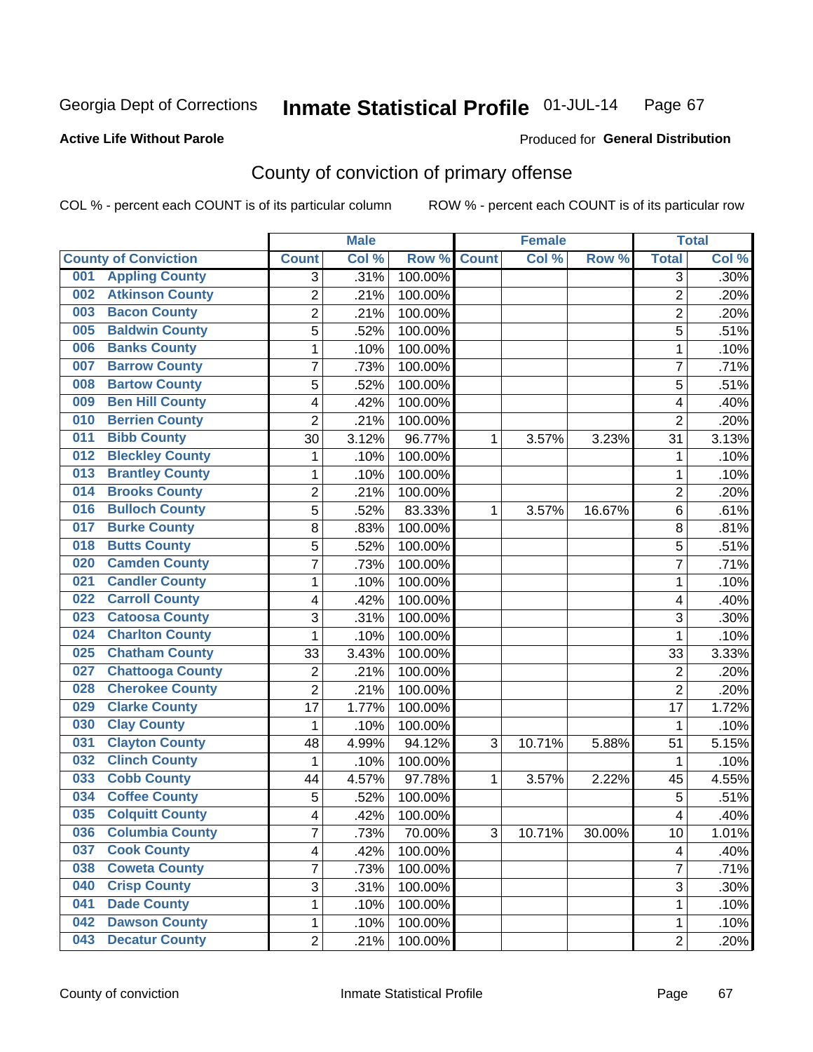Georgia Dept of Corrections **Inmate Statistical Profile** 01-JUL-14

**Active Life Without Parole**

Produced for **General Distribution**

## County of conviction of primary offense

COL % - percent each COUNT is of its particular column ROW % - percent each COUNT is of its particular row

| | Male | | | Female | | | Total | |
|---|---|---|---|---|---|---|---|---|
| County of Conviction | Count | Col % | Row % | Count | Col % | Row % | Total | Col % |
| 001 Appling County | 3 | .31% | 100.00% | | | | 3 | .30% |
| 002 Atkinson County | 2 | .21% | 100.00% | | | | 2 | .20% |
| 003 Bacon County | 2 | .21% | 100.00% | | | | 2 | .20% |
| 005 Baldwin County | 5 | .52% | 100.00% | | | | 5 | .51% |
| 006 Banks County | 1 | .10% | 100.00% | | | | 1 | .10% |
| 007 Barrow County | 7 | .73% | 100.00% | | | | 7 | .71% |
| 008 Bartow County | 5 | .52% | 100.00% | | | | 5 | .51% |
| 009 Ben Hill County | 4 | .42% | 100.00% | | | | 4 | .40% |
| 010 Berrien County | 2 | .21% | 100.00% | | | | 2 | .20% |
| 011 Bibb County | 30 | 3.12% | 96.77% | 1 | 3.57% | 3.23% | 31 | 3.13% |
| 012 Bleckley County | 1 | .10% | 100.00% | | | | 1 | .10% |
| 013 Brantley County | 1 | .10% | 100.00% | | | | 1 | .10% |
| 014 Brooks County | 2 | .21% | 100.00% | | | | 2 | .20% |
| 016 Bulloch County | 5 | .52% | 83.33% | 1 | 3.57% | 16.67% | 6 | .61% |
| 017 Burke County | 8 | .83% | 100.00% | | | | 8 | .81% |
| 018 Butts County | 5 | .52% | 100.00% | | | | 5 | .51% |
| 020 Camden County | 7 | .73% | 100.00% | | | | 7 | .71% |
| 021 Candler County | 1 | .10% | 100.00% | | | | 1 | .10% |
| 022 Carroll County | 4 | .42% | 100.00% | | | | 4 | .40% |
| 023 Catoosa County | 3 | .31% | 100.00% | | | | 3 | .30% |
| 024 Charlton County | 1 | .10% | 100.00% | | | | 1 | .10% |
| 025 Chatham County | 33 | 3.43% | 100.00% | | | | 33 | 3.33% |
| 027 Chattooga County | 2 | .21% | 100.00% | | | | 2 | .20% |
| 028 Cherokee County | 2 | .21% | 100.00% | | | | 2 | .20% |
| 029 Clarke County | 17 | 1.77% | 100.00% | | | | 17 | 1.72% |
| 030 Clay County | 1 | .10% | 100.00% | | | | 1 | .10% |
| 031 Clayton County | 48 | 4.99% | 94.12% | 3 | 10.71% | 5.88% | 51 | 5.15% |
| 032 Clinch County | 1 | .10% | 100.00% | | | | 1 | .10% |
| 033 Cobb County | 44 | 4.57% | 97.78% | 1 | 3.57% | 2.22% | 45 | 4.55% |
| 034 Coffee County | 5 | .52% | 100.00% | | | | 5 | .51% |
| 035 Colquitt County | 4 | .42% | 100.00% | | | | 4 | .40% |
| 036 Columbia County | 7 | .73% | 70.00% | 3 | 10.71% | 30.00% | 10 | 1.01% |
| 037 Cook County | 4 | .42% | 100.00% | | | | 4 | .40% |
| 038 Coweta County | 7 | .73% | 100.00% | | | | 7 | .71% |
| 040 Crisp County | 3 | .31% | 100.00% | | | | 3 | .30% |
| 041 Dade County | 1 | .10% | 100.00% | | | | 1 | .10% |
| 042 Dawson County | 1 | .10% | 100.00% | | | | 1 | .10% |
| 043 Decatur County | 2 | .21% | 100.00% | | | | 2 | .20% |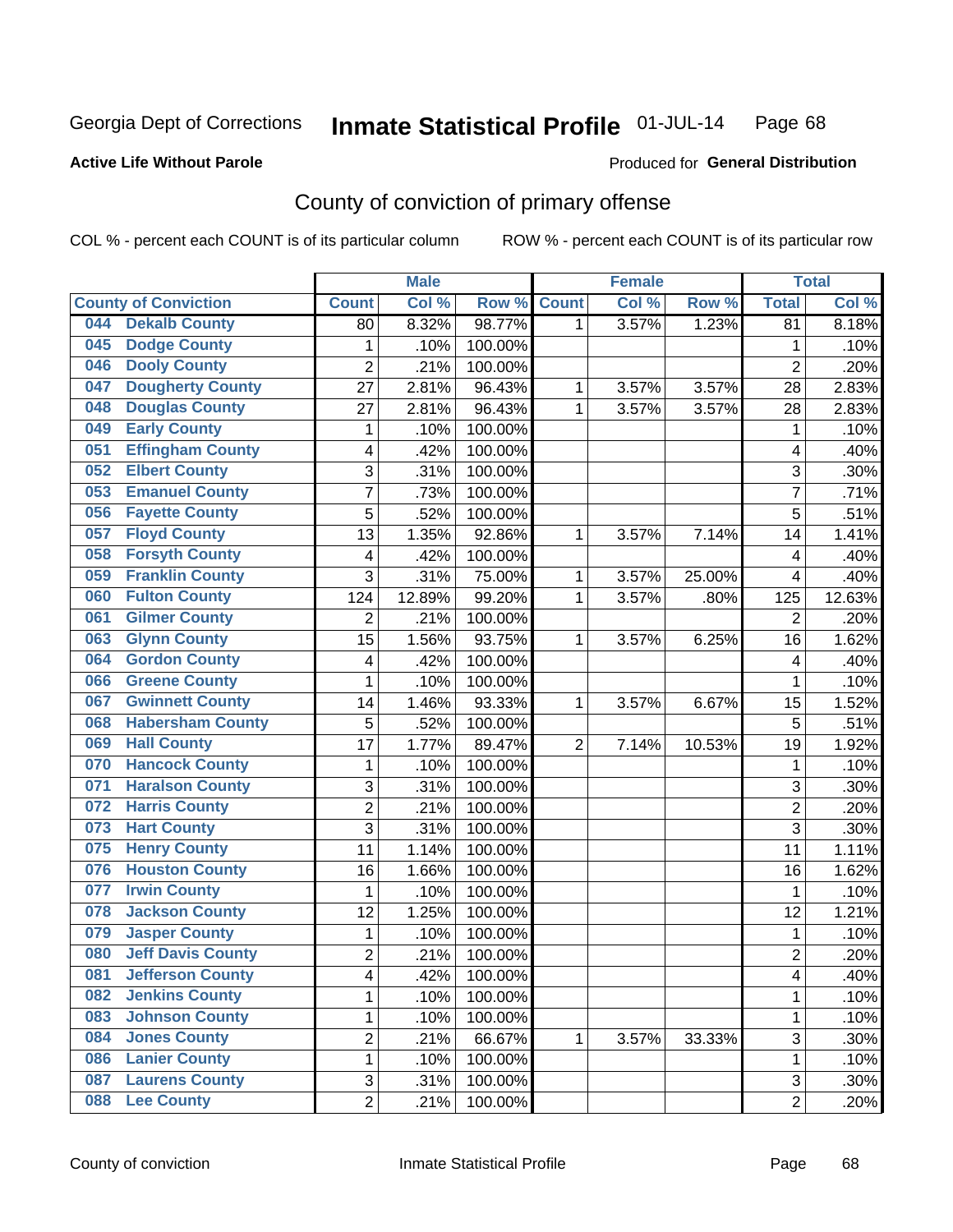Georgia Dept of Corrections **Inmate Statistical Profile** 01-JUL-14 Page 68

**Active Life Without Parole**

Produced for **General Distribution**

## County of conviction of primary offense

COL % - percent each COUNT is of its particular column ROW % - percent each COUNT is of its particular row

| | Male | | | Female | | | Total | |
|---|---|---|---|---|---|---|---|---|
| County of Conviction | Count | Col % | Row % | Count | Col % | Row % | Total | Col % |
| 044 Dekalb County | 80 | 8.32% | 98.77% | 1 | 3.57% | 1.23% | 81 | 8.18% |
| 045 Dodge County | 1 | .10% | 100.00% | | | | 1 | .10% |
| 046 Dooly County | 2 | .21% | 100.00% | | | | 2 | .20% |
| 047 Dougherty County | 27 | 2.81% | 96.43% | 1 | 3.57% | 3.57% | 28 | 2.83% |
| 048 Douglas County | 27 | 2.81% | 96.43% | 1 | 3.57% | 3.57% | 28 | 2.83% |
| 049 Early County | 1 | .10% | 100.00% | | | | 1 | .10% |
| 051 Effingham County | 4 | .42% | 100.00% | | | | 4 | .40% |
| 052 Elbert County | 3 | .31% | 100.00% | | | | 3 | .30% |
| 053 Emanuel County | 7 | .73% | 100.00% | | | | 7 | .71% |
| 056 Fayette County | 5 | .52% | 100.00% | | | | 5 | .51% |
| 057 Floyd County | 13 | 1.35% | 92.86% | 1 | 3.57% | 7.14% | 14 | 1.41% |
| 058 Forsyth County | 4 | .42% | 100.00% | | | | 4 | .40% |
| 059 Franklin County | 3 | .31% | 75.00% | 1 | 3.57% | 25.00% | 4 | .40% |
| 060 Fulton County | 124 | 12.89% | 99.20% | 1 | 3.57% | .80% | 125 | 12.63% |
| 061 Gilmer County | 2 | .21% | 100.00% | | | | 2 | .20% |
| 063 Glynn County | 15 | 1.56% | 93.75% | 1 | 3.57% | 6.25% | 16 | 1.62% |
| 064 Gordon County | 4 | .42% | 100.00% | | | | 4 | .40% |
| 066 Greene County | 1 | .10% | 100.00% | | | | 1 | .10% |
| 067 Gwinnett County | 14 | 1.46% | 93.33% | 1 | 3.57% | 6.67% | 15 | 1.52% |
| 068 Habersham County | 5 | .52% | 100.00% | | | | 5 | .51% |
| 069 Hall County | 17 | 1.77% | 89.47% | 2 | 7.14% | 10.53% | 19 | 1.92% |
| 070 Hancock County | 1 | .10% | 100.00% | | | | 1 | .10% |
| 071 Haralson County | 3 | .31% | 100.00% | | | | 3 | .30% |
| 072 Harris County | 2 | .21% | 100.00% | | | | 2 | .20% |
| 073 Hart County | 3 | .31% | 100.00% | | | | 3 | .30% |
| 075 Henry County | 11 | 1.14% | 100.00% | | | | 11 | 1.11% |
| 076 Houston County | 16 | 1.66% | 100.00% | | | | 16 | 1.62% |
| 077 Irwin County | 1 | .10% | 100.00% | | | | 1 | .10% |
| 078 Jackson County | 12 | 1.25% | 100.00% | | | | 12 | 1.21% |
| 079 Jasper County | 1 | .10% | 100.00% | | | | 1 | .10% |
| 080 Jeff Davis County | 2 | .21% | 100.00% | | | | 2 | .20% |
| 081 Jefferson County | 4 | .42% | 100.00% | | | | 4 | .40% |
| 082 Jenkins County | 1 | .10% | 100.00% | | | | 1 | .10% |
| 083 Johnson County | 1 | .10% | 100.00% | | | | 1 | .10% |
| 084 Jones County | 2 | .21% | 66.67% | 1 | 3.57% | 33.33% | 3 | .30% |
| 086 Lanier County | 1 | .10% | 100.00% | | | | 1 | .10% |
| 087 Laurens County | 3 | .31% | 100.00% | | | | 3 | .30% |
| 088 Lee County | 2 | .21% | 100.00% | | | | 2 | .20% |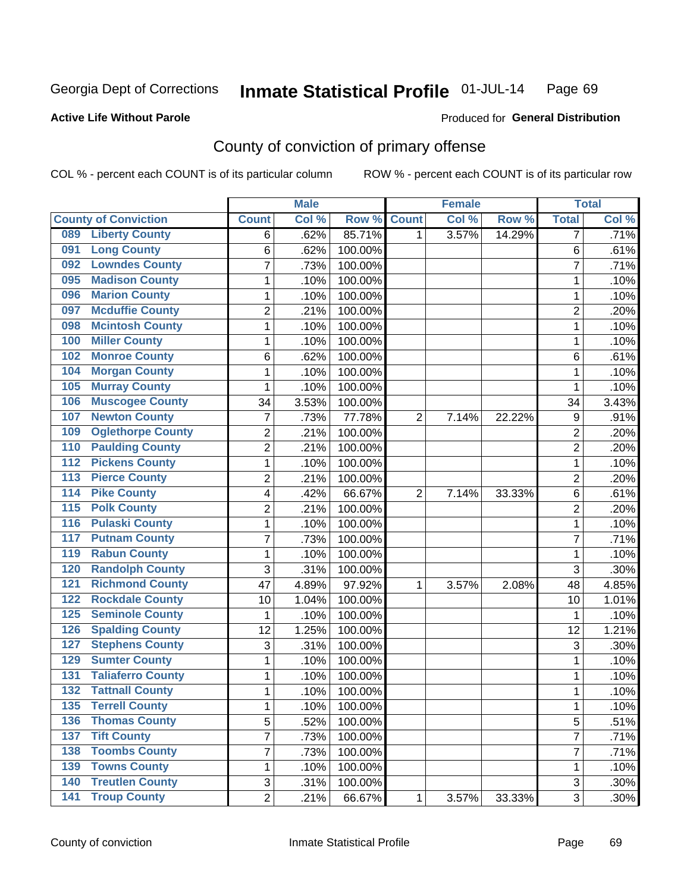Georgia Dept of Corrections **Inmate Statistical Profile** 01-JUL-14

**Active Life Without Parole**

Produced for **General Distribution**

## County of conviction of primary offense

COL % - percent each COUNT is of its particular column    ROW % - percent each COUNT is of its particular row

| County of Conviction | Male | | | Female | | | Total | |
|---|---|---|---|---|---|---|---|---|
| | Count | Col % | Row % | Count | Col % | Row % | Total | Col % |
| 089 Liberty County | 6 | .62% | 85.71% | 1 | 3.57% | 14.29% | 7 | .71% |
| 091 Long County | 6 | .62% | 100.00% | | | | 6 | .61% |
| 092 Lowndes County | 7 | .73% | 100.00% | | | | 7 | .71% |
| 095 Madison County | 1 | .10% | 100.00% | | | | 1 | .10% |
| 096 Marion County | 1 | .10% | 100.00% | | | | 1 | .10% |
| 097 Mcduffie County | 2 | .21% | 100.00% | | | | 2 | .20% |
| 098 Mcintosh County | 1 | .10% | 100.00% | | | | 1 | .10% |
| 100 Miller County | 1 | .10% | 100.00% | | | | 1 | .10% |
| 102 Monroe County | 6 | .62% | 100.00% | | | | 6 | .61% |
| 104 Morgan County | 1 | .10% | 100.00% | | | | 1 | .10% |
| 105 Murray County | 1 | .10% | 100.00% | | | | 1 | .10% |
| 106 Muscogee County | 34 | 3.53% | 100.00% | | | | 34 | 3.43% |
| 107 Newton County | 7 | .73% | 77.78% | 2 | 7.14% | 22.22% | 9 | .91% |
| 109 Oglethorpe County | 2 | .21% | 100.00% | | | | 2 | .20% |
| 110 Paulding County | 2 | .21% | 100.00% | | | | 2 | .20% |
| 112 Pickens County | 1 | .10% | 100.00% | | | | 1 | .10% |
| 113 Pierce County | 2 | .21% | 100.00% | | | | 2 | .20% |
| 114 Pike County | 4 | .42% | 66.67% | 2 | 7.14% | 33.33% | 6 | .61% |
| 115 Polk County | 2 | .21% | 100.00% | | | | 2 | .20% |
| 116 Pulaski County | 1 | .10% | 100.00% | | | | 1 | .10% |
| 117 Putnam County | 7 | .73% | 100.00% | | | | 7 | .71% |
| 119 Rabun County | 1 | .10% | 100.00% | | | | 1 | .10% |
| 120 Randolph County | 3 | .31% | 100.00% | | | | 3 | .30% |
| 121 Richmond County | 47 | 4.89% | 97.92% | 1 | 3.57% | 2.08% | 48 | 4.85% |
| 122 Rockdale County | 10 | 1.04% | 100.00% | | | | 10 | 1.01% |
| 125 Seminole County | 1 | .10% | 100.00% | | | | 1 | .10% |
| 126 Spalding County | 12 | 1.25% | 100.00% | | | | 12 | 1.21% |
| 127 Stephens County | 3 | .31% | 100.00% | | | | 3 | .30% |
| 129 Sumter County | 1 | .10% | 100.00% | | | | 1 | .10% |
| 131 Taliaferro County | 1 | .10% | 100.00% | | | | 1 | .10% |
| 132 Tattnall County | 1 | .10% | 100.00% | | | | 1 | .10% |
| 135 Terrell County | 1 | .10% | 100.00% | | | | 1 | .10% |
| 136 Thomas County | 5 | .52% | 100.00% | | | | 5 | .51% |
| 137 Tift County | 7 | .73% | 100.00% | | | | 7 | .71% |
| 138 Toombs County | 7 | .73% | 100.00% | | | | 7 | .71% |
| 139 Towns County | 1 | .10% | 100.00% | | | | 1 | .10% |
| 140 Treutlen County | 3 | .31% | 100.00% | | | | 3 | .30% |
| 141 Troup County | 2 | .21% | 66.67% | 1 | 3.57% | 33.33% | 3 | .30% |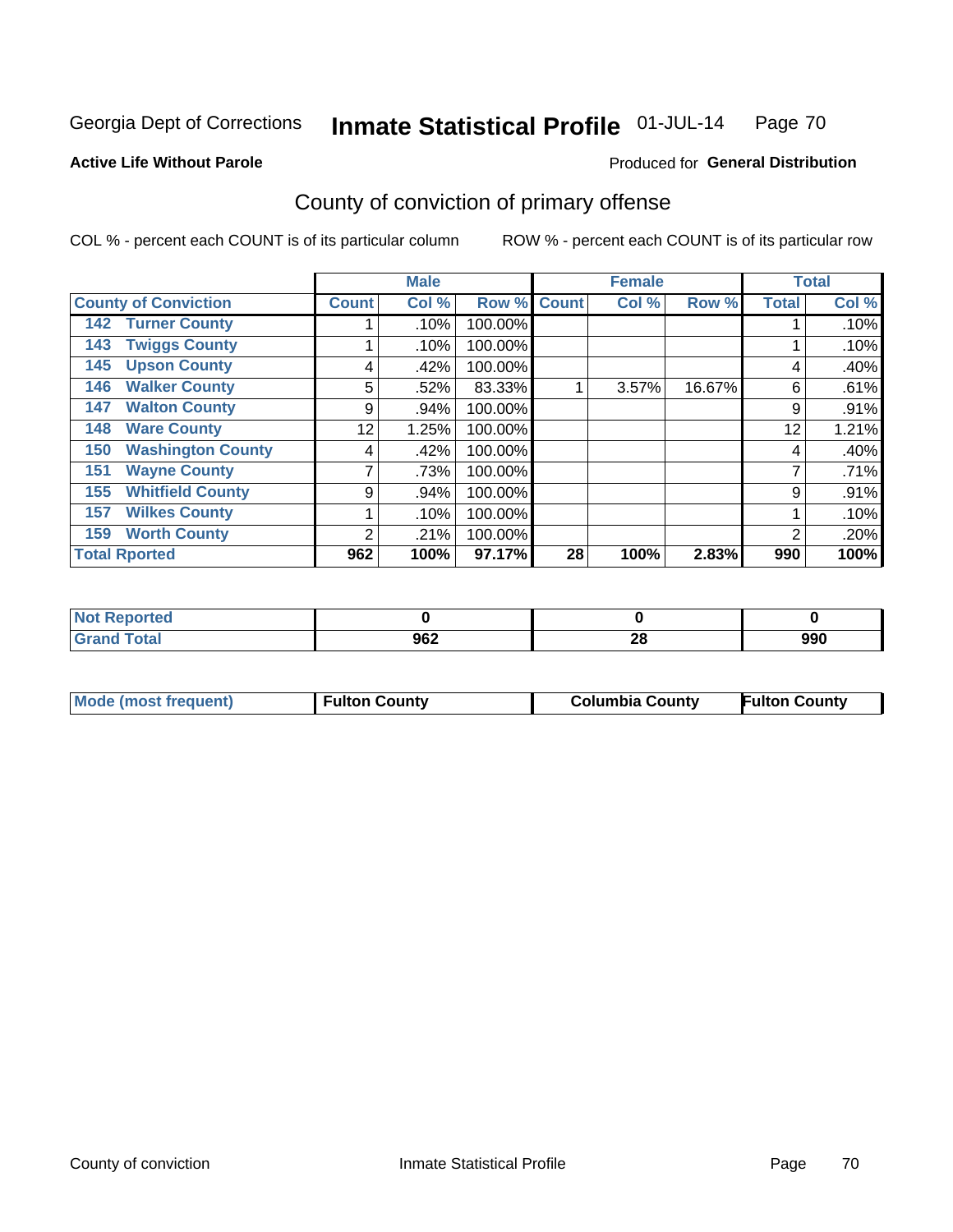Georgia Dept of Corrections **Inmate Statistical Profile** 01-JUL-14

**Active Life Without Parole**

Produced for **General Distribution**

## County of conviction of primary offense

COL % - percent each COUNT is of its particular column ROW % - percent each COUNT is of its particular row

| | Male | | | Female | | | Total | |
|---|---|---|---|---|---|---|---|---|
| **County of Conviction** | **Count** | **Col %** | **Row %** | **Count** | **Col %** | **Row %** | **Total** | **Col %** |
| **142 Turner County** | 1 | .10% | 100.00% | | | | 1 | .10% |
| **143 Twiggs County** | 1 | .10% | 100.00% | | | | 1 | .10% |
| **145 Upson County** | 4 | .42% | 100.00% | | | | 4 | .40% |
| **146 Walker County** | 5 | .52% | 83.33% | 1 | 3.57% | 16.67% | 6 | .61% |
| **147 Walton County** | 9 | .94% | 100.00% | | | | 9 | .91% |
| **148 Ware County** | 12 | 1.25% | 100.00% | | | | 12 | 1.21% |
| **150 Washington County** | 4 | .42% | 100.00% | | | | 4 | .40% |
| **151 Wayne County** | 7 | .73% | 100.00% | | | | 7 | .71% |
| **155 Whitfield County** | 9 | .94% | 100.00% | | | | 9 | .91% |
| **157 Wilkes County** | 1 | .10% | 100.00% | | | | 1 | .10% |
| **159 Worth County** | 2 | .21% | 100.00% | | | | 2 | .20% |
| **Total Rported** | **962** | **100%** | **97.17%** | **28** | **100%** | **2.83%** | **990** | **100%** |

| | Male | Female | Total |
|---|---|---|---|
| **Not Reported** | **0** | **0** | **0** |
| **Grand Total** | **962** | **28** | **990** |

| | Male | Female | Total |
|---|---|---|---|
| **Mode (most frequent)** | **Fulton County** | **Columbia County** | **Fulton County** |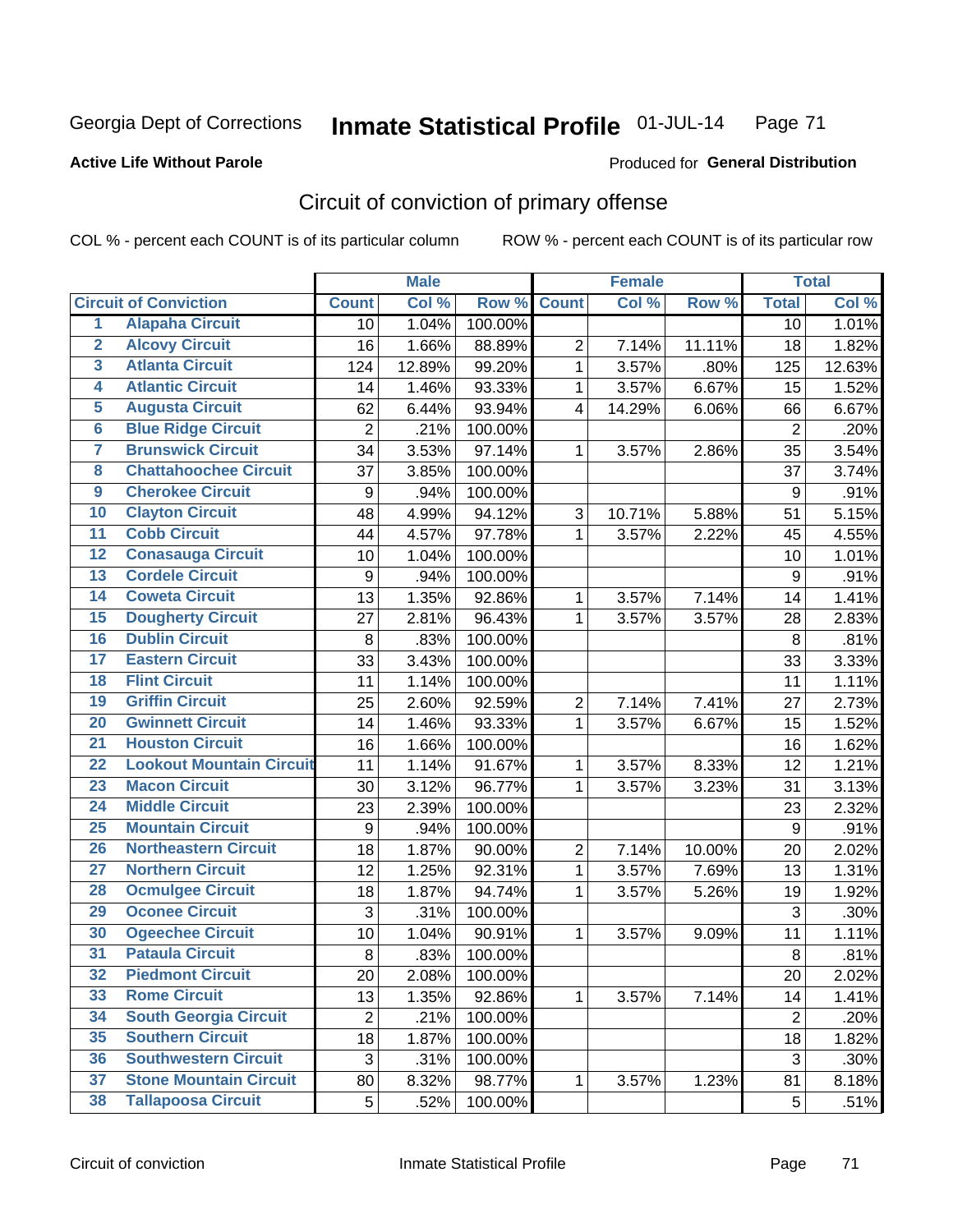Georgia Dept of Corrections **Inmate Statistical Profile** 01-JUL-14

**Active Life Without Parole**

Produced for **General Distribution**

## Circuit of conviction of primary offense

COL % - percent each COUNT is of its particular column ROW % - percent each COUNT is of its particular row

| | | Male | | | Female | | | Total | |
|---|---|---|---|---|---|---|---|---|---|
| **Circuit of Conviction** | | **Count** | **Col %** | **Row %** | **Count** | **Col %** | **Row %** | **Total** | **Col %** |
| 1 | Alapaha Circuit | 10 | 1.04% | 100.00% | | | | 10 | 1.01% |
| 2 | Alcovy Circuit | 16 | 1.66% | 88.89% | 2 | 7.14% | 11.11% | 18 | 1.82% |
| 3 | Atlanta Circuit | 124 | 12.89% | 99.20% | 1 | 3.57% | .80% | 125 | 12.63% |
| 4 | Atlantic Circuit | 14 | 1.46% | 93.33% | 1 | 3.57% | 6.67% | 15 | 1.52% |
| 5 | Augusta Circuit | 62 | 6.44% | 93.94% | 4 | 14.29% | 6.06% | 66 | 6.67% |
| 6 | Blue Ridge Circuit | 2 | .21% | 100.00% | | | | 2 | .20% |
| 7 | Brunswick Circuit | 34 | 3.53% | 97.14% | 1 | 3.57% | 2.86% | 35 | 3.54% |
| 8 | Chattahoochee Circuit | 37 | 3.85% | 100.00% | | | | 37 | 3.74% |
| 9 | Cherokee Circuit | 9 | .94% | 100.00% | | | | 9 | .91% |
| 10 | Clayton Circuit | 48 | 4.99% | 94.12% | 3 | 10.71% | 5.88% | 51 | 5.15% |
| 11 | Cobb Circuit | 44 | 4.57% | 97.78% | 1 | 3.57% | 2.22% | 45 | 4.55% |
| 12 | Conasauga Circuit | 10 | 1.04% | 100.00% | | | | 10 | 1.01% |
| 13 | Cordele Circuit | 9 | .94% | 100.00% | | | | 9 | .91% |
| 14 | Coweta Circuit | 13 | 1.35% | 92.86% | 1 | 3.57% | 7.14% | 14 | 1.41% |
| 15 | Dougherty Circuit | 27 | 2.81% | 96.43% | 1 | 3.57% | 3.57% | 28 | 2.83% |
| 16 | Dublin Circuit | 8 | .83% | 100.00% | | | | 8 | .81% |
| 17 | Eastern Circuit | 33 | 3.43% | 100.00% | | | | 33 | 3.33% |
| 18 | Flint Circuit | 11 | 1.14% | 100.00% | | | | 11 | 1.11% |
| 19 | Griffin Circuit | 25 | 2.60% | 92.59% | 2 | 7.14% | 7.41% | 27 | 2.73% |
| 20 | Gwinnett Circuit | 14 | 1.46% | 93.33% | 1 | 3.57% | 6.67% | 15 | 1.52% |
| 21 | Houston Circuit | 16 | 1.66% | 100.00% | | | | 16 | 1.62% |
| 22 | Lookout Mountain Circuit | 11 | 1.14% | 91.67% | 1 | 3.57% | 8.33% | 12 | 1.21% |
| 23 | Macon Circuit | 30 | 3.12% | 96.77% | 1 | 3.57% | 3.23% | 31 | 3.13% |
| 24 | Middle Circuit | 23 | 2.39% | 100.00% | | | | 23 | 2.32% |
| 25 | Mountain Circuit | 9 | .94% | 100.00% | | | | 9 | .91% |
| 26 | Northeastern Circuit | 18 | 1.87% | 90.00% | 2 | 7.14% | 10.00% | 20 | 2.02% |
| 27 | Northern Circuit | 12 | 1.25% | 92.31% | 1 | 3.57% | 7.69% | 13 | 1.31% |
| 28 | Ocmulgee Circuit | 18 | 1.87% | 94.74% | 1 | 3.57% | 5.26% | 19 | 1.92% |
| 29 | Oconee Circuit | 3 | .31% | 100.00% | | | | 3 | .30% |
| 30 | Ogeechee Circuit | 10 | 1.04% | 90.91% | 1 | 3.57% | 9.09% | 11 | 1.11% |
| 31 | Pataula Circuit | 8 | .83% | 100.00% | | | | 8 | .81% |
| 32 | Piedmont Circuit | 20 | 2.08% | 100.00% | | | | 20 | 2.02% |
| 33 | Rome Circuit | 13 | 1.35% | 92.86% | 1 | 3.57% | 7.14% | 14 | 1.41% |
| 34 | South Georgia Circuit | 2 | .21% | 100.00% | | | | 2 | .20% |
| 35 | Southern Circuit | 18 | 1.87% | 100.00% | | | | 18 | 1.82% |
| 36 | Southwestern Circuit | 3 | .31% | 100.00% | | | | 3 | .30% |
| 37 | Stone Mountain Circuit | 80 | 8.32% | 98.77% | 1 | 3.57% | 1.23% | 81 | 8.18% |
| 38 | Tallapoosa Circuit | 5 | .52% | 100.00% | | | | 5 | .51% |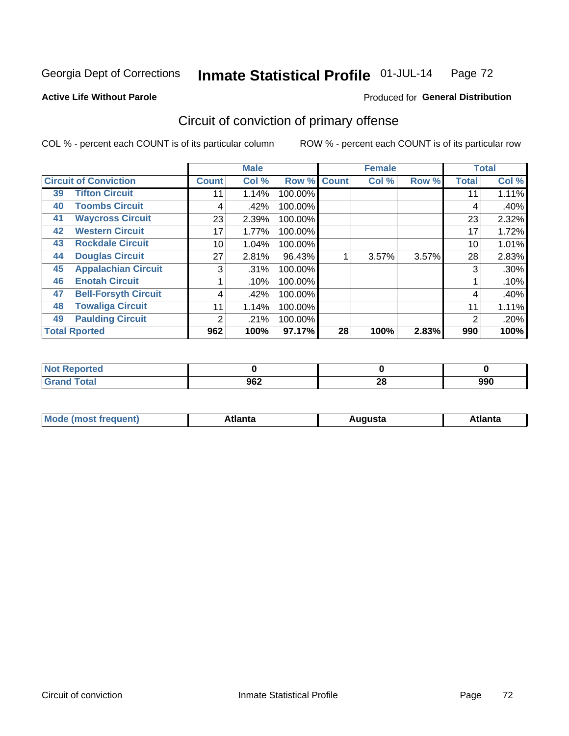Georgia Dept of Corrections **Inmate Statistical Profile** 01-JUL-14

**Active Life Without Parole**

Produced for **General Distribution**

## Circuit of conviction of primary offense

COL % - percent each COUNT is of its particular column

ROW % - percent each COUNT is of its particular row

| | | Male | | | Female | | | Total | |
|---|---|---|---|---|---|---|---|---|---|
| **Circuit of Conviction** | | **Count** | **Col %** | **Row %** | **Count** | **Col %** | **Row %** | **Total** | **Col %** |
| 39 | Tifton Circuit | 11 | 1.14% | 100.00% | | | | 11 | 1.11% |
| 40 | Toombs Circuit | 4 | .42% | 100.00% | | | | 4 | .40% |
| 41 | Waycross Circuit | 23 | 2.39% | 100.00% | | | | 23 | 2.32% |
| 42 | Western Circuit | 17 | 1.77% | 100.00% | | | | 17 | 1.72% |
| 43 | Rockdale Circuit | 10 | 1.04% | 100.00% | | | | 10 | 1.01% |
| 44 | Douglas Circuit | 27 | 2.81% | 96.43% | 1 | 3.57% | 3.57% | 28 | 2.83% |
| 45 | Appalachian Circuit | 3 | .31% | 100.00% | | | | 3 | .30% |
| 46 | Enotah Circuit | 1 | .10% | 100.00% | | | | 1 | .10% |
| 47 | Bell-Forsyth Circuit | 4 | .42% | 100.00% | | | | 4 | .40% |
| 48 | Towaliga Circuit | 11 | 1.14% | 100.00% | | | | 11 | 1.11% |
| 49 | Paulding Circuit | 2 | .21% | 100.00% | | | | 2 | .20% |
| **Total Rported** | | **962** | **100%** | **97.17%** | **28** | **100%** | **2.83%** | **990** | **100%** |

| | Male | Female | Total |
|---|---|---|---|
| **Not Reported** | **0** | **0** | **0** |
| **Grand Total** | **962** | **28** | **990** |

| | Male | Female | Total |
|---|---|---|---|
| **Mode (most frequent)** | **Atlanta** | **Augusta** | **Atlanta** |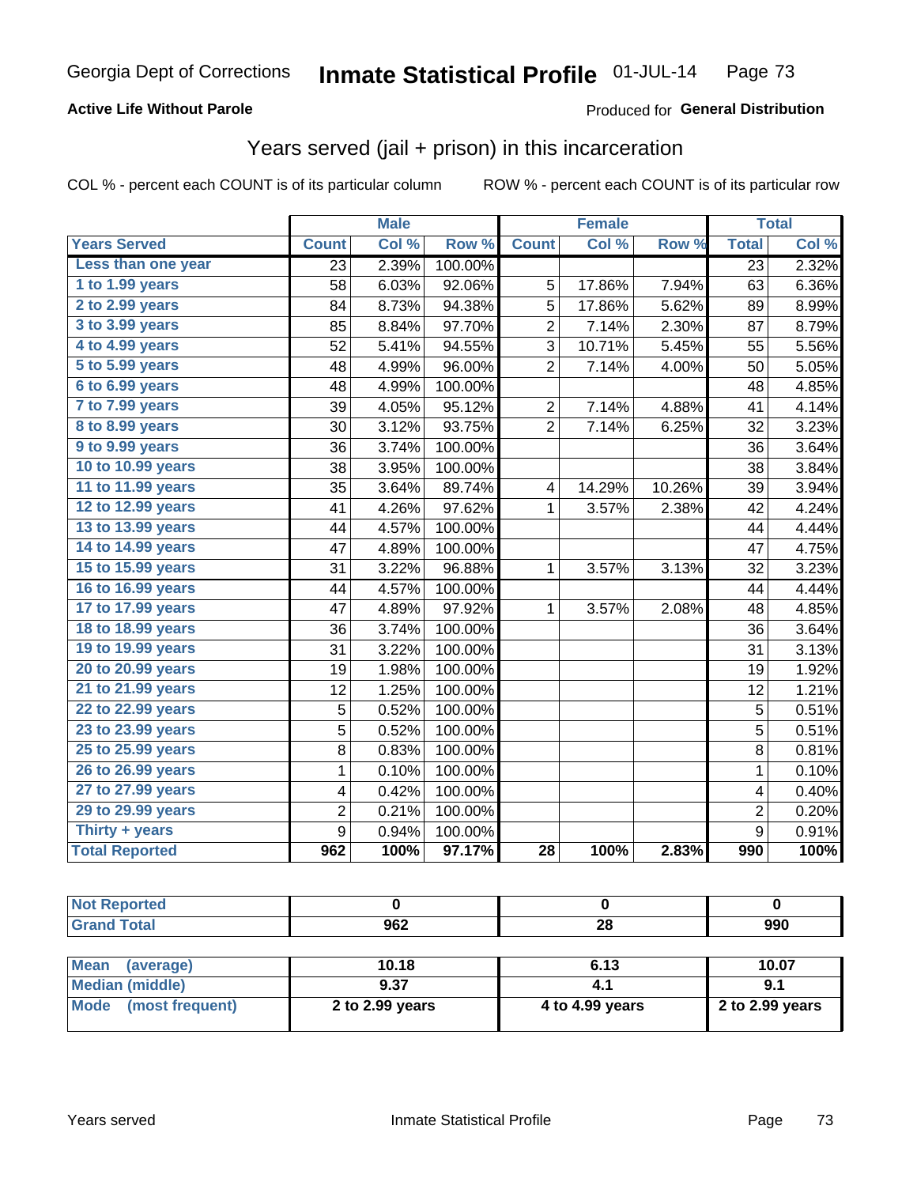Georgia Dept of Corrections **Inmate Statistical Profile** 01-JUL-14

**Active Life Without Parole**

Produced for **General Distribution**

## Years served (jail + prison) in this incarceration

COL % - percent each COUNT is of its particular column ROW % - percent each COUNT is of its particular row

| | Male | | | Female | | | Total | |
|---|---|---|---|---|---|---|---|---|
| **Years Served** | **Count** | **Col %** | **Row %** | **Count** | **Col %** | **Row %** | **Total** | **Col %** |
| Less than one year | 23 | 2.39% | 100.00% | | | | 23 | 2.32% |
| 1 to 1.99 years | 58 | 6.03% | 92.06% | 5 | 17.86% | 7.94% | 63 | 6.36% |
| 2 to 2.99 years | 84 | 8.73% | 94.38% | 5 | 17.86% | 5.62% | 89 | 8.99% |
| 3 to 3.99 years | 85 | 8.84% | 97.70% | 2 | 7.14% | 2.30% | 87 | 8.79% |
| 4 to 4.99 years | 52 | 5.41% | 94.55% | 3 | 10.71% | 5.45% | 55 | 5.56% |
| 5 to 5.99 years | 48 | 4.99% | 96.00% | 2 | 7.14% | 4.00% | 50 | 5.05% |
| 6 to 6.99 years | 48 | 4.99% | 100.00% | | | | 48 | 4.85% |
| 7 to 7.99 years | 39 | 4.05% | 95.12% | 2 | 7.14% | 4.88% | 41 | 4.14% |
| 8 to 8.99 years | 30 | 3.12% | 93.75% | 2 | 7.14% | 6.25% | 32 | 3.23% |
| 9 to 9.99 years | 36 | 3.74% | 100.00% | | | | 36 | 3.64% |
| 10 to 10.99 years | 38 | 3.95% | 100.00% | | | | 38 | 3.84% |
| 11 to 11.99 years | 35 | 3.64% | 89.74% | 4 | 14.29% | 10.26% | 39 | 3.94% |
| 12 to 12.99 years | 41 | 4.26% | 97.62% | 1 | 3.57% | 2.38% | 42 | 4.24% |
| 13 to 13.99 years | 44 | 4.57% | 100.00% | | | | 44 | 4.44% |
| 14 to 14.99 years | 47 | 4.89% | 100.00% | | | | 47 | 4.75% |
| 15 to 15.99 years | 31 | 3.22% | 96.88% | 1 | 3.57% | 3.13% | 32 | 3.23% |
| 16 to 16.99 years | 44 | 4.57% | 100.00% | | | | 44 | 4.44% |
| 17 to 17.99 years | 47 | 4.89% | 97.92% | 1 | 3.57% | 2.08% | 48 | 4.85% |
| 18 to 18.99 years | 36 | 3.74% | 100.00% | | | | 36 | 3.64% |
| 19 to 19.99 years | 31 | 3.22% | 100.00% | | | | 31 | 3.13% |
| 20 to 20.99 years | 19 | 1.98% | 100.00% | | | | 19 | 1.92% |
| 21 to 21.99 years | 12 | 1.25% | 100.00% | | | | 12 | 1.21% |
| 22 to 22.99 years | 5 | 0.52% | 100.00% | | | | 5 | 0.51% |
| 23 to 23.99 years | 5 | 0.52% | 100.00% | | | | 5 | 0.51% |
| 25 to 25.99 years | 8 | 0.83% | 100.00% | | | | 8 | 0.81% |
| 26 to 26.99 years | 1 | 0.10% | 100.00% | | | | 1 | 0.10% |
| 27 to 27.99 years | 4 | 0.42% | 100.00% | | | | 4 | 0.40% |
| 29 to 29.99 years | 2 | 0.21% | 100.00% | | | | 2 | 0.20% |
| Thirty + years | 9 | 0.94% | 100.00% | | | | 9 | 0.91% |
| **Total Reported** | **962** | **100%** | **97.17%** | **28** | **100%** | **2.83%** | **990** | **100%** |

| | Male | Female | Total |
|---|---|---|---|
| Not Reported | 0 | 0 | 0 |
| Grand Total | 962 | 28 | 990 |

| | Male | Female | Total |
|---|---|---|---|
| Mean (average) | 10.18 | 6.13 | 10.07 |
| Median (middle) | 9.37 | 4.1 | 9.1 |
| Mode (most frequent) | 2 to 2.99 years | 4 to 4.99 years | 2 to 2.99 years |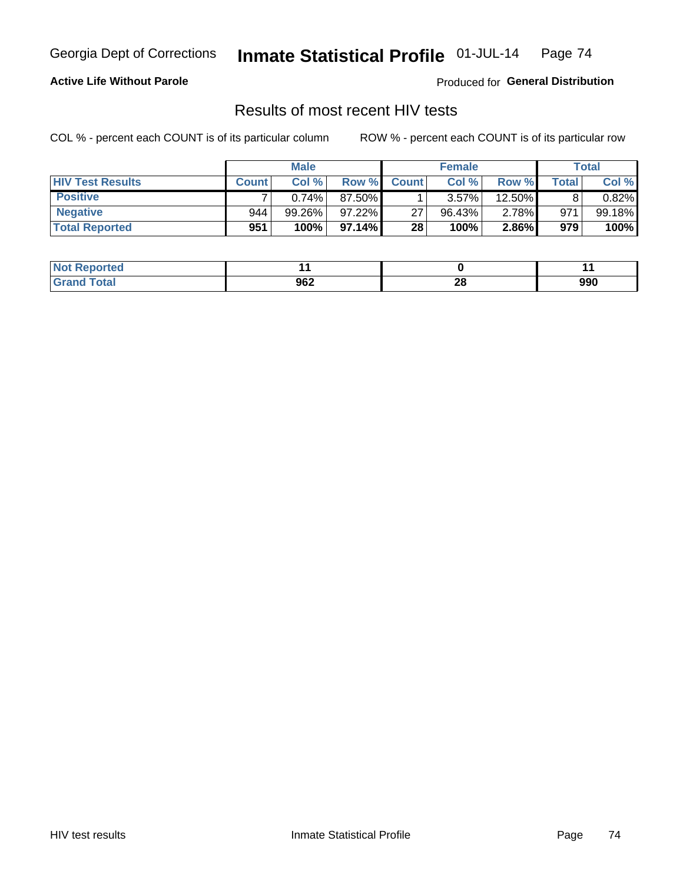**Active Life Without Parole**

Produced for **General Distribution**

## Results of most recent HIV tests

COL % - percent each COUNT is of its particular column

ROW % - percent each COUNT is of its particular row

| | Male | | | Female | | | Total | |
|---|---|---|---|---|---|---|---|---|
| **HIV Test Results** | **Count** | **Col %** | **Row %** | **Count** | **Col %** | **Row %** | **Total** | **Col %** |
| **Positive** | 7 | 0.74% | 87.50% | 1 | 3.57% | 12.50% | 8 | 0.82% |
| **Negative** | 944 | 99.26% | 97.22% | 27 | 96.43% | 2.78% | 971 | 99.18% |
| **Total Reported** | **951** | **100%** | **97.14%** | **28** | **100%** | **2.86%** | **979** | **100%** |

| | Male | Female | Total |
|---|---|---|---|
| **Not Reported** | **11** | **0** | **11** |
| **Grand Total** | **962** | **28** | **990** |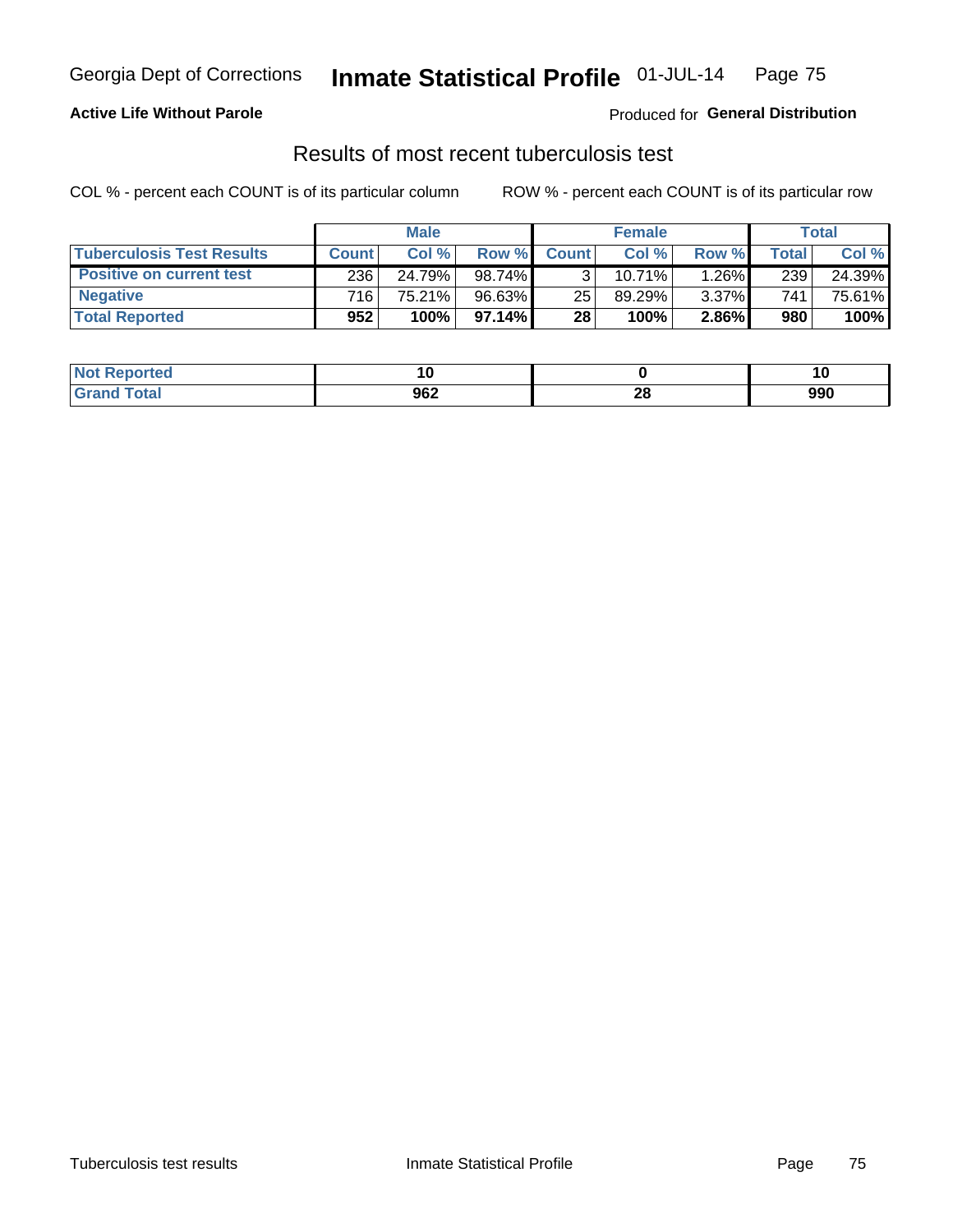Georgia Dept of Corrections **Inmate Statistical Profile** 01-JUL-14

**Active Life Without Parole**

Produced for **General Distribution**

## Results of most recent tuberculosis test

COL % - percent each COUNT is of its particular column

ROW % - percent each COUNT is of its particular row

| | Male | | | Female | | | Total | |
|---|---|---|---|---|---|---|---|---|
| **Tuberculosis Test Results** | **Count** | **Col %** | **Row %** | **Count** | **Col %** | **Row %** | **Total** | **Col %** |
| **Positive on current test** | 236 | 24.79% | 98.74% | 3 | 10.71% | 1.26% | 239 | 24.39% |
| **Negative** | 716 | 75.21% | 96.63% | 25 | 89.29% | 3.37% | 741 | 75.61% |
| **Total Reported** | **952** | **100%** | **97.14%** | **28** | **100%** | **2.86%** | **980** | **100%** |

| | Male | Female | Total |
|---|---|---|---|
| **Not Reported** | **10** | **0** | **10** |
| **Grand Total** | **962** | **28** | **990** |

Tuberculosis test results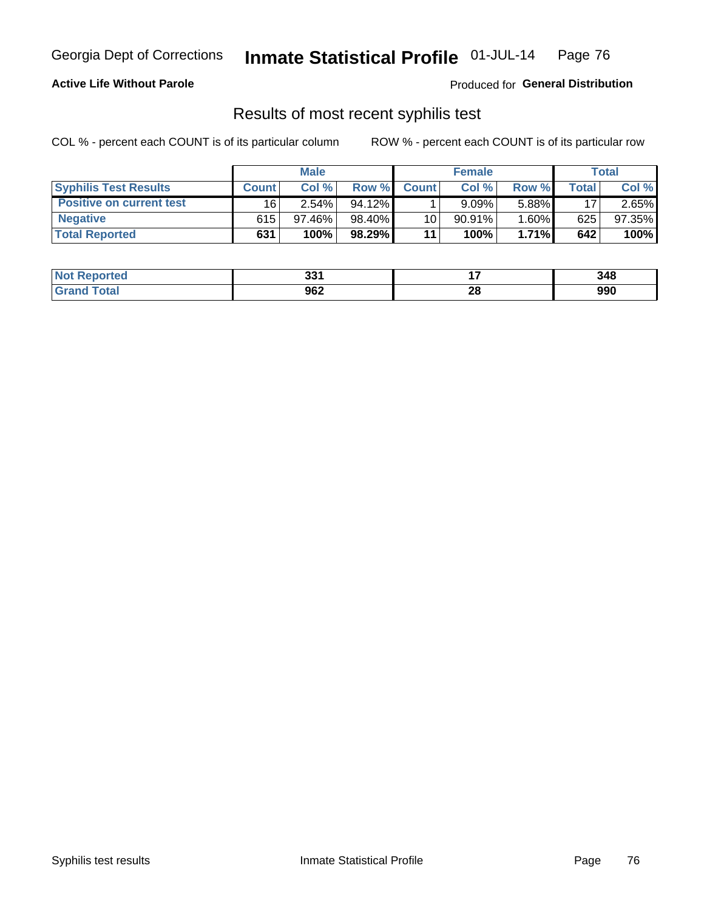Georgia Dept of Corrections **Inmate Statistical Profile** 01-JUL-14

**Active Life Without Parole**

Produced for **General Distribution**

## Results of most recent syphilis test

COL % - percent each COUNT is of its particular column

ROW % - percent each COUNT is of its particular row

| | Male | | | Female | | | Total | |
|---|---|---|---|---|---|---|---|---|
| **Syphilis Test Results** | **Count** | **Col %** | **Row %** | **Count** | **Col %** | **Row %** | **Total** | **Col %** |
| **Positive on current test** | 16 | 2.54% | 94.12% | 1 | 9.09% | 5.88% | 17 | 2.65% |
| **Negative** | 615 | 97.46% | 98.40% | 10 | 90.91% | 1.60% | 625 | 97.35% |
| **Total Reported** | **631** | **100%** | **98.29%** | **11** | **100%** | **1.71%** | **642** | **100%** |

| | Male | Female | Total |
|---|---|---|---|
| **Not Reported** | **331** | **17** | **348** |
| **Grand Total** | **962** | **28** | **990** |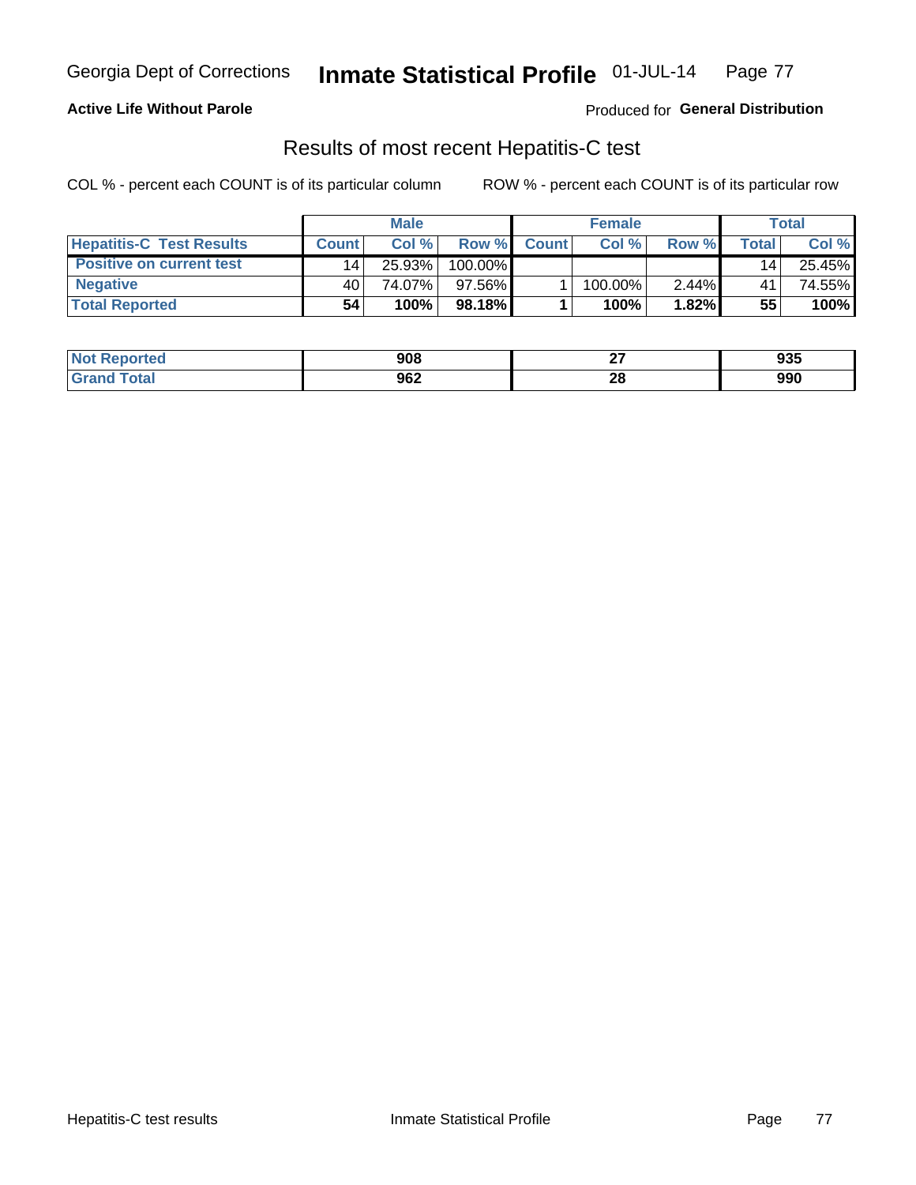Georgia Dept of Corrections **Inmate Statistical Profile** 01-JUL-14

**Active Life Without Parole**

Produced for **General Distribution**

## Results of most recent Hepatitis-C test

COL % - percent each COUNT is of its particular column  ROW % - percent each COUNT is of its particular row

| | Male | | | Female | | | Total | |
|---|---|---|---|---|---|---|---|---|
| **Hepatitis-C Test Results** | **Count** | **Col %** | **Row %** | **Count** | **Col %** | **Row %** | **Total** | **Col %** |
| **Positive on current test** | 14 | 25.93% | 100.00% | | | | 14 | 25.45% |
| **Negative** | 40 | 74.07% | 97.56% | 1 | 100.00% | 2.44% | 41 | 74.55% |
| **Total Reported** | **54** | **100%** | **98.18%** | **1** | **100%** | **1.82%** | **55** | **100%** |

| | Male | Female | Total |
|---|---|---|---|
| **Not Reported** | **908** | **27** | **935** |
| **Grand Total** | **962** | **28** | **990** |